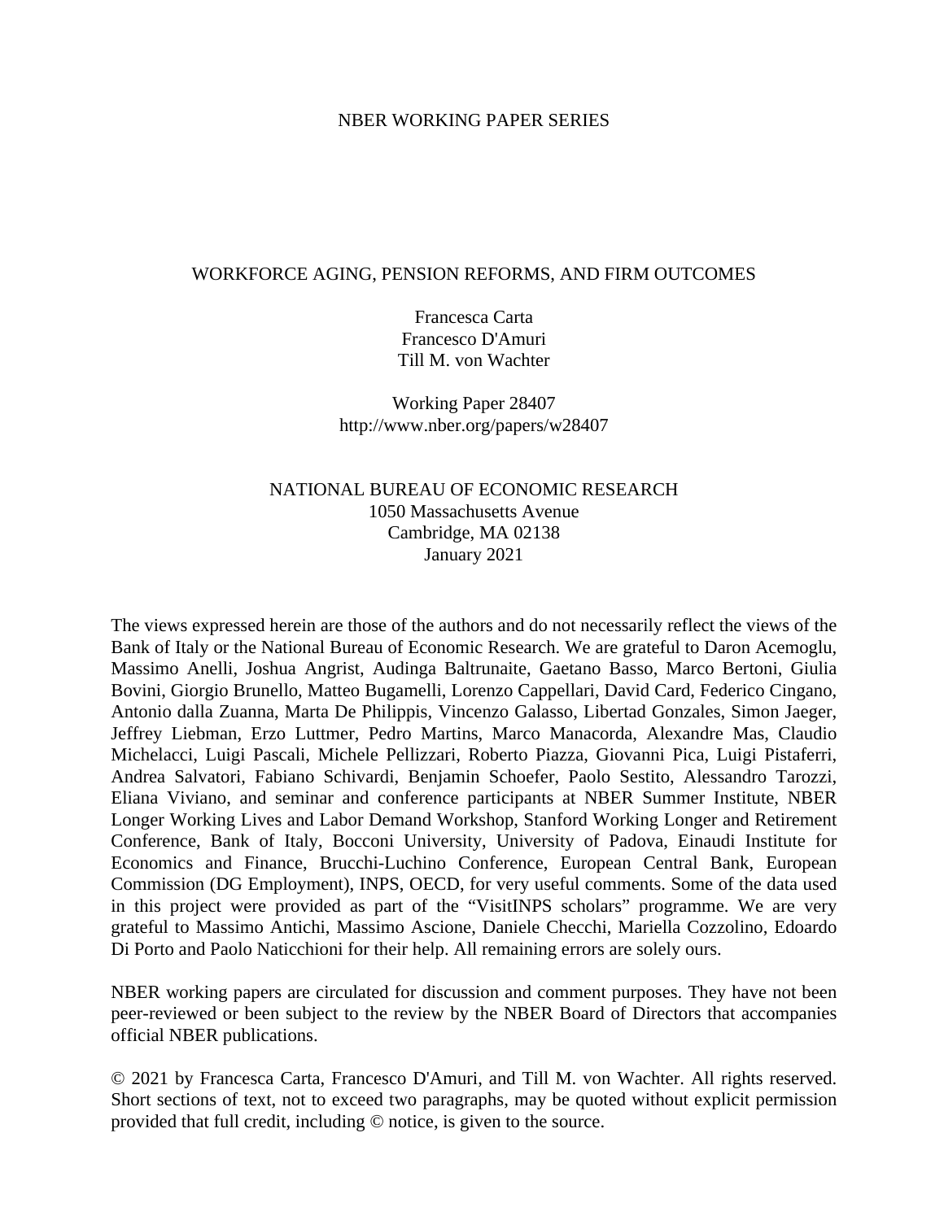NBER WORKING PAPER SERIES

# WORKFORCE AGING, PENSION REFORMS, AND FIRM OUTCOMES

Francesca Carta
Francesco D'Amuri
Till M. von Wachter

Working Paper 28407
http://www.nber.org/papers/w28407

NATIONAL BUREAU OF ECONOMIC RESEARCH
1050 Massachusetts Avenue
Cambridge, MA 02138
January 2021

The views expressed herein are those of the authors and do not necessarily reflect the views of the Bank of Italy or the National Bureau of Economic Research. We are grateful to Daron Acemoglu, Massimo Anelli, Joshua Angrist, Audinga Baltrunaite, Gaetano Basso, Marco Bertoni, Giulia Bovini, Giorgio Brunello, Matteo Bugamelli, Lorenzo Cappellari, David Card, Federico Cingano, Antonio dalla Zuanna, Marta De Philippis, Vincenzo Galasso, Libertad Gonzales, Simon Jaeger, Jeffrey Liebman, Erzo Luttmer, Pedro Martins, Marco Manacorda, Alexandre Mas, Claudio Michelacci, Luigi Pascali, Michele Pellizzari, Roberto Piazza, Giovanni Pica, Luigi Pistaferri, Andrea Salvatori, Fabiano Schivardi, Benjamin Schoefer, Paolo Sestito, Alessandro Tarozzi, Eliana Viviano, and seminar and conference participants at NBER Summer Institute, NBER Longer Working Lives and Labor Demand Workshop, Stanford Working Longer and Retirement Conference, Bank of Italy, Bocconi University, University of Padova, Einaudi Institute for Economics and Finance, Brucchi-Luchino Conference, European Central Bank, European Commission (DG Employment), INPS, OECD, for very useful comments. Some of the data used in this project were provided as part of the "VisitINPS scholars" programme. We are very grateful to Massimo Antichi, Massimo Ascione, Daniele Checchi, Mariella Cozzolino, Edoardo Di Porto and Paolo Naticchioni for their help. All remaining errors are solely ours.

NBER working papers are circulated for discussion and comment purposes. They have not been peer-reviewed or been subject to the review by the NBER Board of Directors that accompanies official NBER publications.

© 2021 by Francesca Carta, Francesco D'Amuri, and Till M. von Wachter. All rights reserved. Short sections of text, not to exceed two paragraphs, may be quoted without explicit permission provided that full credit, including © notice, is given to the source.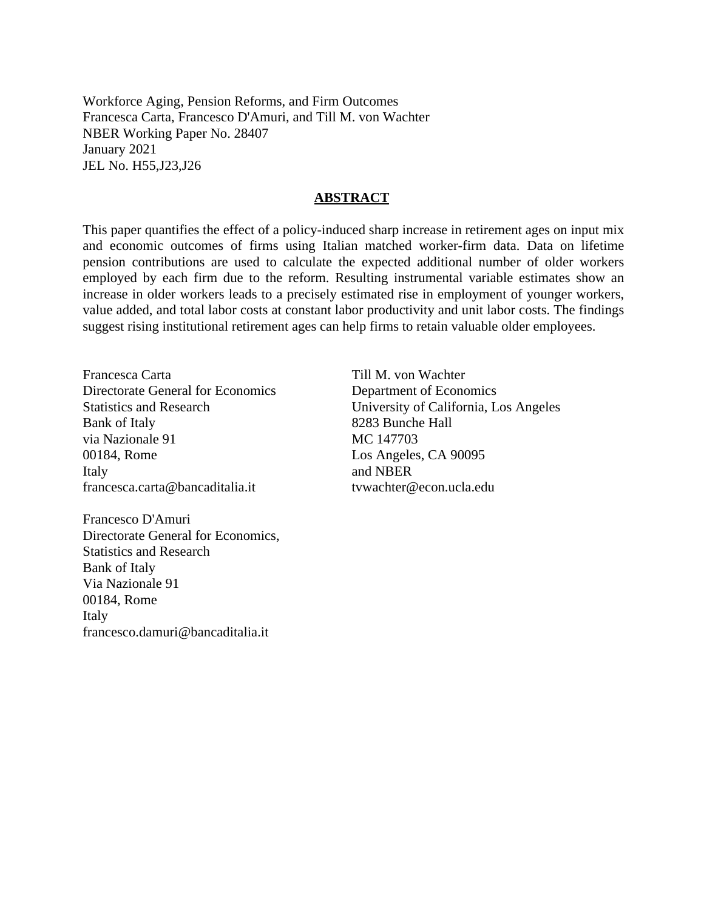Workforce Aging, Pension Reforms, and Firm Outcomes
Francesca Carta, Francesco D'Amuri, and Till M. von Wachter
NBER Working Paper No. 28407
January 2021
JEL No. H55,J23,J26

## ABSTRACT

This paper quantifies the effect of a policy-induced sharp increase in retirement ages on input mix and economic outcomes of firms using Italian matched worker-firm data. Data on lifetime pension contributions are used to calculate the expected additional number of older workers employed by each firm due to the reform. Resulting instrumental variable estimates show an increase in older workers leads to a precisely estimated rise in employment of younger workers, value added, and total labor costs at constant labor productivity and unit labor costs. The findings suggest rising institutional retirement ages can help firms to retain valuable older employees.

Francesca Carta
Directorate General for Economics
Statistics and Research
Bank of Italy
via Nazionale 91
00184, Rome
Italy
francesca.carta@bancaditalia.it

Francesco D'Amuri
Directorate General for Economics,
Statistics and Research
Bank of Italy
Via Nazionale 91
00184, Rome
Italy
francesco.damuri@bancaditalia.it

Till M. von Wachter
Department of Economics
University of California, Los Angeles
8283 Bunche Hall
MC 147703
Los Angeles, CA 90095
and NBER
tvwachter@econ.ucla.edu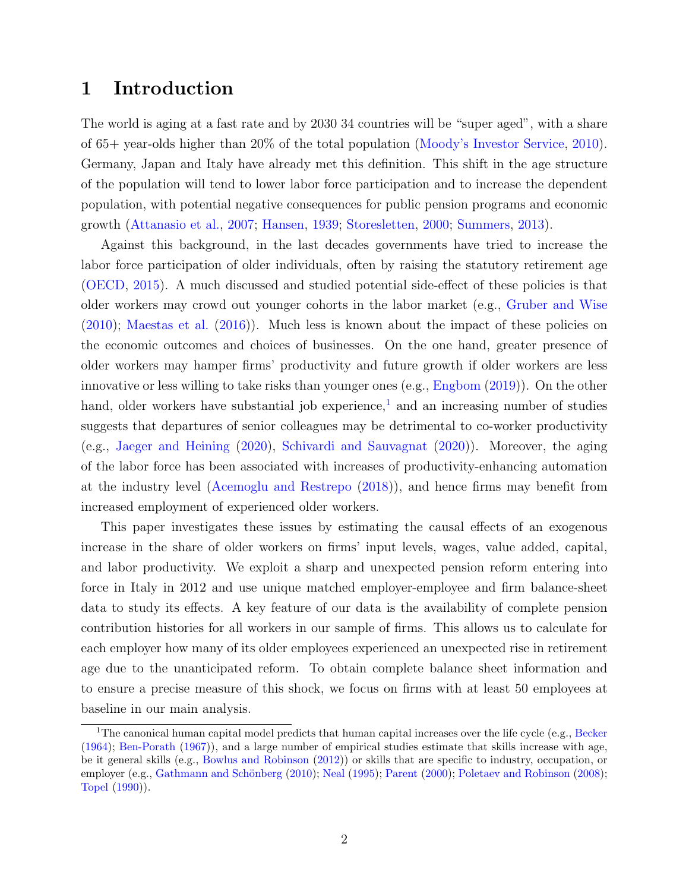# 1 Introduction

The world is aging at a fast rate and by 2030 34 countries will be "super aged", with a share of 65+ year-olds higher than 20% of the total population (Moody's Investor Service, 2010). Germany, Japan and Italy have already met this definition. This shift in the age structure of the population will tend to lower labor force participation and to increase the dependent population, with potential negative consequences for public pension programs and economic growth (Attanasio et al., 2007; Hansen, 1939; Storesletten, 2000; Summers, 2013).

Against this background, in the last decades governments have tried to increase the labor force participation of older individuals, often by raising the statutory retirement age (OECD, 2015). A much discussed and studied potential side-effect of these policies is that older workers may crowd out younger cohorts in the labor market (e.g., Gruber and Wise (2010); Maestas et al. (2016)). Much less is known about the impact of these policies on the economic outcomes and choices of businesses. On the one hand, greater presence of older workers may hamper firms' productivity and future growth if older workers are less innovative or less willing to take risks than younger ones (e.g., Engbom (2019)). On the other hand, older workers have substantial job experience,[1] and an increasing number of studies suggests that departures of senior colleagues may be detrimental to co-worker productivity (e.g., Jaeger and Heining (2020), Schivardi and Sauvagnat (2020)). Moreover, the aging of the labor force has been associated with increases of productivity-enhancing automation at the industry level (Acemoglu and Restrepo (2018)), and hence firms may benefit from increased employment of experienced older workers.

This paper investigates these issues by estimating the causal effects of an exogenous increase in the share of older workers on firms' input levels, wages, value added, capital, and labor productivity. We exploit a sharp and unexpected pension reform entering into force in Italy in 2012 and use unique matched employer-employee and firm balance-sheet data to study its effects. A key feature of our data is the availability of complete pension contribution histories for all workers in our sample of firms. This allows us to calculate for each employer how many of its older employees experienced an unexpected rise in retirement age due to the unanticipated reform. To obtain complete balance sheet information and to ensure a precise measure of this shock, we focus on firms with at least 50 employees at baseline in our main analysis.

[1] The canonical human capital model predicts that human capital increases over the life cycle (e.g., Becker (1964); Ben-Porath (1967)), and a large number of empirical studies estimate that skills increase with age, be it general skills (e.g., Bowlus and Robinson (2012)) or skills that are specific to industry, occupation, or employer (e.g., Gathmann and Schönberg (2010); Neal (1995); Parent (2000); Poletaev and Robinson (2008); Topel (1990)).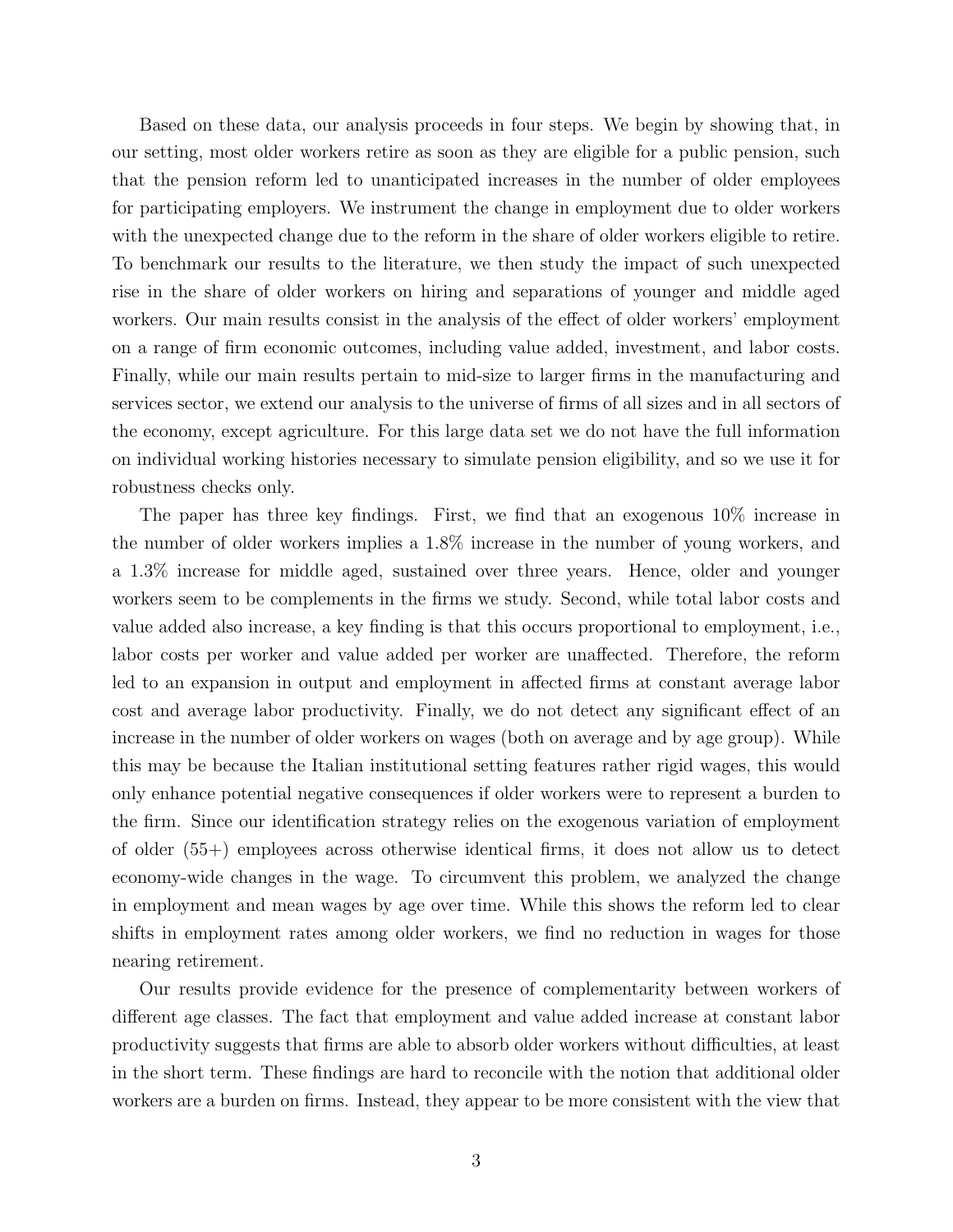Based on these data, our analysis proceeds in four steps. We begin by showing that, in our setting, most older workers retire as soon as they are eligible for a public pension, such that the pension reform led to unanticipated increases in the number of older employees for participating employers. We instrument the change in employment due to older workers with the unexpected change due to the reform in the share of older workers eligible to retire. To benchmark our results to the literature, we then study the impact of such unexpected rise in the share of older workers on hiring and separations of younger and middle aged workers. Our main results consist in the analysis of the effect of older workers' employment on a range of firm economic outcomes, including value added, investment, and labor costs. Finally, while our main results pertain to mid-size to larger firms in the manufacturing and services sector, we extend our analysis to the universe of firms of all sizes and in all sectors of the economy, except agriculture. For this large data set we do not have the full information on individual working histories necessary to simulate pension eligibility, and so we use it for robustness checks only.

The paper has three key findings. First, we find that an exogenous 10% increase in the number of older workers implies a 1.8% increase in the number of young workers, and a 1.3% increase for middle aged, sustained over three years. Hence, older and younger workers seem to be complements in the firms we study. Second, while total labor costs and value added also increase, a key finding is that this occurs proportional to employment, i.e., labor costs per worker and value added per worker are unaffected. Therefore, the reform led to an expansion in output and employment in affected firms at constant average labor cost and average labor productivity. Finally, we do not detect any significant effect of an increase in the number of older workers on wages (both on average and by age group). While this may be because the Italian institutional setting features rather rigid wages, this would only enhance potential negative consequences if older workers were to represent a burden to the firm. Since our identification strategy relies on the exogenous variation of employment of older (55+) employees across otherwise identical firms, it does not allow us to detect economy-wide changes in the wage. To circumvent this problem, we analyzed the change in employment and mean wages by age over time. While this shows the reform led to clear shifts in employment rates among older workers, we find no reduction in wages for those nearing retirement.

Our results provide evidence for the presence of complementarity between workers of different age classes. The fact that employment and value added increase at constant labor productivity suggests that firms are able to absorb older workers without difficulties, at least in the short term. These findings are hard to reconcile with the notion that additional older workers are a burden on firms. Instead, they appear to be more consistent with the view that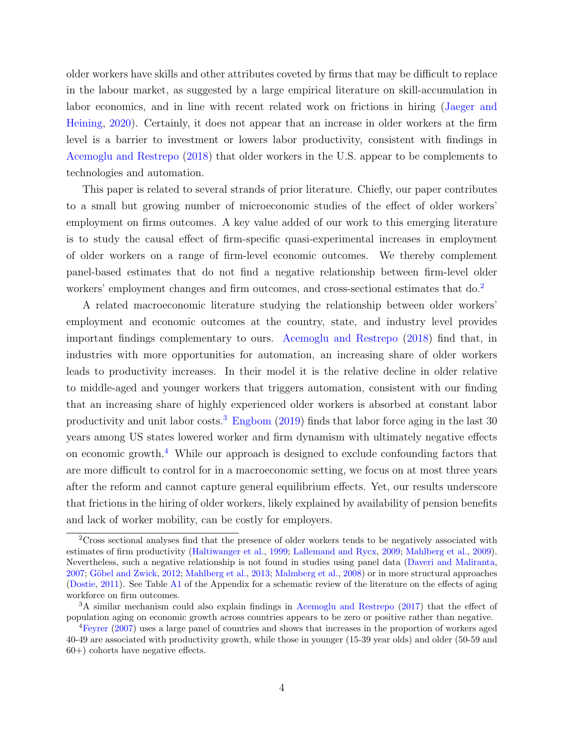older workers have skills and other attributes coveted by firms that may be difficult to replace in the labour market, as suggested by a large empirical literature on skill-accumulation in labor economics, and in line with recent related work on frictions in hiring (Jaeger and Heining, 2020). Certainly, it does not appear that an increase in older workers at the firm level is a barrier to investment or lowers labor productivity, consistent with findings in Acemoglu and Restrepo (2018) that older workers in the U.S. appear to be complements to technologies and automation.

This paper is related to several strands of prior literature. Chiefly, our paper contributes to a small but growing number of microeconomic studies of the effect of older workers' employment on firms outcomes. A key value added of our work to this emerging literature is to study the causal effect of firm-specific quasi-experimental increases in employment of older workers on a range of firm-level economic outcomes. We thereby complement panel-based estimates that do not find a negative relationship between firm-level older workers' employment changes and firm outcomes, and cross-sectional estimates that do.[2]

A related macroeconomic literature studying the relationship between older workers' employment and economic outcomes at the country, state, and industry level provides important findings complementary to ours. Acemoglu and Restrepo (2018) find that, in industries with more opportunities for automation, an increasing share of older workers leads to productivity increases. In their model it is the relative decline in older relative to middle-aged and younger workers that triggers automation, consistent with our finding that an increasing share of highly experienced older workers is absorbed at constant labor productivity and unit labor costs.[3] Engbom (2019) finds that labor force aging in the last 30 years among US states lowered worker and firm dynamism with ultimately negative effects on economic growth.[4] While our approach is designed to exclude confounding factors that are more difficult to control for in a macroeconomic setting, we focus on at most three years after the reform and cannot capture general equilibrium effects. Yet, our results underscore that frictions in the hiring of older workers, likely explained by availability of pension benefits and lack of worker mobility, can be costly for employers.

[2] Cross sectional analyses find that the presence of older workers tends to be negatively associated with estimates of firm productivity (Haltiwanger et al., 1999; Lallemand and Rycx, 2009; Mahlberg et al., 2009). Nevertheless, such a negative relationship is not found in studies using panel data (Daveri and Maliranta, 2007; Göbel and Zwick, 2012; Mahlberg et al., 2013; Malmberg et al., 2008) or in more structural approaches (Dostie, 2011). See Table A1 of the Appendix for a schematic review of the literature on the effects of aging workforce on firm outcomes.

[3] A similar mechanism could also explain findings in Acemoglu and Restrepo (2017) that the effect of population aging on economic growth across countries appears to be zero or positive rather than negative.

[4] Feyrer (2007) uses a large panel of countries and shows that increases in the proportion of workers aged 40-49 are associated with productivity growth, while those in younger (15-39 year olds) and older (50-59 and 60+) cohorts have negative effects.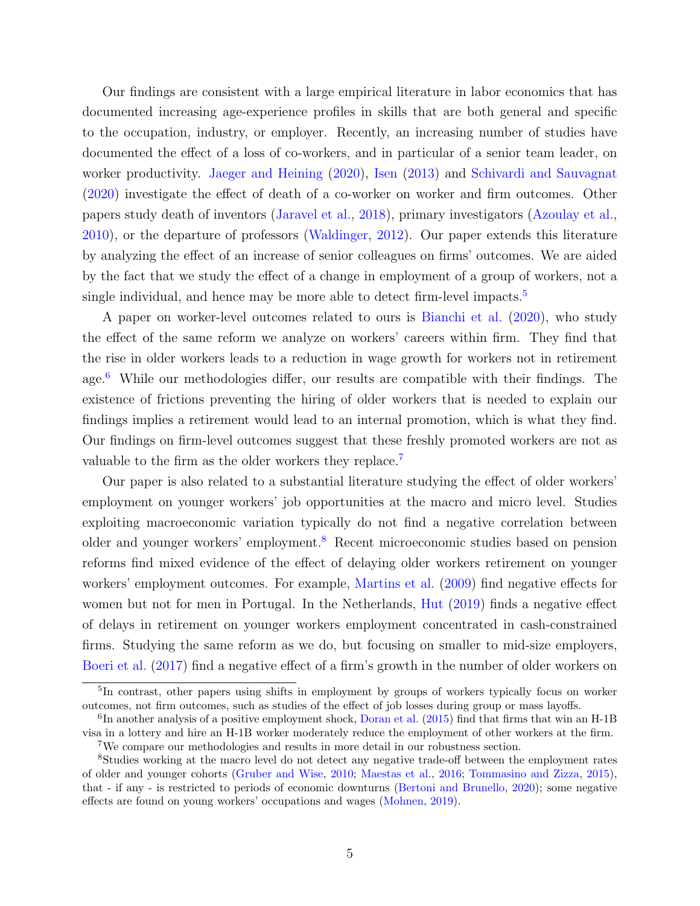Our findings are consistent with a large empirical literature in labor economics that has documented increasing age-experience profiles in skills that are both general and specific to the occupation, industry, or employer. Recently, an increasing number of studies have documented the effect of a loss of co-workers, and in particular of a senior team leader, on worker productivity. Jaeger and Heining (2020), Isen (2013) and Schivardi and Sauvagnat (2020) investigate the effect of death of a co-worker on worker and firm outcomes. Other papers study death of inventors (Jaravel et al., 2018), primary investigators (Azoulay et al., 2010), or the departure of professors (Waldinger, 2012). Our paper extends this literature by analyzing the effect of an increase of senior colleagues on firms' outcomes. We are aided by the fact that we study the effect of a change in employment of a group of workers, not a single individual, and hence may be more able to detect firm-level impacts.[5]

A paper on worker-level outcomes related to ours is Bianchi et al. (2020), who study the effect of the same reform we analyze on workers' careers within firm. They find that the rise in older workers leads to a reduction in wage growth for workers not in retirement age.[6] While our methodologies differ, our results are compatible with their findings. The existence of frictions preventing the hiring of older workers that is needed to explain our findings implies a retirement would lead to an internal promotion, which is what they find. Our findings on firm-level outcomes suggest that these freshly promoted workers are not as valuable to the firm as the older workers they replace.[7]

Our paper is also related to a substantial literature studying the effect of older workers' employment on younger workers' job opportunities at the macro and micro level. Studies exploiting macroeconomic variation typically do not find a negative correlation between older and younger workers' employment.[8] Recent microeconomic studies based on pension reforms find mixed evidence of the effect of delaying older workers retirement on younger workers' employment outcomes. For example, Martins et al. (2009) find negative effects for women but not for men in Portugal. In the Netherlands, Hut (2019) finds a negative effect of delays in retirement on younger workers employment concentrated in cash-constrained firms. Studying the same reform as we do, but focusing on smaller to mid-size employers, Boeri et al. (2017) find a negative effect of a firm's growth in the number of older workers on

[5] In contrast, other papers using shifts in employment by groups of workers typically focus on worker outcomes, not firm outcomes, such as studies of the effect of job losses during group or mass layoffs.

[6] In another analysis of a positive employment shock, Doran et al. (2015) find that firms that win an H-1B visa in a lottery and hire an H-1B worker moderately reduce the employment of other workers at the firm.

[7] We compare our methodologies and results in more detail in our robustness section.

[8] Studies working at the macro level do not detect any negative trade-off between the employment rates of older and younger cohorts (Gruber and Wise, 2010; Maestas et al., 2016; Tommasino and Zizza, 2015), that - if any - is restricted to periods of economic downturns (Bertoni and Brunello, 2020); some negative effects are found on young workers' occupations and wages (Mohnen, 2019).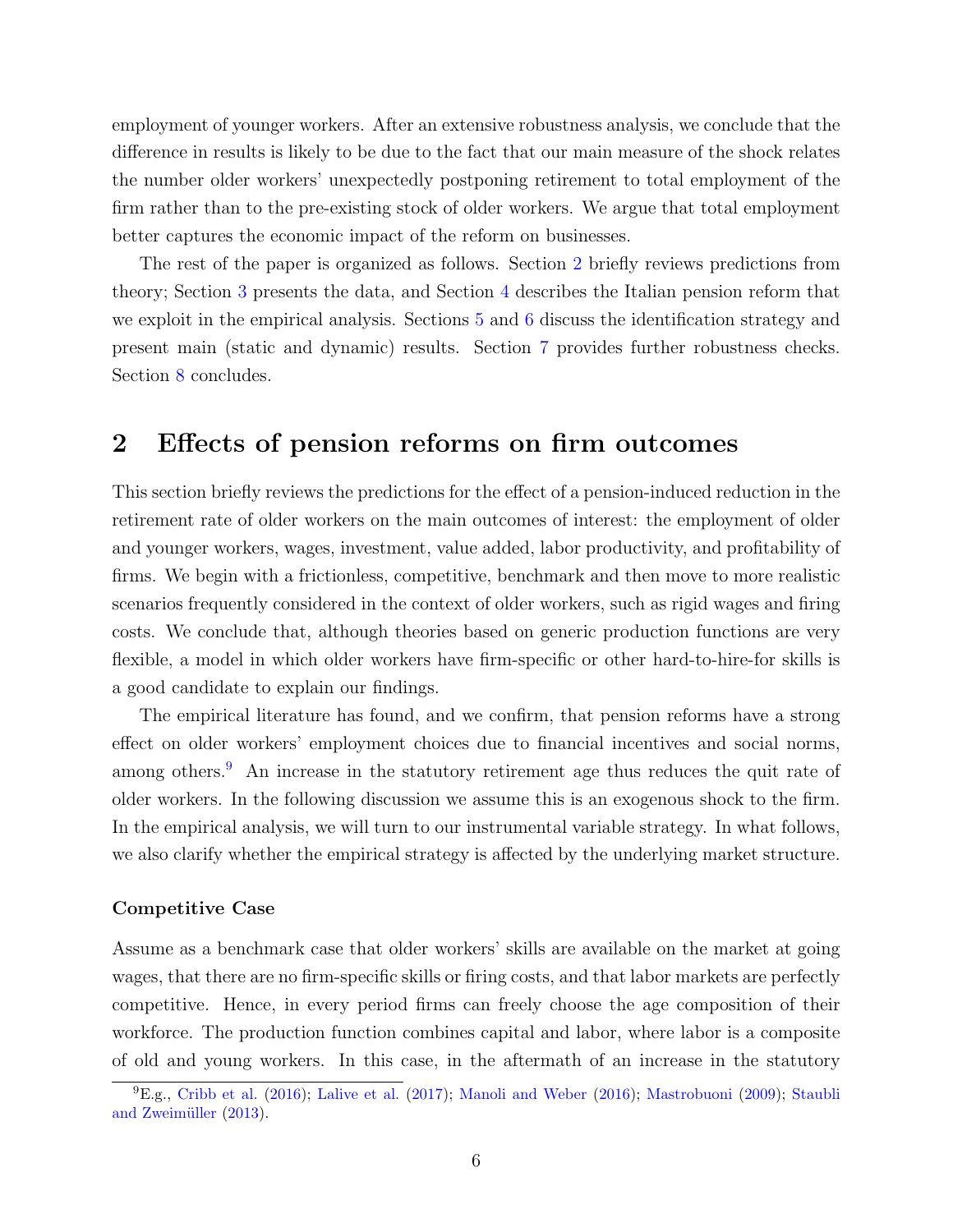employment of younger workers. After an extensive robustness analysis, we conclude that the difference in results is likely to be due to the fact that our main measure of the shock relates the number older workers' unexpectedly postponing retirement to total employment of the firm rather than to the pre-existing stock of older workers. We argue that total employment better captures the economic impact of the reform on businesses.

The rest of the paper is organized as follows. Section 2 briefly reviews predictions from theory; Section 3 presents the data, and Section 4 describes the Italian pension reform that we exploit in the empirical analysis. Sections 5 and 6 discuss the identification strategy and present main (static and dynamic) results. Section 7 provides further robustness checks. Section 8 concludes.

## 2 Effects of pension reforms on firm outcomes

This section briefly reviews the predictions for the effect of a pension-induced reduction in the retirement rate of older workers on the main outcomes of interest: the employment of older and younger workers, wages, investment, value added, labor productivity, and profitability of firms. We begin with a frictionless, competitive, benchmark and then move to more realistic scenarios frequently considered in the context of older workers, such as rigid wages and firing costs. We conclude that, although theories based on generic production functions are very flexible, a model in which older workers have firm-specific or other hard-to-hire-for skills is a good candidate to explain our findings.

The empirical literature has found, and we confirm, that pension reforms have a strong effect on older workers' employment choices due to financial incentives and social norms, among others.[9] An increase in the statutory retirement age thus reduces the quit rate of older workers. In the following discussion we assume this is an exogenous shock to the firm. In the empirical analysis, we will turn to our instrumental variable strategy. In what follows, we also clarify whether the empirical strategy is affected by the underlying market structure.

**Competitive Case**

Assume as a benchmark case that older workers' skills are available on the market at going wages, that there are no firm-specific skills or firing costs, and that labor markets are perfectly competitive. Hence, in every period firms can freely choose the age composition of their workforce. The production function combines capital and labor, where labor is a composite of old and young workers. In this case, in the aftermath of an increase in the statutory

[9] E.g., Cribb et al. (2016); Lalive et al. (2017); Manoli and Weber (2016); Mastrobuoni (2009); Staubli and Zweimüller (2013).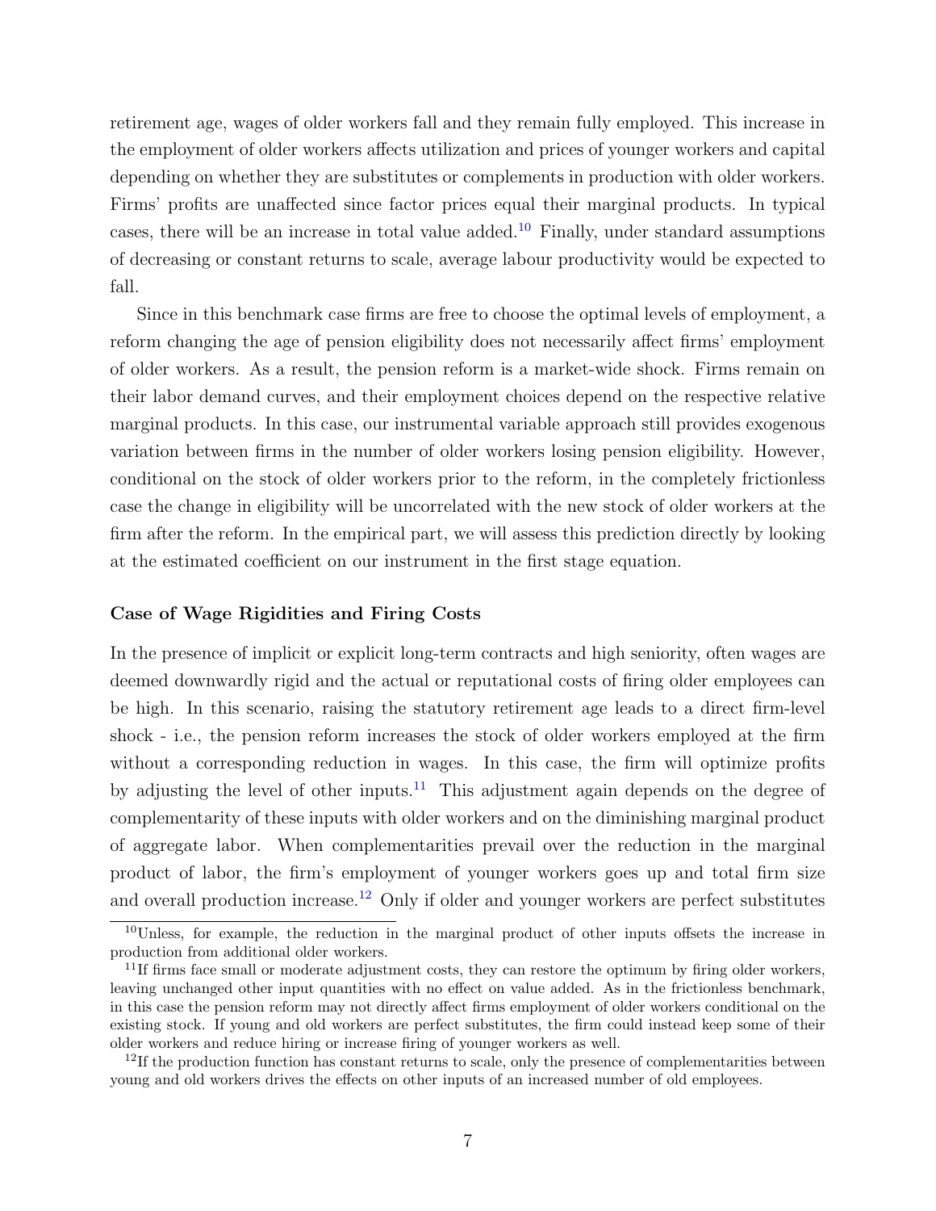retirement age, wages of older workers fall and they remain fully employed. This increase in the employment of older workers affects utilization and prices of younger workers and capital depending on whether they are substitutes or complements in production with older workers. Firms' profits are unaffected since factor prices equal their marginal products. In typical cases, there will be an increase in total value added.[10] Finally, under standard assumptions of decreasing or constant returns to scale, average labour productivity would be expected to fall.

Since in this benchmark case firms are free to choose the optimal levels of employment, a reform changing the age of pension eligibility does not necessarily affect firms' employment of older workers. As a result, the pension reform is a market-wide shock. Firms remain on their labor demand curves, and their employment choices depend on the respective relative marginal products. In this case, our instrumental variable approach still provides exogenous variation between firms in the number of older workers losing pension eligibility. However, conditional on the stock of older workers prior to the reform, in the completely frictionless case the change in eligibility will be uncorrelated with the new stock of older workers at the firm after the reform. In the empirical part, we will assess this prediction directly by looking at the estimated coefficient on our instrument in the first stage equation.

**Case of Wage Rigidities and Firing Costs**

In the presence of implicit or explicit long-term contracts and high seniority, often wages are deemed downwardly rigid and the actual or reputational costs of firing older employees can be high. In this scenario, raising the statutory retirement age leads to a direct firm-level shock - i.e., the pension reform increases the stock of older workers employed at the firm without a corresponding reduction in wages. In this case, the firm will optimize profits by adjusting the level of other inputs.[11] This adjustment again depends on the degree of complementarity of these inputs with older workers and on the diminishing marginal product of aggregate labor. When complementarities prevail over the reduction in the marginal product of labor, the firm's employment of younger workers goes up and total firm size and overall production increase.[12] Only if older and younger workers are perfect substitutes

---

[10] Unless, for example, the reduction in the marginal product of other inputs offsets the increase in production from additional older workers.

[11] If firms face small or moderate adjustment costs, they can restore the optimum by firing older workers, leaving unchanged other input quantities with no effect on value added. As in the frictionless benchmark, in this case the pension reform may not directly affect firms employment of older workers conditional on the existing stock. If young and old workers are perfect substitutes, the firm could instead keep some of their older workers and reduce hiring or increase firing of younger workers as well.

[12] If the production function has constant returns to scale, only the presence of complementarities between young and old workers drives the effects on other inputs of an increased number of old employees.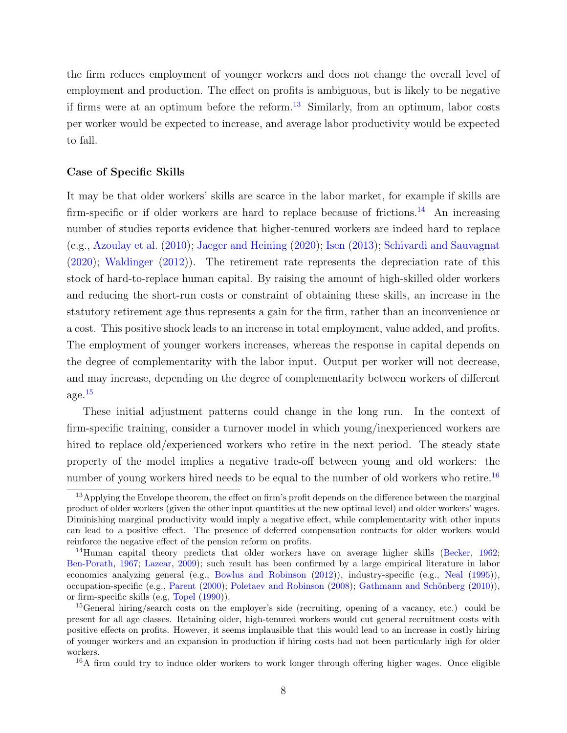the firm reduces employment of younger workers and does not change the overall level of employment and production. The effect on profits is ambiguous, but is likely to be negative if firms were at an optimum before the reform.[13] Similarly, from an optimum, labor costs per worker would be expected to increase, and average labor productivity would be expected to fall.

**Case of Specific Skills**

It may be that older workers' skills are scarce in the labor market, for example if skills are firm-specific or if older workers are hard to replace because of frictions.[14] An increasing number of studies reports evidence that higher-tenured workers are indeed hard to replace (e.g., Azoulay et al. (2010); Jaeger and Heining (2020); Isen (2013); Schivardi and Sauvagnat (2020); Waldinger (2012)). The retirement rate represents the depreciation rate of this stock of hard-to-replace human capital. By raising the amount of high-skilled older workers and reducing the short-run costs or constraint of obtaining these skills, an increase in the statutory retirement age thus represents a gain for the firm, rather than an inconvenience or a cost. This positive shock leads to an increase in total employment, value added, and profits. The employment of younger workers increases, whereas the response in capital depends on the degree of complementarity with the labor input. Output per worker will not decrease, and may increase, depending on the degree of complementarity between workers of different age.[15]

These initial adjustment patterns could change in the long run. In the context of firm-specific training, consider a turnover model in which young/inexperienced workers are hired to replace old/experienced workers who retire in the next period. The steady state property of the model implies a negative trade-off between young and old workers: the number of young workers hired needs to be equal to the number of old workers who retire.[16]

[13] Applying the Envelope theorem, the effect on firm's profit depends on the difference between the marginal product of older workers (given the other input quantities at the new optimal level) and older workers' wages. Diminishing marginal productivity would imply a negative effect, while complementarity with other inputs can lead to a positive effect. The presence of deferred compensation contracts for older workers would reinforce the negative effect of the pension reform on profits.

[14] Human capital theory predicts that older workers have on average higher skills (Becker, 1962; Ben-Porath, 1967; Lazear, 2009); such result has been confirmed by a large empirical literature in labor economics analyzing general (e.g., Bowlus and Robinson (2012)), industry-specific (e.g., Neal (1995)), occupation-specific (e.g., Parent (2000); Poletaev and Robinson (2008); Gathmann and Schönberg (2010)), or firm-specific skills (e.g, Topel (1990)).

[15] General hiring/search costs on the employer's side (recruiting, opening of a vacancy, etc.) could be present for all age classes. Retaining older, high-tenured workers would cut general recruitment costs with positive effects on profits. However, it seems implausible that this would lead to an increase in costly hiring of younger workers and an expansion in production if hiring costs had not been particularly high for older workers.

[16] A firm could try to induce older workers to work longer through offering higher wages. Once eligible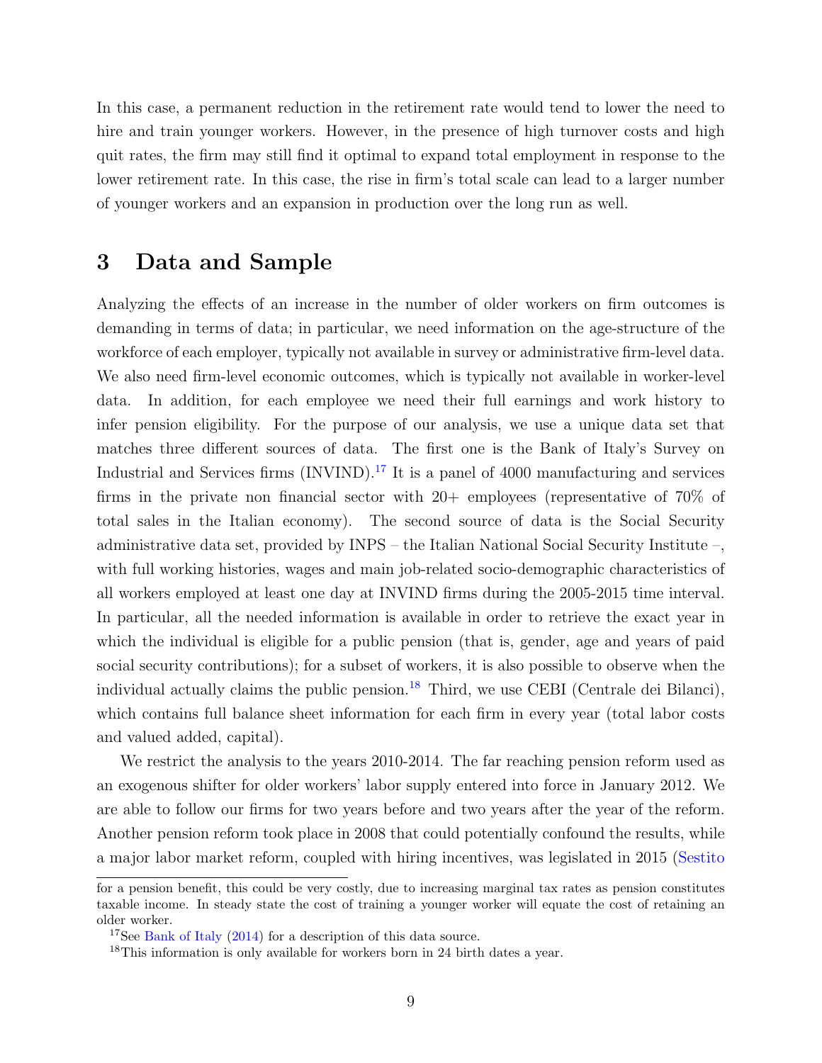In this case, a permanent reduction in the retirement rate would tend to lower the need to hire and train younger workers. However, in the presence of high turnover costs and high quit rates, the firm may still find it optimal to expand total employment in response to the lower retirement rate. In this case, the rise in firm's total scale can lead to a larger number of younger workers and an expansion in production over the long run as well.

## 3 Data and Sample

Analyzing the effects of an increase in the number of older workers on firm outcomes is demanding in terms of data; in particular, we need information on the age-structure of the workforce of each employer, typically not available in survey or administrative firm-level data. We also need firm-level economic outcomes, which is typically not available in worker-level data. In addition, for each employee we need their full earnings and work history to infer pension eligibility. For the purpose of our analysis, we use a unique data set that matches three different sources of data. The first one is the Bank of Italy's Survey on Industrial and Services firms (INVIND).[17] It is a panel of 4000 manufacturing and services firms in the private non financial sector with 20+ employees (representative of 70% of total sales in the Italian economy). The second source of data is the Social Security administrative data set, provided by INPS – the Italian National Social Security Institute –, with full working histories, wages and main job-related socio-demographic characteristics of all workers employed at least one day at INVIND firms during the 2005-2015 time interval. In particular, all the needed information is available in order to retrieve the exact year in which the individual is eligible for a public pension (that is, gender, age and years of paid social security contributions); for a subset of workers, it is also possible to observe when the individual actually claims the public pension.[18] Third, we use CEBI (Centrale dei Bilanci), which contains full balance sheet information for each firm in every year (total labor costs and valued added, capital).

We restrict the analysis to the years 2010-2014. The far reaching pension reform used as an exogenous shifter for older workers' labor supply entered into force in January 2012. We are able to follow our firms for two years before and two years after the year of the reform. Another pension reform took place in 2008 that could potentially confound the results, while a major labor market reform, coupled with hiring incentives, was legislated in 2015 (Sestito

for a pension benefit, this could be very costly, due to increasing marginal tax rates as pension constitutes taxable income. In steady state the cost of training a younger worker will equate the cost of retaining an older worker.

[17] See Bank of Italy (2014) for a description of this data source.

[18] This information is only available for workers born in 24 birth dates a year.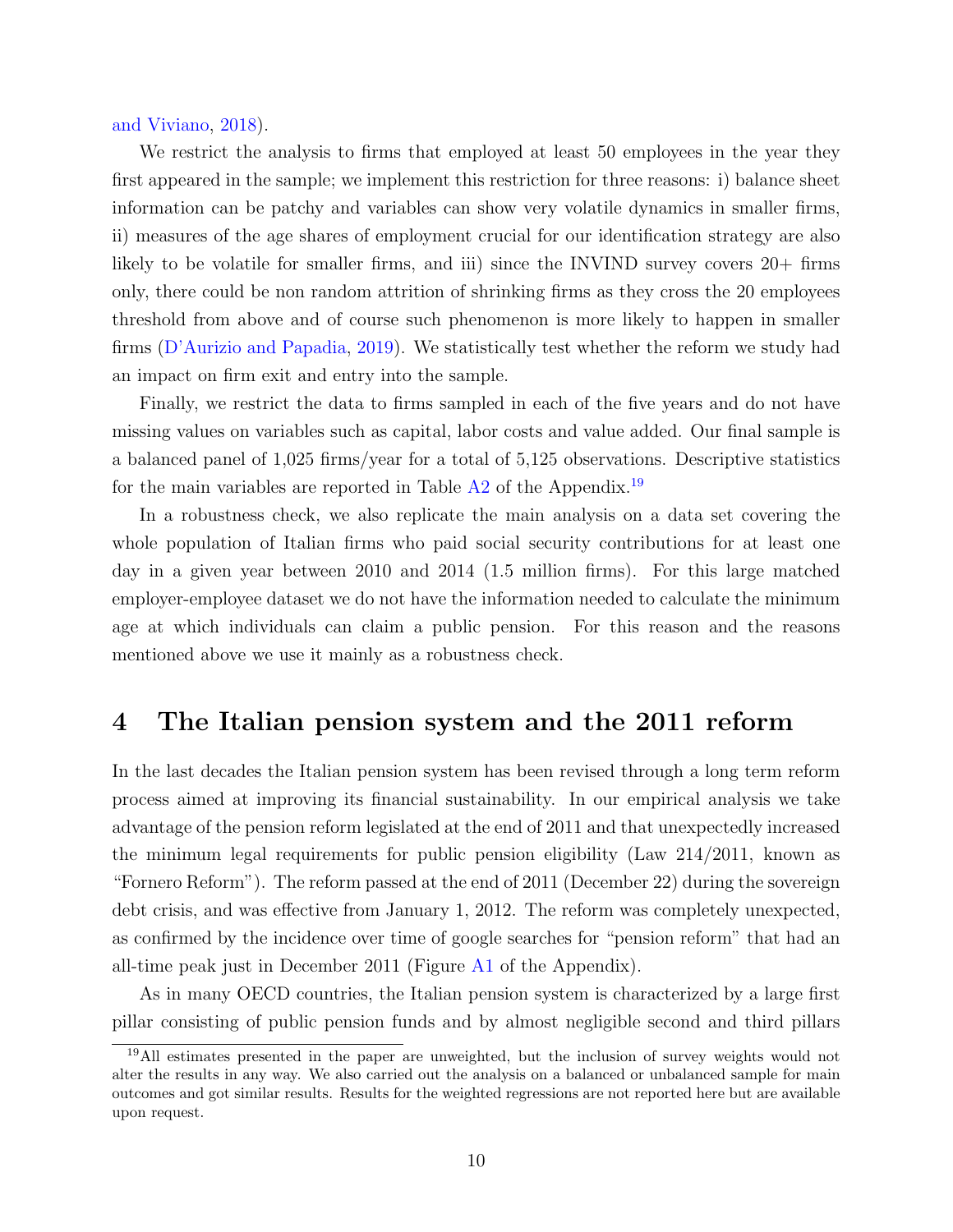and Viviano, 2018).

We restrict the analysis to firms that employed at least 50 employees in the year they first appeared in the sample; we implement this restriction for three reasons: i) balance sheet information can be patchy and variables can show very volatile dynamics in smaller firms, ii) measures of the age shares of employment crucial for our identification strategy are also likely to be volatile for smaller firms, and iii) since the INVIND survey covers 20+ firms only, there could be non random attrition of shrinking firms as they cross the 20 employees threshold from above and of course such phenomenon is more likely to happen in smaller firms (D'Aurizio and Papadia, 2019). We statistically test whether the reform we study had an impact on firm exit and entry into the sample.

Finally, we restrict the data to firms sampled in each of the five years and do not have missing values on variables such as capital, labor costs and value added. Our final sample is a balanced panel of 1,025 firms/year for a total of 5,125 observations. Descriptive statistics for the main variables are reported in Table A2 of the Appendix.[19]

In a robustness check, we also replicate the main analysis on a data set covering the whole population of Italian firms who paid social security contributions for at least one day in a given year between 2010 and 2014 (1.5 million firms). For this large matched employer-employee dataset we do not have the information needed to calculate the minimum age at which individuals can claim a public pension. For this reason and the reasons mentioned above we use it mainly as a robustness check.

# 4 The Italian pension system and the 2011 reform

In the last decades the Italian pension system has been revised through a long term reform process aimed at improving its financial sustainability. In our empirical analysis we take advantage of the pension reform legislated at the end of 2011 and that unexpectedly increased the minimum legal requirements for public pension eligibility (Law 214/2011, known as "Fornero Reform"). The reform passed at the end of 2011 (December 22) during the sovereign debt crisis, and was effective from January 1, 2012. The reform was completely unexpected, as confirmed by the incidence over time of google searches for "pension reform" that had an all-time peak just in December 2011 (Figure A1 of the Appendix).

As in many OECD countries, the Italian pension system is characterized by a large first pillar consisting of public pension funds and by almost negligible second and third pillars

[19] All estimates presented in the paper are unweighted, but the inclusion of survey weights would not alter the results in any way. We also carried out the analysis on a balanced or unbalanced sample for main outcomes and got similar results. Results for the weighted regressions are not reported here but are available upon request.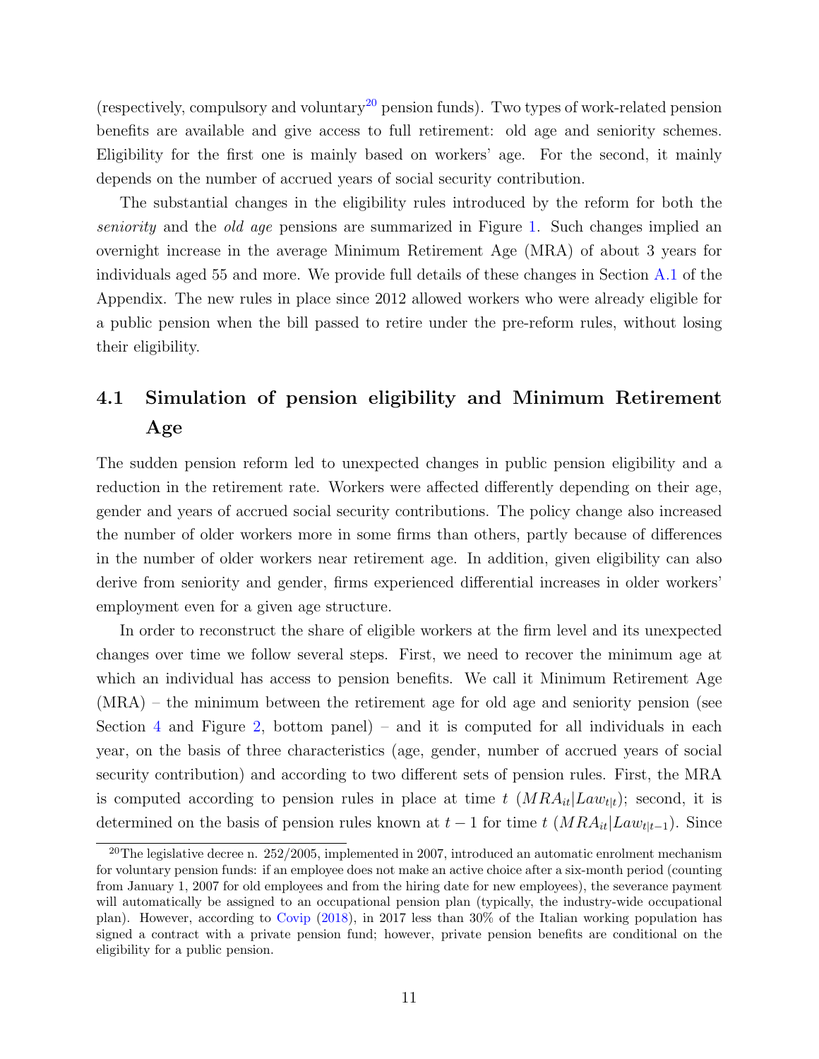(respectively, compulsory and voluntary[20] pension funds). Two types of work-related pension benefits are available and give access to full retirement: old age and seniority schemes. Eligibility for the first one is mainly based on workers' age. For the second, it mainly depends on the number of accrued years of social security contribution.

The substantial changes in the eligibility rules introduced by the reform for both the *seniority* and the *old age* pensions are summarized in Figure 1. Such changes implied an overnight increase in the average Minimum Retirement Age (MRA) of about 3 years for individuals aged 55 and more. We provide full details of these changes in Section A.1 of the Appendix. The new rules in place since 2012 allowed workers who were already eligible for a public pension when the bill passed to retire under the pre-reform rules, without losing their eligibility.

## 4.1 Simulation of pension eligibility and Minimum Retirement Age

The sudden pension reform led to unexpected changes in public pension eligibility and a reduction in the retirement rate. Workers were affected differently depending on their age, gender and years of accrued social security contributions. The policy change also increased the number of older workers more in some firms than others, partly because of differences in the number of older workers near retirement age. In addition, given eligibility can also derive from seniority and gender, firms experienced differential increases in older workers' employment even for a given age structure.

In order to reconstruct the share of eligible workers at the firm level and its unexpected changes over time we follow several steps. First, we need to recover the minimum age at which an individual has access to pension benefits. We call it Minimum Retirement Age (MRA) – the minimum between the retirement age for old age and seniority pension (see Section 4 and Figure 2, bottom panel) – and it is computed for all individuals in each year, on the basis of three characteristics (age, gender, number of accrued years of social security contribution) and according to two different sets of pension rules. First, the MRA is computed according to pension rules in place at time $t$ ($MRA_{it}|Law_{t|t}$); second, it is determined on the basis of pension rules known at $t-1$ for time $t$ ($MRA_{it}|Law_{t|t-1}$). Since

[20] The legislative decree n. 252/2005, implemented in 2007, introduced an automatic enrolment mechanism for voluntary pension funds: if an employee does not make an active choice after a six-month period (counting from January 1, 2007 for old employees and from the hiring date for new employees), the severance payment will automatically be assigned to an occupational pension plan (typically, the industry-wide occupational plan). However, according to Covip (2018), in 2017 less than 30% of the Italian working population has signed a contract with a private pension fund; however, private pension benefits are conditional on the eligibility for a public pension.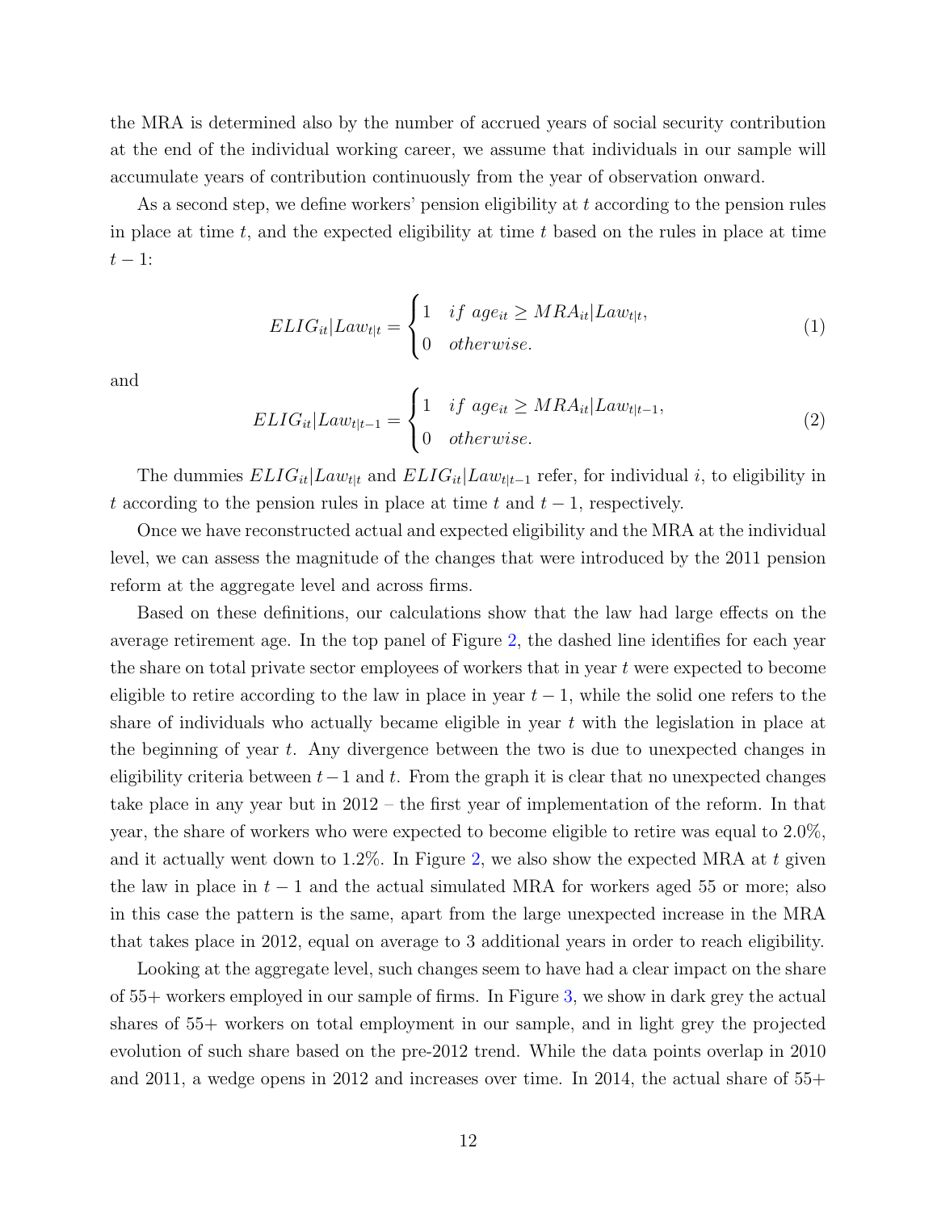the MRA is determined also by the number of accrued years of social security contribution at the end of the individual working career, we assume that individuals in our sample will accumulate years of contribution continuously from the year of observation onward.

As a second step, we define workers' pension eligibility at $t$ according to the pension rules in place at time $t$, and the expected eligibility at time $t$ based on the rules in place at time $t-1$:

$$ELIG_{it}|Law_{t|t} = \begin{cases} 1 & if\ age_{it} \geq MRA_{it}|Law_{t|t}, \\ 0 & otherwise. \end{cases} \tag{1}$$

and

$$ELIG_{it}|Law_{t|t-1} = \begin{cases} 1 & if\ age_{it} \geq MRA_{it}|Law_{t|t-1}, \\ 0 & otherwise. \end{cases} \tag{2}$$

The dummies $ELIG_{it}|Law_{t|t}$ and $ELIG_{it}|Law_{t|t-1}$ refer, for individual $i$, to eligibility in $t$ according to the pension rules in place at time $t$ and $t-1$, respectively.

Once we have reconstructed actual and expected eligibility and the MRA at the individual level, we can assess the magnitude of the changes that were introduced by the 2011 pension reform at the aggregate level and across firms.

Based on these definitions, our calculations show that the law had large effects on the average retirement age. In the top panel of Figure 2, the dashed line identifies for each year the share on total private sector employees of workers that in year $t$ were expected to become eligible to retire according to the law in place in year $t-1$, while the solid one refers to the share of individuals who actually became eligible in year $t$ with the legislation in place at the beginning of year $t$. Any divergence between the two is due to unexpected changes in eligibility criteria between $t-1$ and $t$. From the graph it is clear that no unexpected changes take place in any year but in 2012 – the first year of implementation of the reform. In that year, the share of workers who were expected to become eligible to retire was equal to 2.0%, and it actually went down to 1.2%. In Figure 2, we also show the expected MRA at $t$ given the law in place in $t-1$ and the actual simulated MRA for workers aged 55 or more; also in this case the pattern is the same, apart from the large unexpected increase in the MRA that takes place in 2012, equal on average to 3 additional years in order to reach eligibility.

Looking at the aggregate level, such changes seem to have had a clear impact on the share of 55+ workers employed in our sample of firms. In Figure 3, we show in dark grey the actual shares of 55+ workers on total employment in our sample, and in light grey the projected evolution of such share based on the pre-2012 trend. While the data points overlap in 2010 and 2011, a wedge opens in 2012 and increases over time. In 2014, the actual share of 55+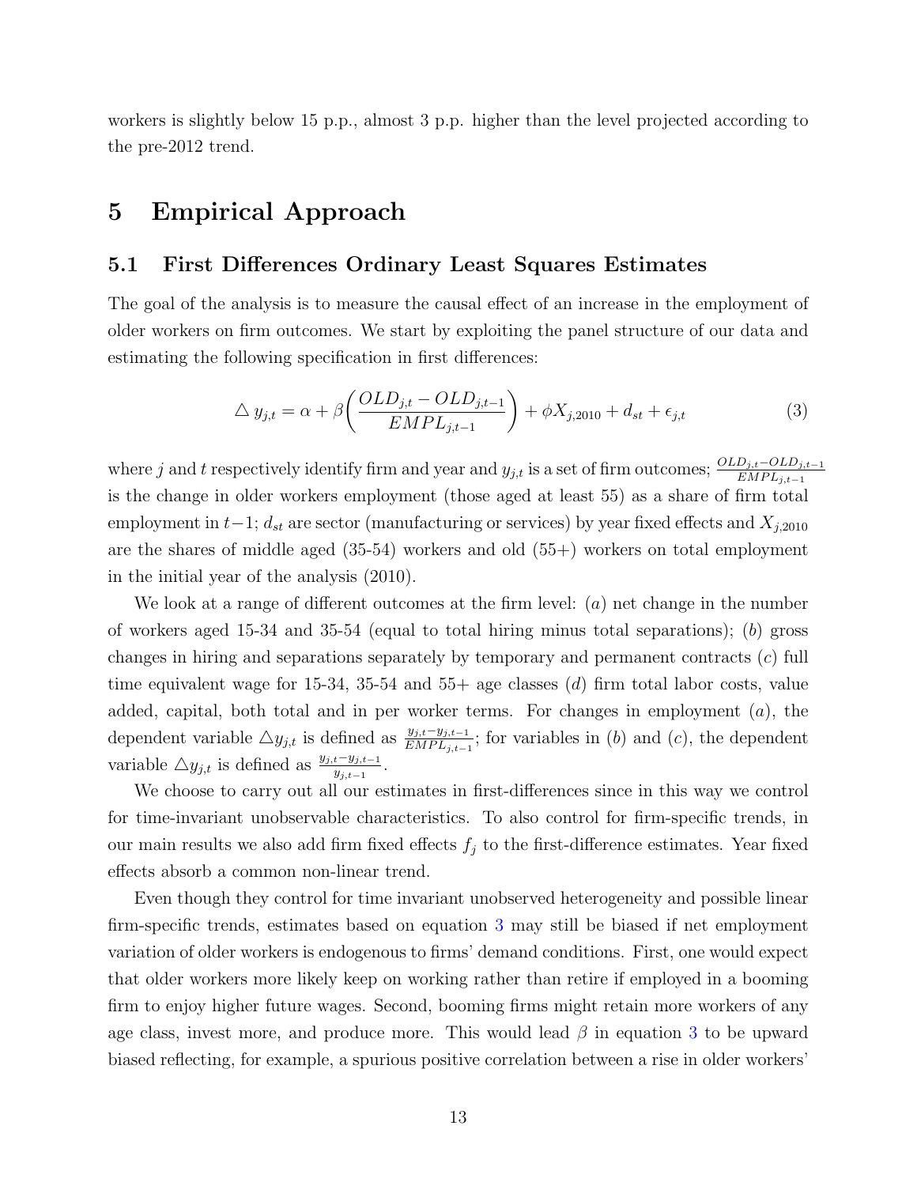workers is slightly below 15 p.p., almost 3 p.p. higher than the level projected according to the pre-2012 trend.

# 5 Empirical Approach

## 5.1 First Differences Ordinary Least Squares Estimates

The goal of the analysis is to measure the causal effect of an increase in the employment of older workers on firm outcomes. We start by exploiting the panel structure of our data and estimating the following specification in first differences:

$$\triangle y_{j,t} = \alpha + \beta\left(\frac{OLD_{j,t} - OLD_{j,t-1}}{EMPL_{j,t-1}}\right) + \phi X_{j,2010} + d_{st} + \epsilon_{j,t} \tag{3}$$

where $j$ and $t$ respectively identify firm and year and $y_{j,t}$ is a set of firm outcomes; $\frac{OLD_{j,t}-OLD_{j,t-1}}{EMPL_{j,t-1}}$ is the change in older workers employment (those aged at least 55) as a share of firm total employment in $t-1$; $d_{st}$ are sector (manufacturing or services) by year fixed effects and $X_{j,2010}$ are the shares of middle aged (35-54) workers and old (55+) workers on total employment in the initial year of the analysis (2010).

We look at a range of different outcomes at the firm level: (*a*) net change in the number of workers aged 15-34 and 35-54 (equal to total hiring minus total separations); (*b*) gross changes in hiring and separations separately by temporary and permanent contracts (*c*) full time equivalent wage for 15-34, 35-54 and 55+ age classes (*d*) firm total labor costs, value added, capital, both total and in per worker terms. For changes in employment (*a*), the dependent variable $\triangle y_{j,t}$ is defined as $\frac{y_{j,t}-y_{j,t-1}}{EMPL_{j,t-1}}$; for variables in (*b*) and (*c*), the dependent variable $\triangle y_{j,t}$ is defined as $\frac{y_{j,t}-y_{j,t-1}}{y_{j,t-1}}$.

We choose to carry out all our estimates in first-differences since in this way we control for time-invariant unobservable characteristics. To also control for firm-specific trends, in our main results we also add firm fixed effects $f_j$ to the first-difference estimates. Year fixed effects absorb a common non-linear trend.

Even though they control for time invariant unobserved heterogeneity and possible linear firm-specific trends, estimates based on equation 3 may still be biased if net employment variation of older workers is endogenous to firms' demand conditions. First, one would expect that older workers more likely keep on working rather than retire if employed in a booming firm to enjoy higher future wages. Second, booming firms might retain more workers of any age class, invest more, and produce more. This would lead $\beta$ in equation 3 to be upward biased reflecting, for example, a spurious positive correlation between a rise in older workers'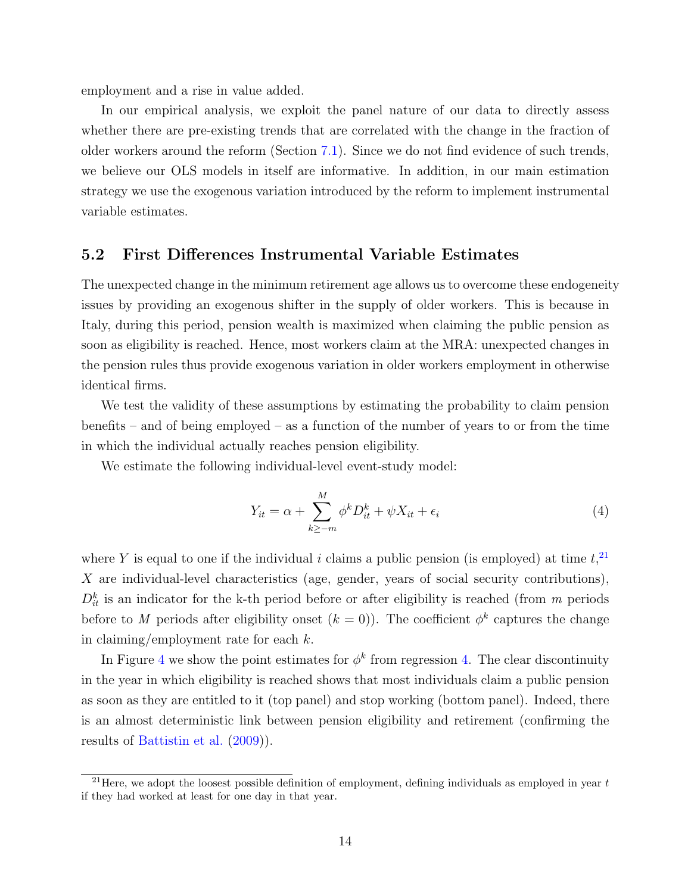employment and a rise in value added.

In our empirical analysis, we exploit the panel nature of our data to directly assess whether there are pre-existing trends that are correlated with the change in the fraction of older workers around the reform (Section 7.1). Since we do not find evidence of such trends, we believe our OLS models in itself are informative. In addition, in our main estimation strategy we use the exogenous variation introduced by the reform to implement instrumental variable estimates.

### 5.2 First Differences Instrumental Variable Estimates

The unexpected change in the minimum retirement age allows us to overcome these endogeneity issues by providing an exogenous shifter in the supply of older workers. This is because in Italy, during this period, pension wealth is maximized when claiming the public pension as soon as eligibility is reached. Hence, most workers claim at the MRA: unexpected changes in the pension rules thus provide exogenous variation in older workers employment in otherwise identical firms.

We test the validity of these assumptions by estimating the probability to claim pension benefits – and of being employed – as a function of the number of years to or from the time in which the individual actually reaches pension eligibility.

We estimate the following individual-level event-study model:

$$Y_{it} = \alpha + \sum_{k \geq -m}^{M} \phi^k D_{it}^k + \psi X_{it} + \epsilon_i \tag{4}$$

where $Y$ is equal to one if the individual $i$ claims a public pension (is employed) at time $t$,[21] $X$ are individual-level characteristics (age, gender, years of social security contributions), $D_{it}^k$ is an indicator for the k-th period before or after eligibility is reached (from $m$ periods before to $M$ periods after eligibility onset ($k = 0$)). The coefficient $\phi^k$ captures the change in claiming/employment rate for each $k$.

In Figure 4 we show the point estimates for $\phi^k$ from regression 4. The clear discontinuity in the year in which eligibility is reached shows that most individuals claim a public pension as soon as they are entitled to it (top panel) and stop working (bottom panel). Indeed, there is an almost deterministic link between pension eligibility and retirement (confirming the results of Battistin et al. (2009)).

[21] Here, we adopt the loosest possible definition of employment, defining individuals as employed in year $t$ if they had worked at least for one day in that year.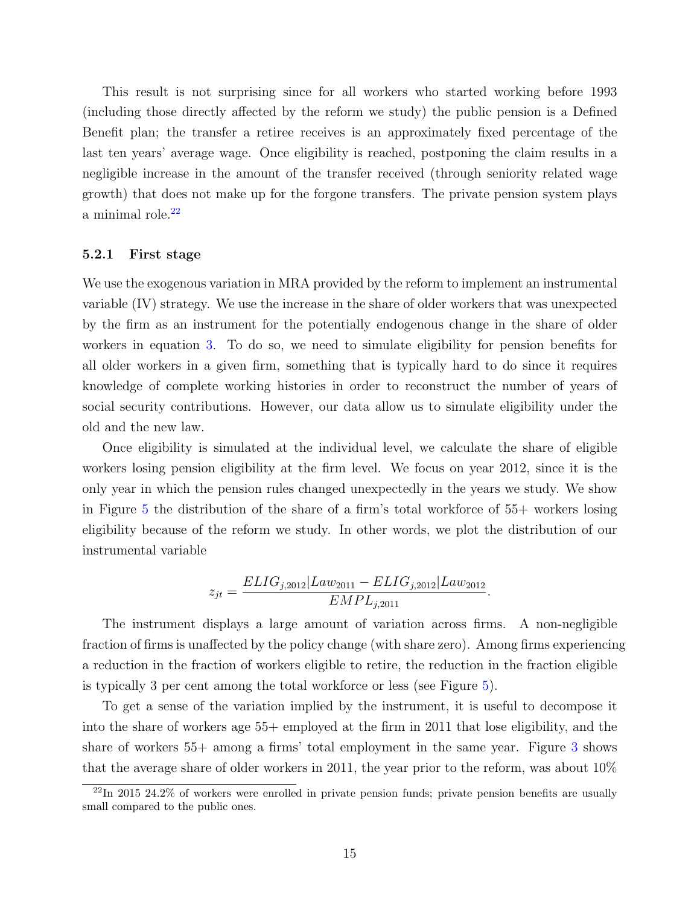This result is not surprising since for all workers who started working before 1993 (including those directly affected by the reform we study) the public pension is a Defined Benefit plan; the transfer a retiree receives is an approximately fixed percentage of the last ten years' average wage. Once eligibility is reached, postponing the claim results in a negligible increase in the amount of the transfer received (through seniority related wage growth) that does not make up for the forgone transfers. The private pension system plays a minimal role.[22]

### 5.2.1 First stage

We use the exogenous variation in MRA provided by the reform to implement an instrumental variable (IV) strategy. We use the increase in the share of older workers that was unexpected by the firm as an instrument for the potentially endogenous change in the share of older workers in equation 3. To do so, we need to simulate eligibility for pension benefits for all older workers in a given firm, something that is typically hard to do since it requires knowledge of complete working histories in order to reconstruct the number of years of social security contributions. However, our data allow us to simulate eligibility under the old and the new law.

Once eligibility is simulated at the individual level, we calculate the share of eligible workers losing pension eligibility at the firm level. We focus on year 2012, since it is the only year in which the pension rules changed unexpectedly in the years we study. We show in Figure 5 the distribution of the share of a firm's total workforce of 55+ workers losing eligibility because of the reform we study. In other words, we plot the distribution of our instrumental variable

$$z_{jt} = \frac{ELIG_{j,2012}|Law_{2011} - ELIG_{j,2012}|Law_{2012}}{EMPL_{j,2011}}.$$

The instrument displays a large amount of variation across firms. A non-negligible fraction of firms is unaffected by the policy change (with share zero). Among firms experiencing a reduction in the fraction of workers eligible to retire, the reduction in the fraction eligible is typically 3 per cent among the total workforce or less (see Figure 5).

To get a sense of the variation implied by the instrument, it is useful to decompose it into the share of workers age 55+ employed at the firm in 2011 that lose eligibility, and the share of workers 55+ among a firms' total employment in the same year. Figure 3 shows that the average share of older workers in 2011, the year prior to the reform, was about 10%

[22] In 2015 24.2% of workers were enrolled in private pension funds; private pension benefits are usually small compared to the public ones.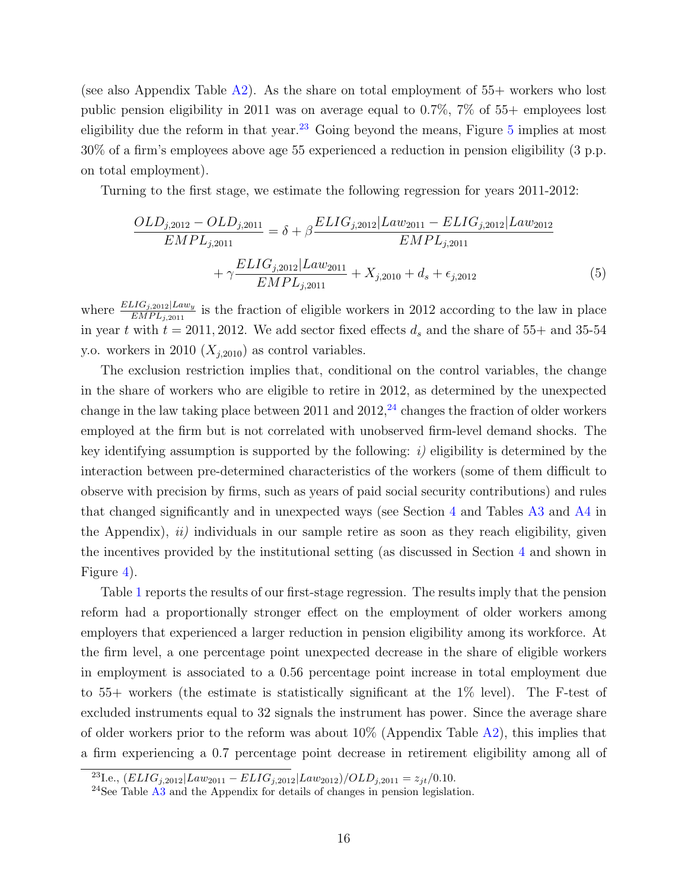(see also Appendix Table A2). As the share on total employment of 55+ workers who lost public pension eligibility in 2011 was on average equal to 0.7%, 7% of 55+ employees lost eligibility due the reform in that year.[23] Going beyond the means, Figure 5 implies at most 30% of a firm's employees above age 55 experienced a reduction in pension eligibility (3 p.p. on total employment).

Turning to the first stage, we estimate the following regression for years 2011-2012:

$$\frac{OLD_{j,2012} - OLD_{j,2011}}{EMPL_{j,2011}} = \delta + \beta \frac{ELIG_{j,2012}|Law_{2011} - ELIG_{j,2012}|Law_{2012}}{EMPL_{j,2011}} + \gamma \frac{ELIG_{j,2012}|Law_{2011}}{EMPL_{j,2011}} + X_{j,2010} + d_s + \epsilon_{j,2012} \tag{5}$$

where $\frac{ELIG_{j,2012}|Law_y}{EMPL_{j,2011}}$ is the fraction of eligible workers in 2012 according to the law in place in year $t$ with $t = 2011, 2012$. We add sector fixed effects $d_s$ and the share of 55+ and 35-54 y.o. workers in 2010 ($X_{j,2010}$) as control variables.

The exclusion restriction implies that, conditional on the control variables, the change in the share of workers who are eligible to retire in 2012, as determined by the unexpected change in the law taking place between 2011 and 2012,[24] changes the fraction of older workers employed at the firm but is not correlated with unobserved firm-level demand shocks. The key identifying assumption is supported by the following: *i)* eligibility is determined by the interaction between pre-determined characteristics of the workers (some of them difficult to observe with precision by firms, such as years of paid social security contributions) and rules that changed significantly and in unexpected ways (see Section 4 and Tables A3 and A4 in the Appendix), *ii)* individuals in our sample retire as soon as they reach eligibility, given the incentives provided by the institutional setting (as discussed in Section 4 and shown in Figure 4).

Table 1 reports the results of our first-stage regression. The results imply that the pension reform had a proportionally stronger effect on the employment of older workers among employers that experienced a larger reduction in pension eligibility among its workforce. At the firm level, a one percentage point unexpected decrease in the share of eligible workers in employment is associated to a 0.56 percentage point increase in total employment due to 55+ workers (the estimate is statistically significant at the 1% level). The F-test of excluded instruments equal to 32 signals the instrument has power. Since the average share of older workers prior to the reform was about 10% (Appendix Table A2), this implies that a firm experiencing a 0.7 percentage point decrease in retirement eligibility among all of

---

[23] I.e., $(ELIG_{j,2012}|Law_{2011} - ELIG_{j,2012}|Law_{2012})/OLD_{j,2011} = z_{jt}/0.10$.

[24] See Table A3 and the Appendix for details of changes in pension legislation.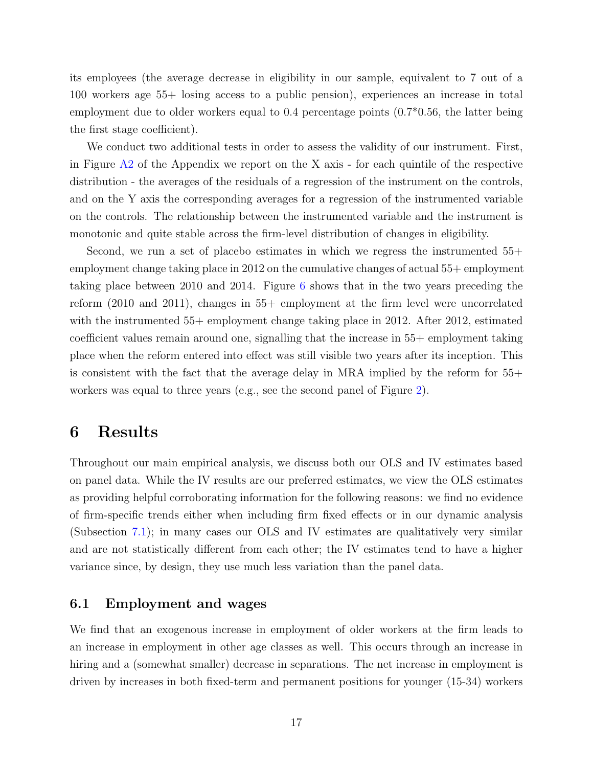its employees (the average decrease in eligibility in our sample, equivalent to 7 out of a 100 workers age 55+ losing access to a public pension), experiences an increase in total employment due to older workers equal to 0.4 percentage points (0.7*0.56, the latter being the first stage coefficient).

We conduct two additional tests in order to assess the validity of our instrument. First, in Figure A2 of the Appendix we report on the X axis - for each quintile of the respective distribution - the averages of the residuals of a regression of the instrument on the controls, and on the Y axis the corresponding averages for a regression of the instrumented variable on the controls. The relationship between the instrumented variable and the instrument is monotonic and quite stable across the firm-level distribution of changes in eligibility.

Second, we run a set of placebo estimates in which we regress the instrumented 55+ employment change taking place in 2012 on the cumulative changes of actual 55+ employment taking place between 2010 and 2014. Figure 6 shows that in the two years preceding the reform (2010 and 2011), changes in 55+ employment at the firm level were uncorrelated with the instrumented 55+ employment change taking place in 2012. After 2012, estimated coefficient values remain around one, signalling that the increase in 55+ employment taking place when the reform entered into effect was still visible two years after its inception. This is consistent with the fact that the average delay in MRA implied by the reform for 55+ workers was equal to three years (e.g., see the second panel of Figure 2).

# 6 Results

Throughout our main empirical analysis, we discuss both our OLS and IV estimates based on panel data. While the IV results are our preferred estimates, we view the OLS estimates as providing helpful corroborating information for the following reasons: we find no evidence of firm-specific trends either when including firm fixed effects or in our dynamic analysis (Subsection 7.1); in many cases our OLS and IV estimates are qualitatively very similar and are not statistically different from each other; the IV estimates tend to have a higher variance since, by design, they use much less variation than the panel data.

## 6.1 Employment and wages

We find that an exogenous increase in employment of older workers at the firm leads to an increase in employment in other age classes as well. This occurs through an increase in hiring and a (somewhat smaller) decrease in separations. The net increase in employment is driven by increases in both fixed-term and permanent positions for younger (15-34) workers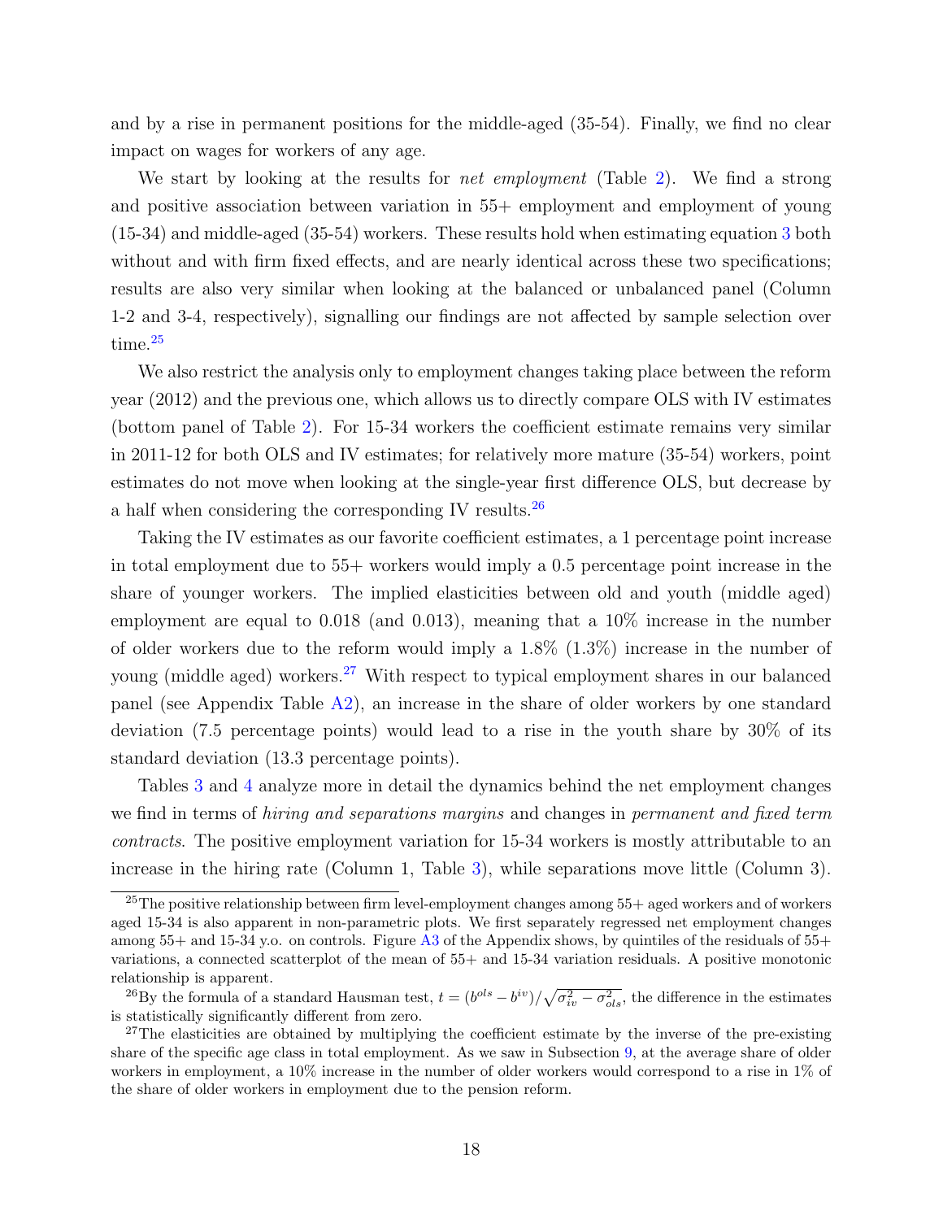and by a rise in permanent positions for the middle-aged (35-54). Finally, we find no clear impact on wages for workers of any age.

We start by looking at the results for *net employment* (Table 2). We find a strong and positive association between variation in 55+ employment and employment of young (15-34) and middle-aged (35-54) workers. These results hold when estimating equation 3 both without and with firm fixed effects, and are nearly identical across these two specifications; results are also very similar when looking at the balanced or unbalanced panel (Column 1-2 and 3-4, respectively), signalling our findings are not affected by sample selection over time.[25]

We also restrict the analysis only to employment changes taking place between the reform year (2012) and the previous one, which allows us to directly compare OLS with IV estimates (bottom panel of Table 2). For 15-34 workers the coefficient estimate remains very similar in 2011-12 for both OLS and IV estimates; for relatively more mature (35-54) workers, point estimates do not move when looking at the single-year first difference OLS, but decrease by a half when considering the corresponding IV results.[26]

Taking the IV estimates as our favorite coefficient estimates, a 1 percentage point increase in total employment due to 55+ workers would imply a 0.5 percentage point increase in the share of younger workers. The implied elasticities between old and youth (middle aged) employment are equal to 0.018 (and 0.013), meaning that a 10% increase in the number of older workers due to the reform would imply a 1.8% (1.3%) increase in the number of young (middle aged) workers.[27] With respect to typical employment shares in our balanced panel (see Appendix Table A2), an increase in the share of older workers by one standard deviation (7.5 percentage points) would lead to a rise in the youth share by 30% of its standard deviation (13.3 percentage points).

Tables 3 and 4 analyze more in detail the dynamics behind the net employment changes we find in terms of *hiring and separations margins* and changes in *permanent and fixed term contracts*. The positive employment variation for 15-34 workers is mostly attributable to an increase in the hiring rate (Column 1, Table 3), while separations move little (Column 3).

[25] The positive relationship between firm level-employment changes among 55+ aged workers and of workers aged 15-34 is also apparent in non-parametric plots. We first separately regressed net employment changes among 55+ and 15-34 y.o. on controls. Figure A3 of the Appendix shows, by quintiles of the residuals of 55+ variations, a connected scatterplot of the mean of 55+ and 15-34 variation residuals. A positive monotonic relationship is apparent.

[26] By the formula of a standard Hausman test, $t = (b^{ols} - b^{iv})/\sqrt{\sigma^2_{iv} - \sigma^2_{ols}}$, the difference in the estimates is statistically significantly different from zero.

[27] The elasticities are obtained by multiplying the coefficient estimate by the inverse of the pre-existing share of the specific age class in total employment. As we saw in Subsection 9, at the average share of older workers in employment, a 10% increase in the number of older workers would correspond to a rise in 1% of the share of older workers in employment due to the pension reform.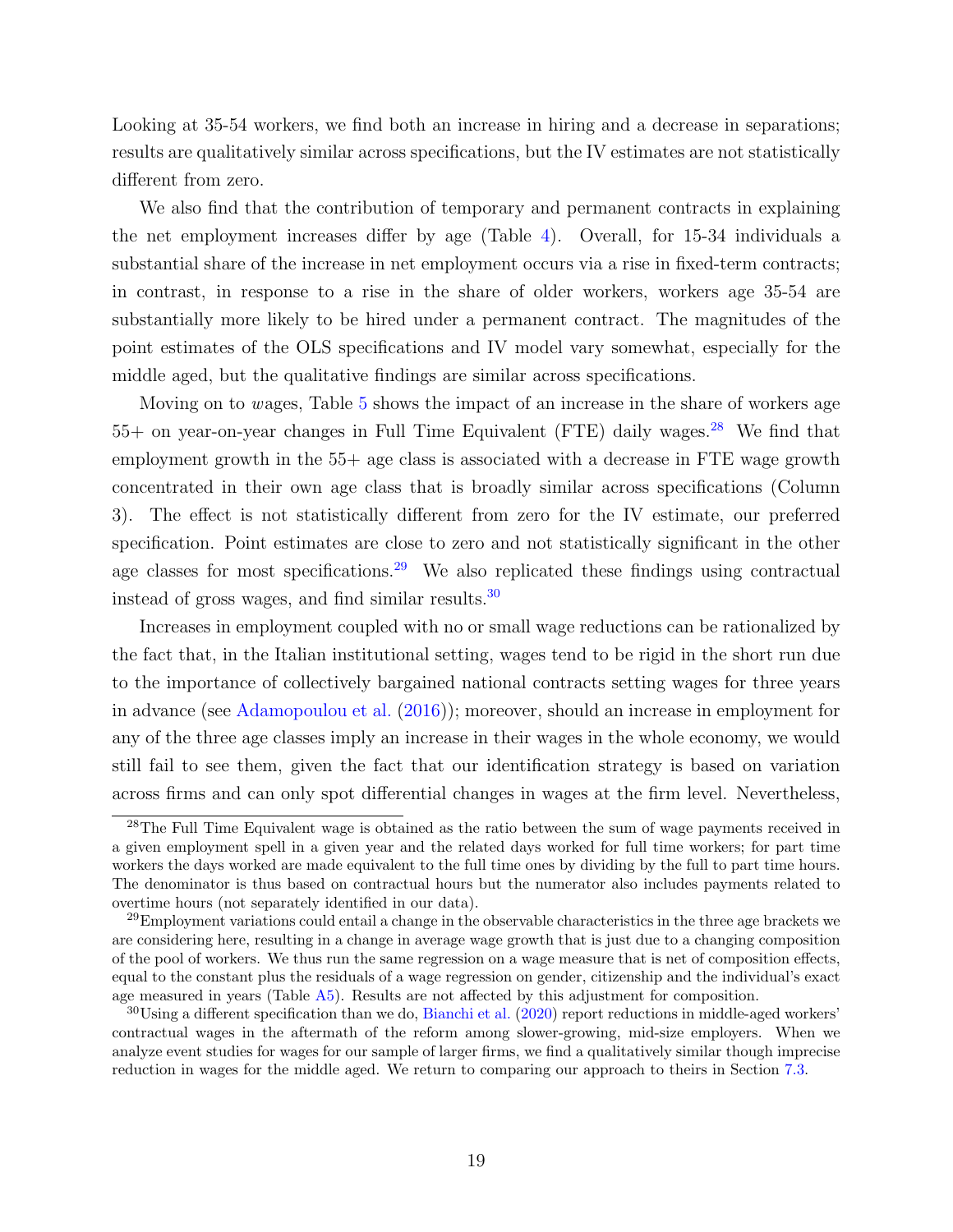Looking at 35-54 workers, we find both an increase in hiring and a decrease in separations; results are qualitatively similar across specifications, but the IV estimates are not statistically different from zero.

We also find that the contribution of temporary and permanent contracts in explaining the net employment increases differ by age (Table 4). Overall, for 15-34 individuals a substantial share of the increase in net employment occurs via a rise in fixed-term contracts; in contrast, in response to a rise in the share of older workers, workers age 35-54 are substantially more likely to be hired under a permanent contract. The magnitudes of the point estimates of the OLS specifications and IV model vary somewhat, especially for the middle aged, but the qualitative findings are similar across specifications.

Moving on to *w*ages, Table 5 shows the impact of an increase in the share of workers age 55+ on year-on-year changes in Full Time Equivalent (FTE) daily wages.[28] We find that employment growth in the 55+ age class is associated with a decrease in FTE wage growth concentrated in their own age class that is broadly similar across specifications (Column 3). The effect is not statistically different from zero for the IV estimate, our preferred specification. Point estimates are close to zero and not statistically significant in the other age classes for most specifications.[29] We also replicated these findings using contractual instead of gross wages, and find similar results.[30]

Increases in employment coupled with no or small wage reductions can be rationalized by the fact that, in the Italian institutional setting, wages tend to be rigid in the short run due to the importance of collectively bargained national contracts setting wages for three years in advance (see Adamopoulou et al. (2016)); moreover, should an increase in employment for any of the three age classes imply an increase in their wages in the whole economy, we would still fail to see them, given the fact that our identification strategy is based on variation across firms and can only spot differential changes in wages at the firm level. Nevertheless,

[28] The Full Time Equivalent wage is obtained as the ratio between the sum of wage payments received in a given employment spell in a given year and the related days worked for full time workers; for part time workers the days worked are made equivalent to the full time ones by dividing by the full to part time hours. The denominator is thus based on contractual hours but the numerator also includes payments related to overtime hours (not separately identified in our data).

[29] Employment variations could entail a change in the observable characteristics in the three age brackets we are considering here, resulting in a change in average wage growth that is just due to a changing composition of the pool of workers. We thus run the same regression on a wage measure that is net of composition effects, equal to the constant plus the residuals of a wage regression on gender, citizenship and the individual's exact age measured in years (Table A5). Results are not affected by this adjustment for composition.

[30] Using a different specification than we do, Bianchi et al. (2020) report reductions in middle-aged workers' contractual wages in the aftermath of the reform among slower-growing, mid-size employers. When we analyze event studies for wages for our sample of larger firms, we find a qualitatively similar though imprecise reduction in wages for the middle aged. We return to comparing our approach to theirs in Section 7.3.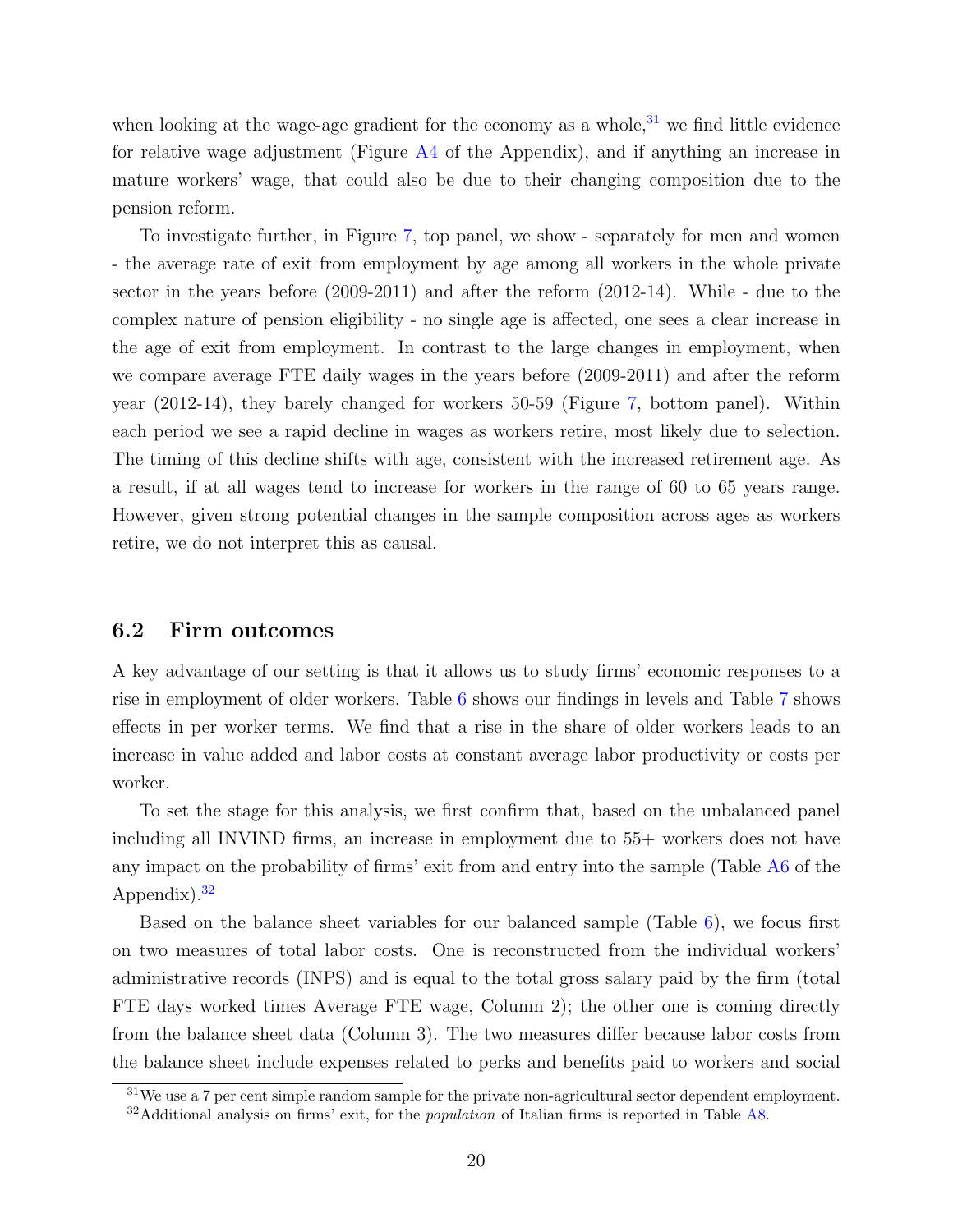when looking at the wage-age gradient for the economy as a whole,[31] we find little evidence for relative wage adjustment (Figure A4 of the Appendix), and if anything an increase in mature workers' wage, that could also be due to their changing composition due to the pension reform.

To investigate further, in Figure 7, top panel, we show - separately for men and women - the average rate of exit from employment by age among all workers in the whole private sector in the years before (2009-2011) and after the reform (2012-14). While - due to the complex nature of pension eligibility - no single age is affected, one sees a clear increase in the age of exit from employment. In contrast to the large changes in employment, when we compare average FTE daily wages in the years before (2009-2011) and after the reform year (2012-14), they barely changed for workers 50-59 (Figure 7, bottom panel). Within each period we see a rapid decline in wages as workers retire, most likely due to selection. The timing of this decline shifts with age, consistent with the increased retirement age. As a result, if at all wages tend to increase for workers in the range of 60 to 65 years range. However, given strong potential changes in the sample composition across ages as workers retire, we do not interpret this as causal.

## 6.2 Firm outcomes

A key advantage of our setting is that it allows us to study firms' economic responses to a rise in employment of older workers. Table 6 shows our findings in levels and Table 7 shows effects in per worker terms. We find that a rise in the share of older workers leads to an increase in value added and labor costs at constant average labor productivity or costs per worker.

To set the stage for this analysis, we first confirm that, based on the unbalanced panel including all INVIND firms, an increase in employment due to 55+ workers does not have any impact on the probability of firms' exit from and entry into the sample (Table A6 of the Appendix).[32]

Based on the balance sheet variables for our balanced sample (Table 6), we focus first on two measures of total labor costs. One is reconstructed from the individual workers' administrative records (INPS) and is equal to the total gross salary paid by the firm (total FTE days worked times Average FTE wage, Column 2); the other one is coming directly from the balance sheet data (Column 3). The two measures differ because labor costs from the balance sheet include expenses related to perks and benefits paid to workers and social

[31] We use a 7 per cent simple random sample for the private non-agricultural sector dependent employment.

[32] Additional analysis on firms' exit, for the *population* of Italian firms is reported in Table A8.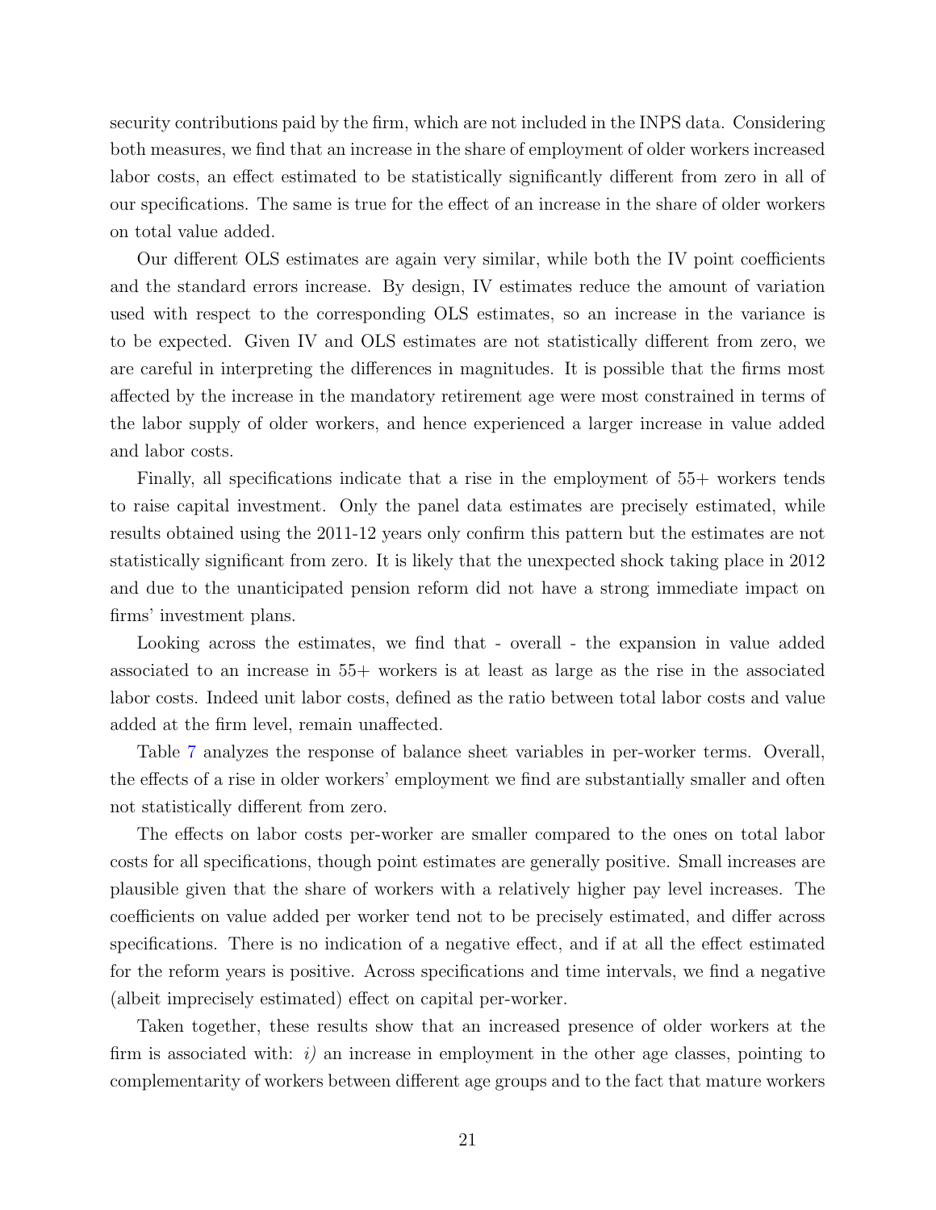security contributions paid by the firm, which are not included in the INPS data. Considering both measures, we find that an increase in the share of employment of older workers increased labor costs, an effect estimated to be statistically significantly different from zero in all of our specifications. The same is true for the effect of an increase in the share of older workers on total value added.

Our different OLS estimates are again very similar, while both the IV point coefficients and the standard errors increase. By design, IV estimates reduce the amount of variation used with respect to the corresponding OLS estimates, so an increase in the variance is to be expected. Given IV and OLS estimates are not statistically different from zero, we are careful in interpreting the differences in magnitudes. It is possible that the firms most affected by the increase in the mandatory retirement age were most constrained in terms of the labor supply of older workers, and hence experienced a larger increase in value added and labor costs.

Finally, all specifications indicate that a rise in the employment of 55+ workers tends to raise capital investment. Only the panel data estimates are precisely estimated, while results obtained using the 2011-12 years only confirm this pattern but the estimates are not statistically significant from zero. It is likely that the unexpected shock taking place in 2012 and due to the unanticipated pension reform did not have a strong immediate impact on firms' investment plans.

Looking across the estimates, we find that - overall - the expansion in value added associated to an increase in 55+ workers is at least as large as the rise in the associated labor costs. Indeed unit labor costs, defined as the ratio between total labor costs and value added at the firm level, remain unaffected.

Table 7 analyzes the response of balance sheet variables in per-worker terms. Overall, the effects of a rise in older workers' employment we find are substantially smaller and often not statistically different from zero.

The effects on labor costs per-worker are smaller compared to the ones on total labor costs for all specifications, though point estimates are generally positive. Small increases are plausible given that the share of workers with a relatively higher pay level increases. The coefficients on value added per worker tend not to be precisely estimated, and differ across specifications. There is no indication of a negative effect, and if at all the effect estimated for the reform years is positive. Across specifications and time intervals, we find a negative (albeit imprecisely estimated) effect on capital per-worker.

Taken together, these results show that an increased presence of older workers at the firm is associated with: *i)* an increase in employment in the other age classes, pointing to complementarity of workers between different age groups and to the fact that mature workers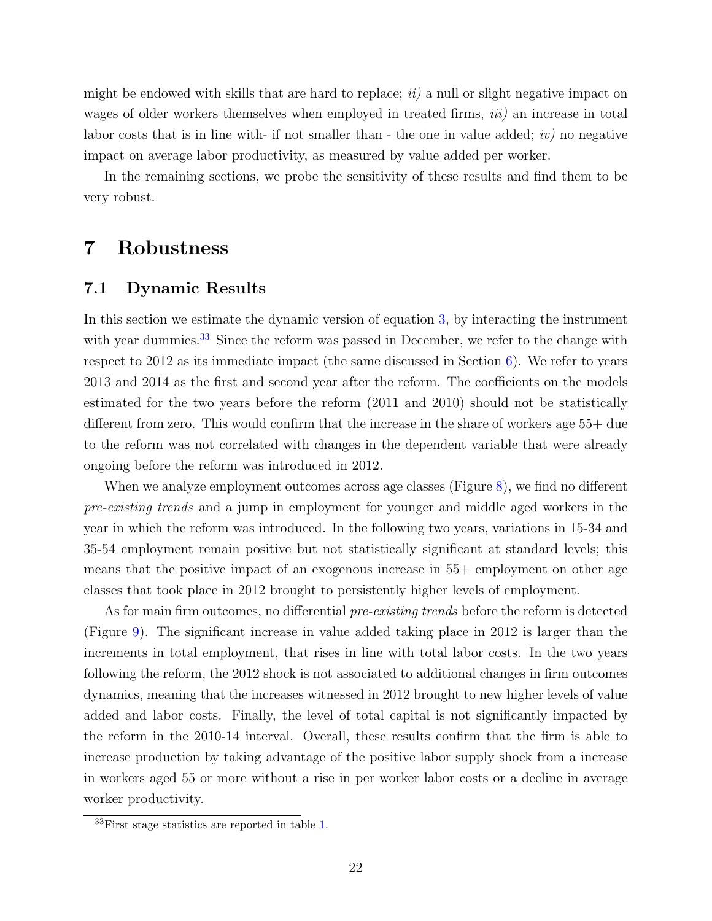might be endowed with skills that are hard to replace; *ii)* a null or slight negative impact on wages of older workers themselves when employed in treated firms, *iii)* an increase in total labor costs that is in line with- if not smaller than - the one in value added; *iv)* no negative impact on average labor productivity, as measured by value added per worker.

In the remaining sections, we probe the sensitivity of these results and find them to be very robust.

# 7 Robustness

## 7.1 Dynamic Results

In this section we estimate the dynamic version of equation 3, by interacting the instrument with year dummies.[33] Since the reform was passed in December, we refer to the change with respect to 2012 as its immediate impact (the same discussed in Section 6). We refer to years 2013 and 2014 as the first and second year after the reform. The coefficients on the models estimated for the two years before the reform (2011 and 2010) should not be statistically different from zero. This would confirm that the increase in the share of workers age 55+ due to the reform was not correlated with changes in the dependent variable that were already ongoing before the reform was introduced in 2012.

When we analyze employment outcomes across age classes (Figure 8), we find no different *pre-existing trends* and a jump in employment for younger and middle aged workers in the year in which the reform was introduced. In the following two years, variations in 15-34 and 35-54 employment remain positive but not statistically significant at standard levels; this means that the positive impact of an exogenous increase in 55+ employment on other age classes that took place in 2012 brought to persistently higher levels of employment.

As for main firm outcomes, no differential *pre-existing trends* before the reform is detected (Figure 9). The significant increase in value added taking place in 2012 is larger than the increments in total employment, that rises in line with total labor costs. In the two years following the reform, the 2012 shock is not associated to additional changes in firm outcomes dynamics, meaning that the increases witnessed in 2012 brought to new higher levels of value added and labor costs. Finally, the level of total capital is not significantly impacted by the reform in the 2010-14 interval. Overall, these results confirm that the firm is able to increase production by taking advantage of the positive labor supply shock from a increase in workers aged 55 or more without a rise in per worker labor costs or a decline in average worker productivity.

[33] First stage statistics are reported in table 1.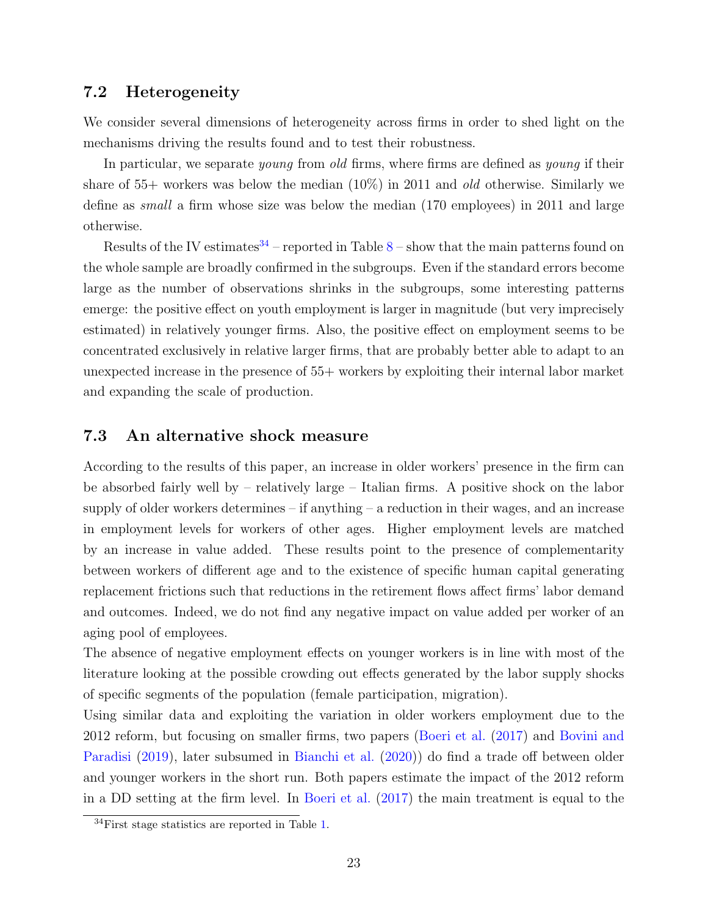## 7.2 Heterogeneity

We consider several dimensions of heterogeneity across firms in order to shed light on the mechanisms driving the results found and to test their robustness.

In particular, we separate *young* from *old* firms, where firms are defined as *young* if their share of 55+ workers was below the median (10%) in 2011 and *old* otherwise. Similarly we define as *small* a firm whose size was below the median (170 employees) in 2011 and large otherwise.

Results of the IV estimates[34] – reported in Table 8 – show that the main patterns found on the whole sample are broadly confirmed in the subgroups. Even if the standard errors become large as the number of observations shrinks in the subgroups, some interesting patterns emerge: the positive effect on youth employment is larger in magnitude (but very imprecisely estimated) in relatively younger firms. Also, the positive effect on employment seems to be concentrated exclusively in relative larger firms, that are probably better able to adapt to an unexpected increase in the presence of 55+ workers by exploiting their internal labor market and expanding the scale of production.

## 7.3 An alternative shock measure

According to the results of this paper, an increase in older workers' presence in the firm can be absorbed fairly well by – relatively large – Italian firms. A positive shock on the labor supply of older workers determines – if anything – a reduction in their wages, and an increase in employment levels for workers of other ages. Higher employment levels are matched by an increase in value added. These results point to the presence of complementarity between workers of different age and to the existence of specific human capital generating replacement frictions such that reductions in the retirement flows affect firms' labor demand and outcomes. Indeed, we do not find any negative impact on value added per worker of an aging pool of employees.

The absence of negative employment effects on younger workers is in line with most of the literature looking at the possible crowding out effects generated by the labor supply shocks of specific segments of the population (female participation, migration).

Using similar data and exploiting the variation in older workers employment due to the 2012 reform, but focusing on smaller firms, two papers (Boeri et al. (2017) and Bovini and Paradisi (2019), later subsumed in Bianchi et al. (2020)) do find a trade off between older and younger workers in the short run. Both papers estimate the impact of the 2012 reform in a DD setting at the firm level. In Boeri et al. (2017) the main treatment is equal to the

[34] First stage statistics are reported in Table 1.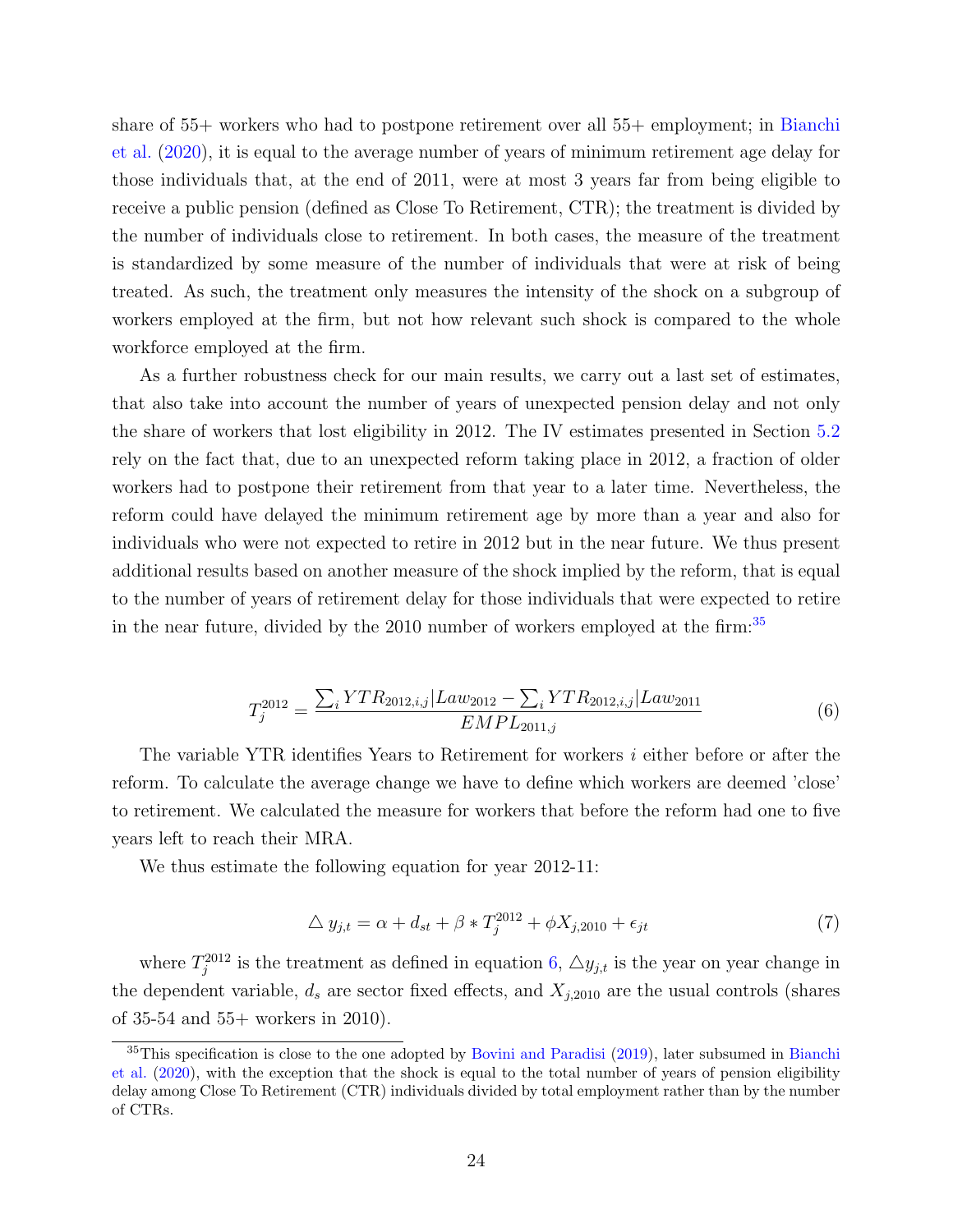share of 55+ workers who had to postpone retirement over all 55+ employment; in Bianchi et al. (2020), it is equal to the average number of years of minimum retirement age delay for those individuals that, at the end of 2011, were at most 3 years far from being eligible to receive a public pension (defined as Close To Retirement, CTR); the treatment is divided by the number of individuals close to retirement. In both cases, the measure of the treatment is standardized by some measure of the number of individuals that were at risk of being treated. As such, the treatment only measures the intensity of the shock on a subgroup of workers employed at the firm, but not how relevant such shock is compared to the whole workforce employed at the firm.

As a further robustness check for our main results, we carry out a last set of estimates, that also take into account the number of years of unexpected pension delay and not only the share of workers that lost eligibility in 2012. The IV estimates presented in Section 5.2 rely on the fact that, due to an unexpected reform taking place in 2012, a fraction of older workers had to postpone their retirement from that year to a later time. Nevertheless, the reform could have delayed the minimum retirement age by more than a year and also for individuals who were not expected to retire in 2012 but in the near future. We thus present additional results based on another measure of the shock implied by the reform, that is equal to the number of years of retirement delay for those individuals that were expected to retire in the near future, divided by the 2010 number of workers employed at the firm:[35]

$$T_j^{2012} = \frac{\sum_i YTR_{2012,i,j}|Law_{2012} - \sum_i YTR_{2012,i,j}|Law_{2011}}{EMPL_{2011,j}} \tag{6}$$

The variable YTR identifies Years to Retirement for workers $i$ either before or after the reform. To calculate the average change we have to define which workers are deemed 'close' to retirement. We calculated the measure for workers that before the reform had one to five years left to reach their MRA.

We thus estimate the following equation for year 2012-11:

$$\triangle y_{j,t} = \alpha + d_{st} + \beta * T_j^{2012} + \phi X_{j,2010} + \epsilon_{jt} \tag{7}$$

where $T_j^{2012}$ is the treatment as defined in equation 6, $\triangle y_{j,t}$ is the year on year change in the dependent variable, $d_s$ are sector fixed effects, and $X_{j,2010}$ are the usual controls (shares of 35-54 and 55+ workers in 2010).

[35] This specification is close to the one adopted by Bovini and Paradisi (2019), later subsumed in Bianchi et al. (2020), with the exception that the shock is equal to the total number of years of pension eligibility delay among Close To Retirement (CTR) individuals divided by total employment rather than by the number of CTRs.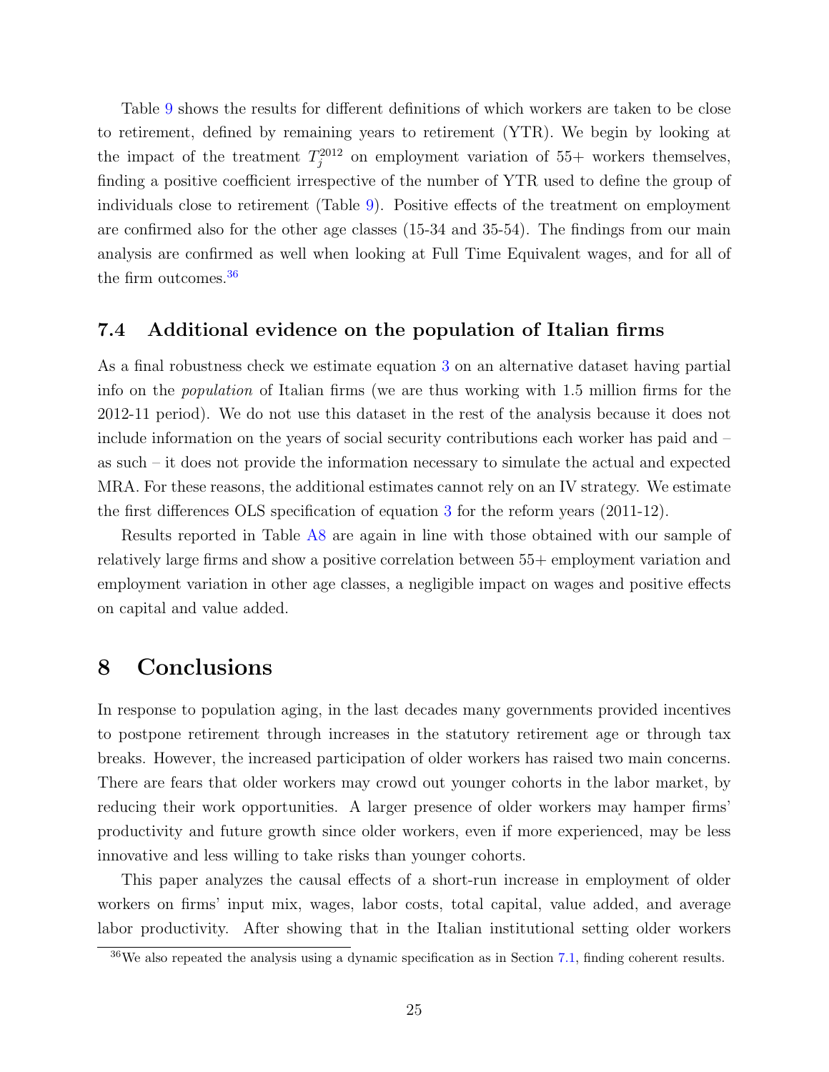Table 9 shows the results for different definitions of which workers are taken to be close to retirement, defined by remaining years to retirement (YTR). We begin by looking at the impact of the treatment $T_j^{2012}$ on employment variation of 55+ workers themselves, finding a positive coefficient irrespective of the number of YTR used to define the group of individuals close to retirement (Table 9). Positive effects of the treatment on employment are confirmed also for the other age classes (15-34 and 35-54). The findings from our main analysis are confirmed as well when looking at Full Time Equivalent wages, and for all of the firm outcomes.[36]

### 7.4 Additional evidence on the population of Italian firms

As a final robustness check we estimate equation 3 on an alternative dataset having partial info on the *population* of Italian firms (we are thus working with 1.5 million firms for the 2012-11 period). We do not use this dataset in the rest of the analysis because it does not include information on the years of social security contributions each worker has paid and – as such – it does not provide the information necessary to simulate the actual and expected MRA. For these reasons, the additional estimates cannot rely on an IV strategy. We estimate the first differences OLS specification of equation 3 for the reform years (2011-12).

Results reported in Table A8 are again in line with those obtained with our sample of relatively large firms and show a positive correlation between 55+ employment variation and employment variation in other age classes, a negligible impact on wages and positive effects on capital and value added.

## 8 Conclusions

In response to population aging, in the last decades many governments provided incentives to postpone retirement through increases in the statutory retirement age or through tax breaks. However, the increased participation of older workers has raised two main concerns. There are fears that older workers may crowd out younger cohorts in the labor market, by reducing their work opportunities. A larger presence of older workers may hamper firms' productivity and future growth since older workers, even if more experienced, may be less innovative and less willing to take risks than younger cohorts.

This paper analyzes the causal effects of a short-run increase in employment of older workers on firms' input mix, wages, labor costs, total capital, value added, and average labor productivity. After showing that in the Italian institutional setting older workers

[36] We also repeated the analysis using a dynamic specification as in Section 7.1, finding coherent results.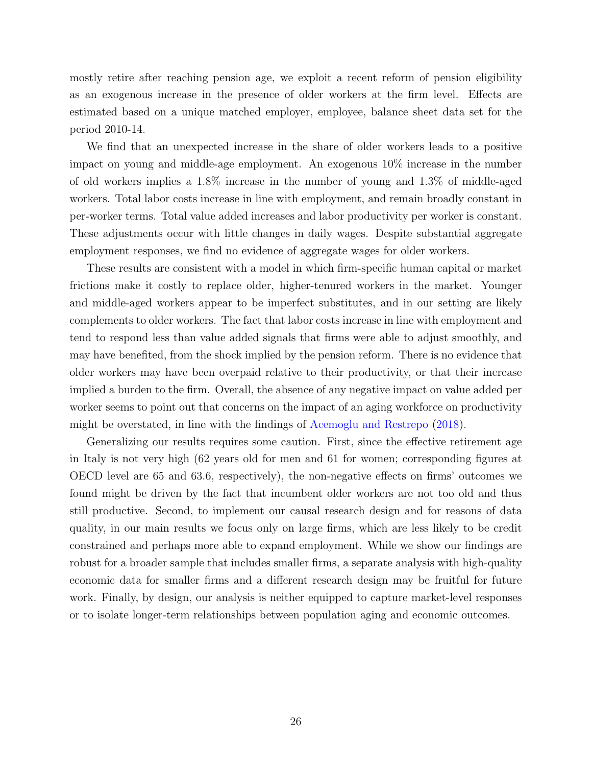mostly retire after reaching pension age, we exploit a recent reform of pension eligibility as an exogenous increase in the presence of older workers at the firm level. Effects are estimated based on a unique matched employer, employee, balance sheet data set for the period 2010-14.

We find that an unexpected increase in the share of older workers leads to a positive impact on young and middle-age employment. An exogenous 10% increase in the number of old workers implies a 1.8% increase in the number of young and 1.3% of middle-aged workers. Total labor costs increase in line with employment, and remain broadly constant in per-worker terms. Total value added increases and labor productivity per worker is constant. These adjustments occur with little changes in daily wages. Despite substantial aggregate employment responses, we find no evidence of aggregate wages for older workers.

These results are consistent with a model in which firm-specific human capital or market frictions make it costly to replace older, higher-tenured workers in the market. Younger and middle-aged workers appear to be imperfect substitutes, and in our setting are likely complements to older workers. The fact that labor costs increase in line with employment and tend to respond less than value added signals that firms were able to adjust smoothly, and may have benefited, from the shock implied by the pension reform. There is no evidence that older workers may have been overpaid relative to their productivity, or that their increase implied a burden to the firm. Overall, the absence of any negative impact on value added per worker seems to point out that concerns on the impact of an aging workforce on productivity might be overstated, in line with the findings of Acemoglu and Restrepo (2018).

Generalizing our results requires some caution. First, since the effective retirement age in Italy is not very high (62 years old for men and 61 for women; corresponding figures at OECD level are 65 and 63.6, respectively), the non-negative effects on firms' outcomes we found might be driven by the fact that incumbent older workers are not too old and thus still productive. Second, to implement our causal research design and for reasons of data quality, in our main results we focus only on large firms, which are less likely to be credit constrained and perhaps more able to expand employment. While we show our findings are robust for a broader sample that includes smaller firms, a separate analysis with high-quality economic data for smaller firms and a different research design may be fruitful for future work. Finally, by design, our analysis is neither equipped to capture market-level responses or to isolate longer-term relationships between population aging and economic outcomes.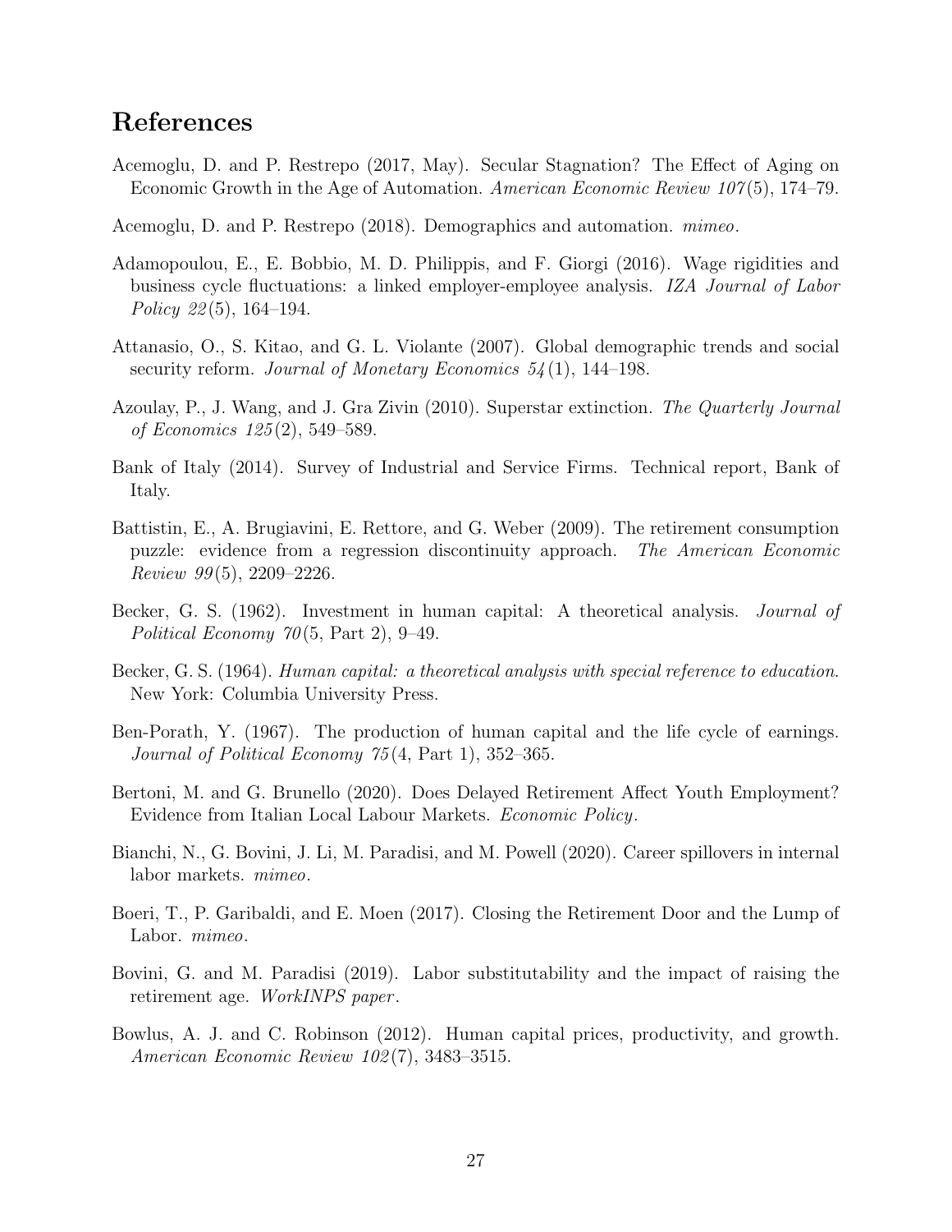## References

Acemoglu, D. and P. Restrepo (2017, May). Secular Stagnation? The Effect of Aging on Economic Growth in the Age of Automation. *American Economic Review 107*(5), 174–79.

Acemoglu, D. and P. Restrepo (2018). Demographics and automation. *mimeo*.

Adamopoulou, E., E. Bobbio, M. D. Philippis, and F. Giorgi (2016). Wage rigidities and business cycle fluctuations: a linked employer-employee analysis. *IZA Journal of Labor Policy 22*(5), 164–194.

Attanasio, O., S. Kitao, and G. L. Violante (2007). Global demographic trends and social security reform. *Journal of Monetary Economics 54*(1), 144–198.

Azoulay, P., J. Wang, and J. Gra Zivin (2010). Superstar extinction. *The Quarterly Journal of Economics 125*(2), 549–589.

Bank of Italy (2014). Survey of Industrial and Service Firms. Technical report, Bank of Italy.

Battistin, E., A. Brugiavini, E. Rettore, and G. Weber (2009). The retirement consumption puzzle: evidence from a regression discontinuity approach. *The American Economic Review 99*(5), 2209–2226.

Becker, G. S. (1962). Investment in human capital: A theoretical analysis. *Journal of Political Economy 70*(5, Part 2), 9–49.

Becker, G. S. (1964). *Human capital: a theoretical analysis with special reference to education.* New York: Columbia University Press.

Ben-Porath, Y. (1967). The production of human capital and the life cycle of earnings. *Journal of Political Economy 75*(4, Part 1), 352–365.

Bertoni, M. and G. Brunello (2020). Does Delayed Retirement Affect Youth Employment? Evidence from Italian Local Labour Markets. *Economic Policy*.

Bianchi, N., G. Bovini, J. Li, M. Paradisi, and M. Powell (2020). Career spillovers in internal labor markets. *mimeo*.

Boeri, T., P. Garibaldi, and E. Moen (2017). Closing the Retirement Door and the Lump of Labor. *mimeo*.

Bovini, G. and M. Paradisi (2019). Labor substitutability and the impact of raising the retirement age. *WorkINPS paper*.

Bowlus, A. J. and C. Robinson (2012). Human capital prices, productivity, and growth. *American Economic Review 102*(7), 3483–3515.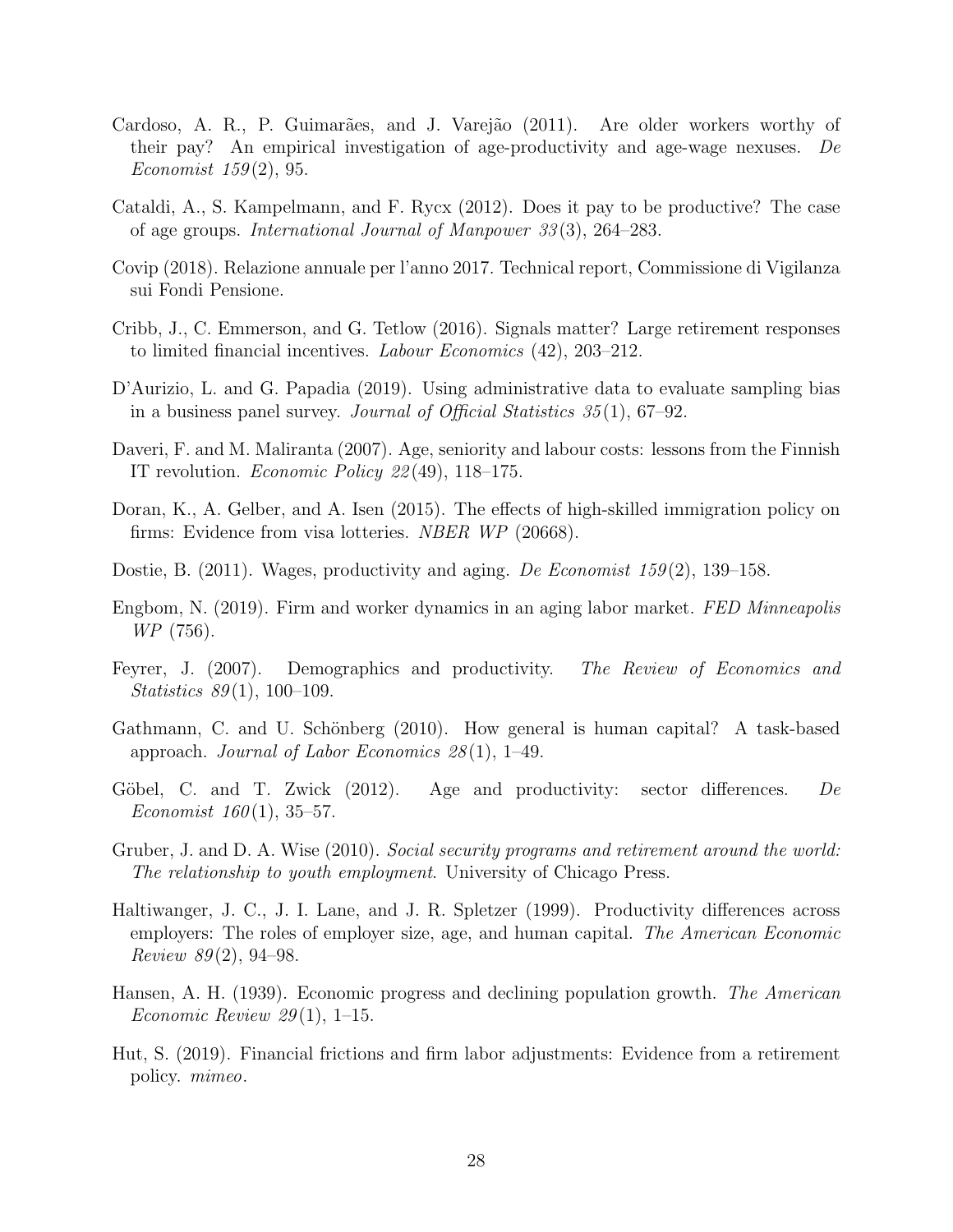Cardoso, A. R., P. Guimarães, and J. Varejão (2011). Are older workers worthy of their pay? An empirical investigation of age-productivity and age-wage nexuses. *De Economist 159*(2), 95.

Cataldi, A., S. Kampelmann, and F. Rycx (2012). Does it pay to be productive? The case of age groups. *International Journal of Manpower 33*(3), 264–283.

Covip (2018). Relazione annuale per l'anno 2017. Technical report, Commissione di Vigilanza sui Fondi Pensione.

Cribb, J., C. Emmerson, and G. Tetlow (2016). Signals matter? Large retirement responses to limited financial incentives. *Labour Economics* (42), 203–212.

D'Aurizio, L. and G. Papadia (2019). Using administrative data to evaluate sampling bias in a business panel survey. *Journal of Official Statistics 35*(1), 67–92.

Daveri, F. and M. Maliranta (2007). Age, seniority and labour costs: lessons from the Finnish IT revolution. *Economic Policy 22*(49), 118–175.

Doran, K., A. Gelber, and A. Isen (2015). The effects of high-skilled immigration policy on firms: Evidence from visa lotteries. *NBER WP* (20668).

Dostie, B. (2011). Wages, productivity and aging. *De Economist 159*(2), 139–158.

Engbom, N. (2019). Firm and worker dynamics in an aging labor market. *FED Minneapolis WP* (756).

Feyrer, J. (2007). Demographics and productivity. *The Review of Economics and Statistics 89*(1), 100–109.

Gathmann, C. and U. Schönberg (2010). How general is human capital? A task-based approach. *Journal of Labor Economics 28*(1), 1–49.

Göbel, C. and T. Zwick (2012). Age and productivity: sector differences. *De Economist 160*(1), 35–57.

Gruber, J. and D. A. Wise (2010). *Social security programs and retirement around the world: The relationship to youth employment*. University of Chicago Press.

Haltiwanger, J. C., J. I. Lane, and J. R. Spletzer (1999). Productivity differences across employers: The roles of employer size, age, and human capital. *The American Economic Review 89*(2), 94–98.

Hansen, A. H. (1939). Economic progress and declining population growth. *The American Economic Review 29*(1), 1–15.

Hut, S. (2019). Financial frictions and firm labor adjustments: Evidence from a retirement policy. *mimeo*.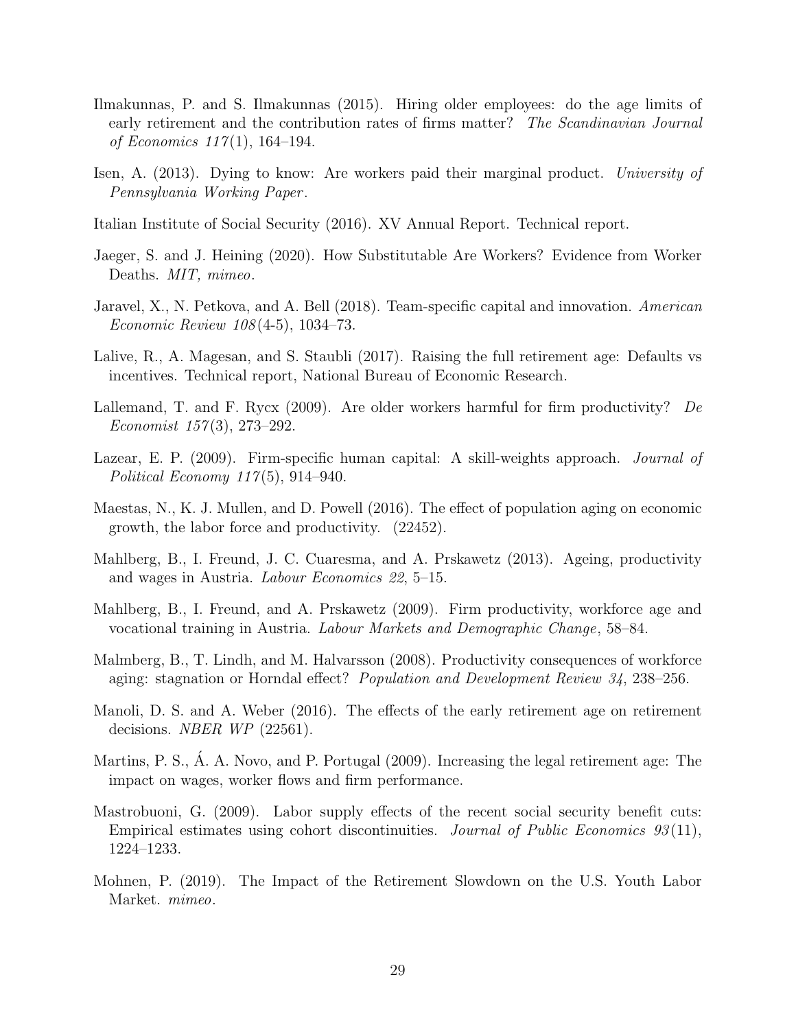Ilmakunnas, P. and S. Ilmakunnas (2015). Hiring older employees: do the age limits of early retirement and the contribution rates of firms matter? *The Scandinavian Journal of Economics 117*(1), 164–194.

Isen, A. (2013). Dying to know: Are workers paid their marginal product. *University of Pennsylvania Working Paper*.

Italian Institute of Social Security (2016). XV Annual Report. Technical report.

Jaeger, S. and J. Heining (2020). How Substitutable Are Workers? Evidence from Worker Deaths. *MIT, mimeo*.

Jaravel, X., N. Petkova, and A. Bell (2018). Team-specific capital and innovation. *American Economic Review 108*(4-5), 1034–73.

Lalive, R., A. Magesan, and S. Staubli (2017). Raising the full retirement age: Defaults vs incentives. Technical report, National Bureau of Economic Research.

Lallemand, T. and F. Rycx (2009). Are older workers harmful for firm productivity? *De Economist 157*(3), 273–292.

Lazear, E. P. (2009). Firm-specific human capital: A skill-weights approach. *Journal of Political Economy 117*(5), 914–940.

Maestas, N., K. J. Mullen, and D. Powell (2016). The effect of population aging on economic growth, the labor force and productivity. (22452).

Mahlberg, B., I. Freund, J. C. Cuaresma, and A. Prskawetz (2013). Ageing, productivity and wages in Austria. *Labour Economics 22*, 5–15.

Mahlberg, B., I. Freund, and A. Prskawetz (2009). Firm productivity, workforce age and vocational training in Austria. *Labour Markets and Demographic Change*, 58–84.

Malmberg, B., T. Lindh, and M. Halvarsson (2008). Productivity consequences of workforce aging: stagnation or Horndal effect? *Population and Development Review 34*, 238–256.

Manoli, D. S. and A. Weber (2016). The effects of the early retirement age on retirement decisions. *NBER WP* (22561).

Martins, P. S., Á. A. Novo, and P. Portugal (2009). Increasing the legal retirement age: The impact on wages, worker flows and firm performance.

Mastrobuoni, G. (2009). Labor supply effects of the recent social security benefit cuts: Empirical estimates using cohort discontinuities. *Journal of Public Economics 93*(11), 1224–1233.

Mohnen, P. (2019). The Impact of the Retirement Slowdown on the U.S. Youth Labor Market. *mimeo*.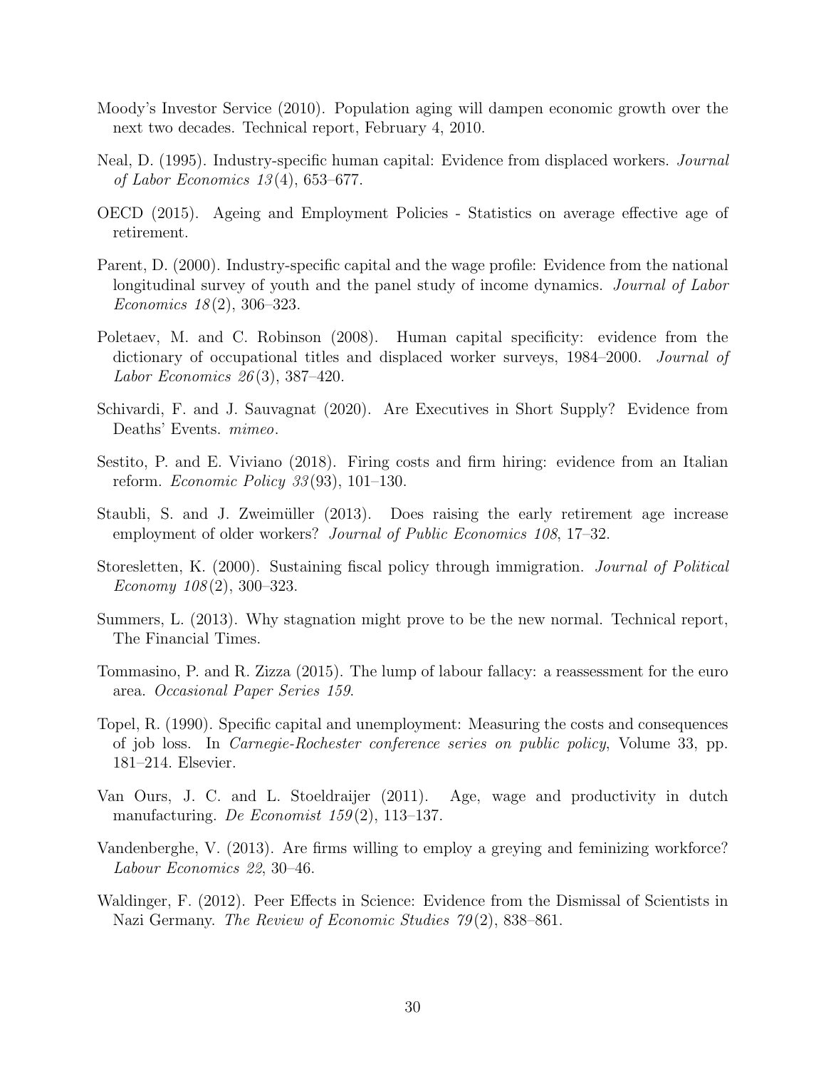Moody's Investor Service (2010). Population aging will dampen economic growth over the next two decades. Technical report, February 4, 2010.

Neal, D. (1995). Industry-specific human capital: Evidence from displaced workers. *Journal of Labor Economics 13*(4), 653–677.

OECD (2015). Ageing and Employment Policies - Statistics on average effective age of retirement.

Parent, D. (2000). Industry-specific capital and the wage profile: Evidence from the national longitudinal survey of youth and the panel study of income dynamics. *Journal of Labor Economics 18*(2), 306–323.

Poletaev, M. and C. Robinson (2008). Human capital specificity: evidence from the dictionary of occupational titles and displaced worker surveys, 1984–2000. *Journal of Labor Economics 26*(3), 387–420.

Schivardi, F. and J. Sauvagnat (2020). Are Executives in Short Supply? Evidence from Deaths' Events. *mimeo*.

Sestito, P. and E. Viviano (2018). Firing costs and firm hiring: evidence from an Italian reform. *Economic Policy 33*(93), 101–130.

Staubli, S. and J. Zweimüller (2013). Does raising the early retirement age increase employment of older workers? *Journal of Public Economics 108*, 17–32.

Storesletten, K. (2000). Sustaining fiscal policy through immigration. *Journal of Political Economy 108*(2), 300–323.

Summers, L. (2013). Why stagnation might prove to be the new normal. Technical report, The Financial Times.

Tommasino, P. and R. Zizza (2015). The lump of labour fallacy: a reassessment for the euro area. *Occasional Paper Series 159*.

Topel, R. (1990). Specific capital and unemployment: Measuring the costs and consequences of job loss. In *Carnegie-Rochester conference series on public policy*, Volume 33, pp. 181–214. Elsevier.

Van Ours, J. C. and L. Stoeldraijer (2011). Age, wage and productivity in dutch manufacturing. *De Economist 159*(2), 113–137.

Vandenberghe, V. (2013). Are firms willing to employ a greying and feminizing workforce? *Labour Economics 22*, 30–46.

Waldinger, F. (2012). Peer Effects in Science: Evidence from the Dismissal of Scientists in Nazi Germany. *The Review of Economic Studies 79*(2), 838–861.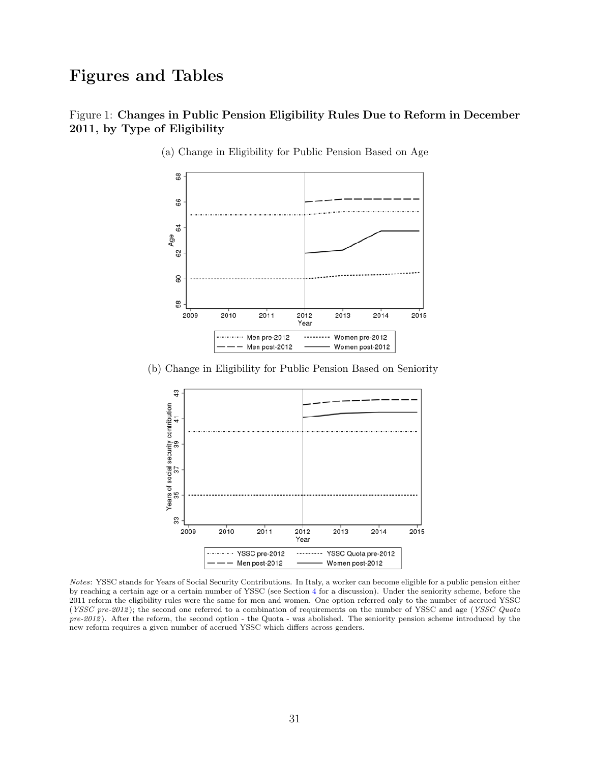# Figures and Tables

Figure 1: **Changes in Public Pension Eligibility Rules Due to Reform in December 2011, by Type of Eligibility**

(a) Change in Eligibility for Public Pension Based on Age

(b) Change in Eligibility for Public Pension Based on Seniority

*Notes*: YSSC stands for Years of Social Security Contributions. In Italy, a worker can become eligible for a public pension either by reaching a certain age or a certain number of YSSC (see Section 4 for a discussion). Under the seniority scheme, before the 2011 reform the eligibility rules were the same for men and women. One option referred only to the number of accrued YSSC (*YSSC pre-2012*); the second one referred to a combination of requirements on the number of YSSC and age (*YSSC Quota pre-2012*). After the reform, the second option - the Quota - was abolished. The seniority pension scheme introduced by the new reform requires a given number of accrued YSSC which differs across genders.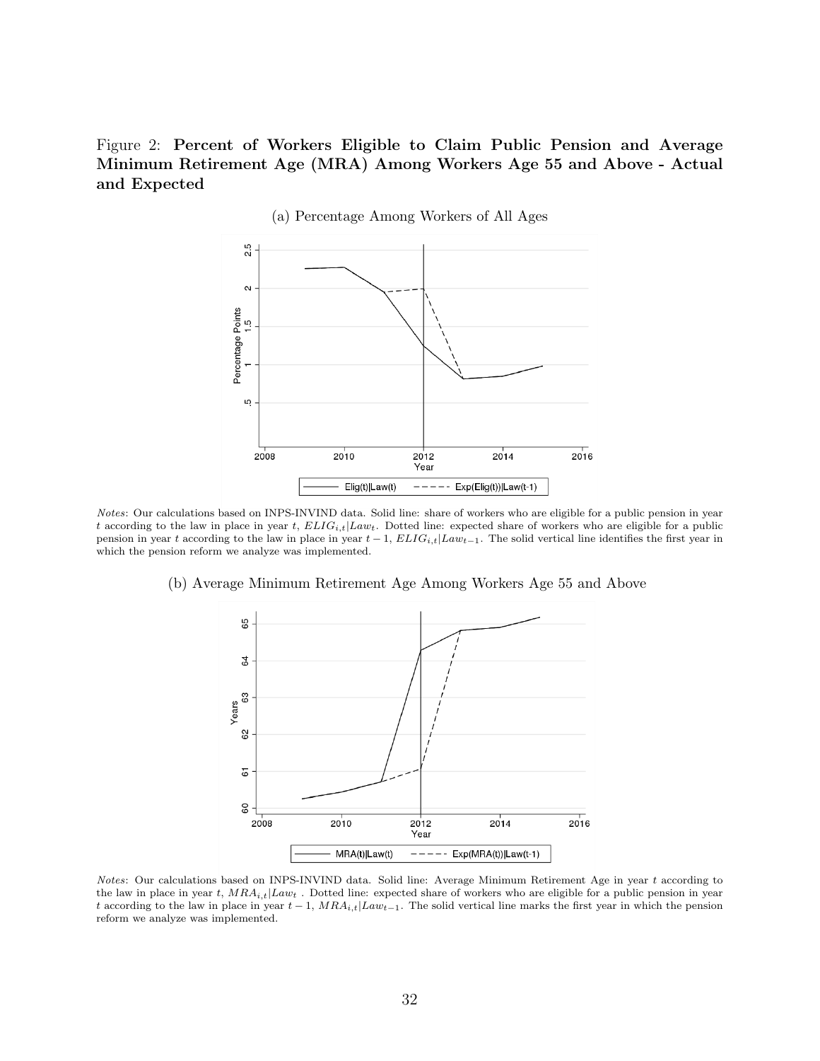Figure 2: **Percent of Workers Eligible to Claim Public Pension and Average Minimum Retirement Age (MRA) Among Workers Age 55 and Above - Actual and Expected**

(a) Percentage Among Workers of All Ages

*Notes*: Our calculations based on INPS-INVIND data. Solid line: share of workers who are eligible for a public pension in year $t$ according to the law in place in year $t$, $ELIG_{i,t}|Law_t$. Dotted line: expected share of workers who are eligible for a public pension in year $t$ according to the law in place in year $t-1$, $ELIG_{i,t}|Law_{t-1}$. The solid vertical line identifies the first year in which the pension reform we analyze was implemented.

(b) Average Minimum Retirement Age Among Workers Age 55 and Above

*Notes*: Our calculations based on INPS-INVIND data. Solid line: Average Minimum Retirement Age in year $t$ according to the law in place in year $t$, $MRA_{i,t}|Law_t$ . Dotted line: expected share of workers who are eligible for a public pension in year $t$ according to the law in place in year $t-1$, $MRA_{i,t}|Law_{t-1}$. The solid vertical line marks the first year in which the pension reform we analyze was implemented.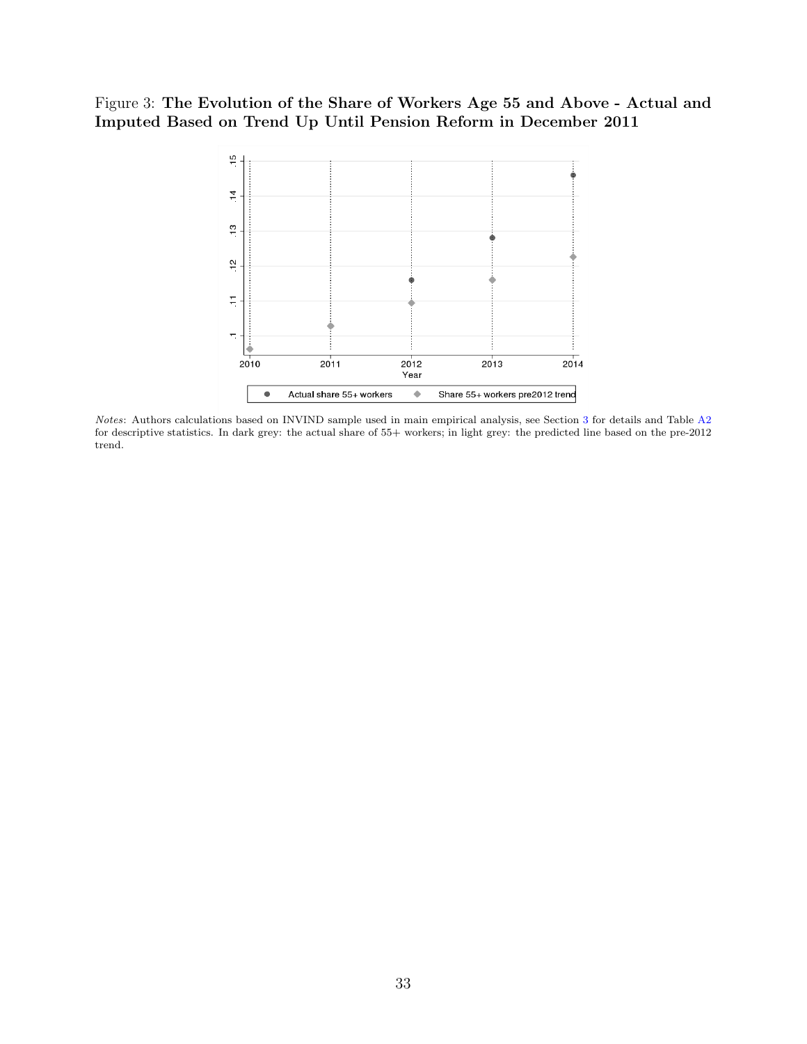Figure 3: **The Evolution of the Share of Workers Age 55 and Above - Actual and Imputed Based on Trend Up Until Pension Reform in December 2011**

*Notes*: Authors calculations based on INVIND sample used in main empirical analysis, see Section 3 for details and Table A2 for descriptive statistics. In dark grey: the actual share of 55+ workers; in light grey: the predicted line based on the pre-2012 trend.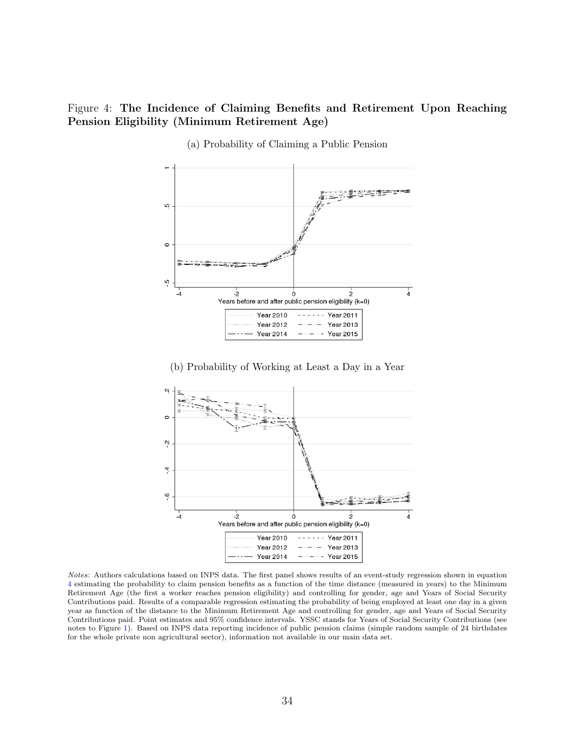Figure 4: **The Incidence of Claiming Benefits and Retirement Upon Reaching Pension Eligibility (Minimum Retirement Age)**

(a) Probability of Claiming a Public Pension

(b) Probability of Working at Least a Day in a Year

*Notes*: Authors calculations based on INPS data. The first panel shows results of an event-study regression shown in equation 4 estimating the probability to claim pension benefits as a function of the time distance (measured in years) to the Minimum Retirement Age (the first a worker reaches pension eligibility) and controlling for gender, age and Years of Social Security Contributions paid. Results of a comparable regression estimating the probability of being employed at least one day in a given year as function of the distance to the Minimum Retirement Age and controlling for gender, age and Years of Social Security Contributions paid. Point estimates and 95% confidence intervals. YSSC stands for Years of Social Security Contributions (see notes to Figure 1). Based on INPS data reporting incidence of public pension claims (simple random sample of 24 birthdates for the whole private non agricultural sector), information not available in our main data set.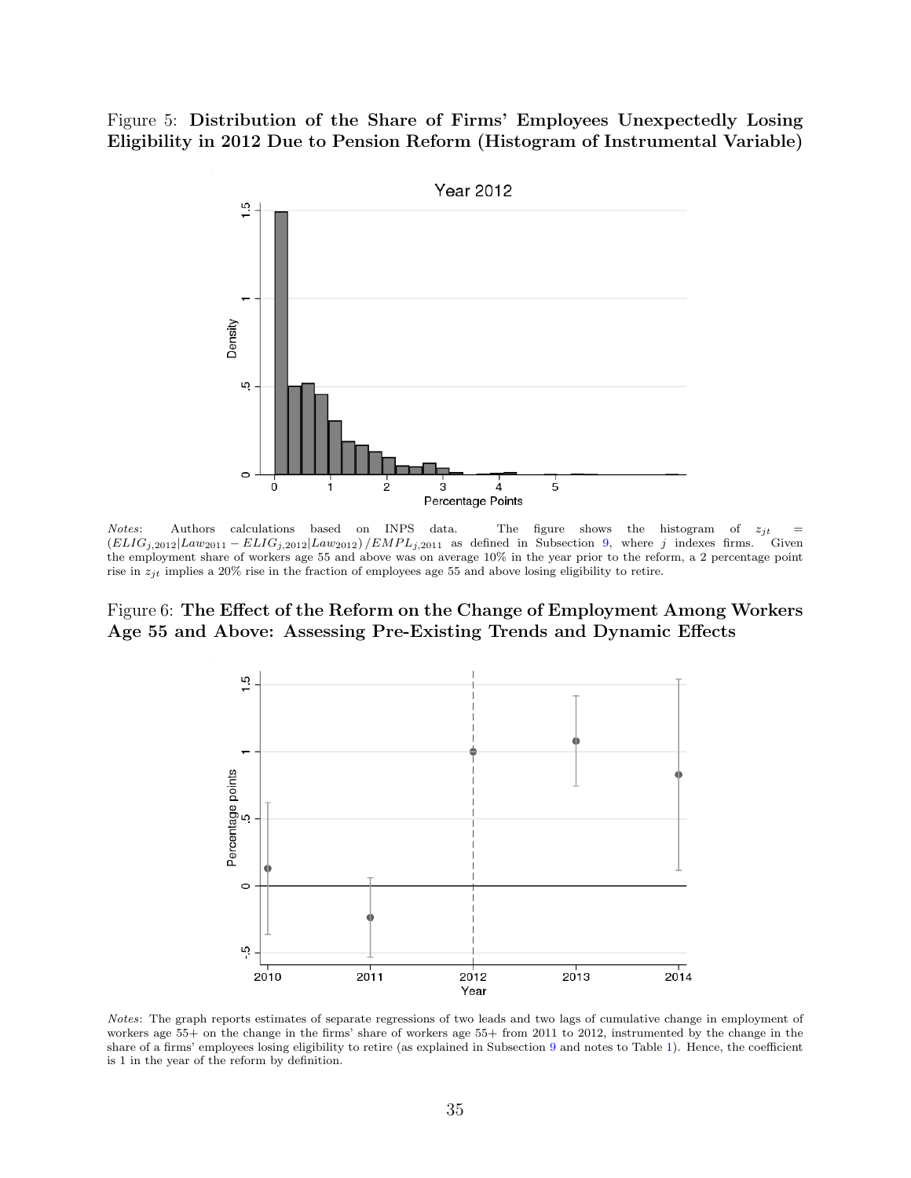Figure 5: **Distribution of the Share of Firms' Employees Unexpectedly Losing Eligibility in 2012 Due to Pension Reform (Histogram of Instrumental Variable)**

*Notes*: Authors calculations based on INPS data. The figure shows the histogram of $z_{jt} = (ELIG_{j,2012}|Law_{2011} - ELIG_{j,2012}|Law_{2012})/EMPL_{j,2011}$ as defined in Subsection 9, where $j$ indexes firms. Given the employment share of workers age 55 and above was on average 10% in the year prior to the reform, a 2 percentage point rise in $z_{jt}$ implies a 20% rise in the fraction of employees age 55 and above losing eligibility to retire.

Figure 6: **The Effect of the Reform on the Change of Employment Among Workers Age 55 and Above: Assessing Pre-Existing Trends and Dynamic Effects**

*Notes*: The graph reports estimates of separate regressions of two leads and two lags of cumulative change in employment of workers age 55+ on the change in the firms' share of workers age 55+ from 2011 to 2012, instrumented by the change in the share of a firms' employees losing eligibility to retire (as explained in Subsection 9 and notes to Table 1). Hence, the coefficient is 1 in the year of the reform by definition.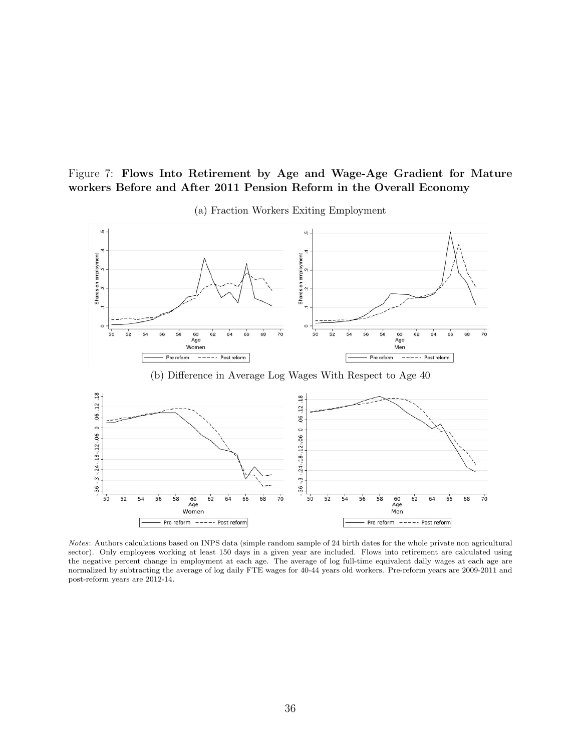Figure 7: **Flows Into Retirement by Age and Wage-Age Gradient for Mature workers Before and After 2011 Pension Reform in the Overall Economy**

(a) Fraction Workers Exiting Employment

(b) Difference in Average Log Wages With Respect to Age 40

*Notes*: Authors calculations based on INPS data (simple random sample of 24 birth dates for the whole private non agricultural sector). Only employees working at least 150 days in a given year are included. Flows into retirement are calculated using the negative percent change in employment at each age. The average of log full-time equivalent daily wages at each age are normalized by subtracting the average of log daily FTE wages for 40-44 years old workers. Pre-reform years are 2009-2011 and post-reform years are 2012-14.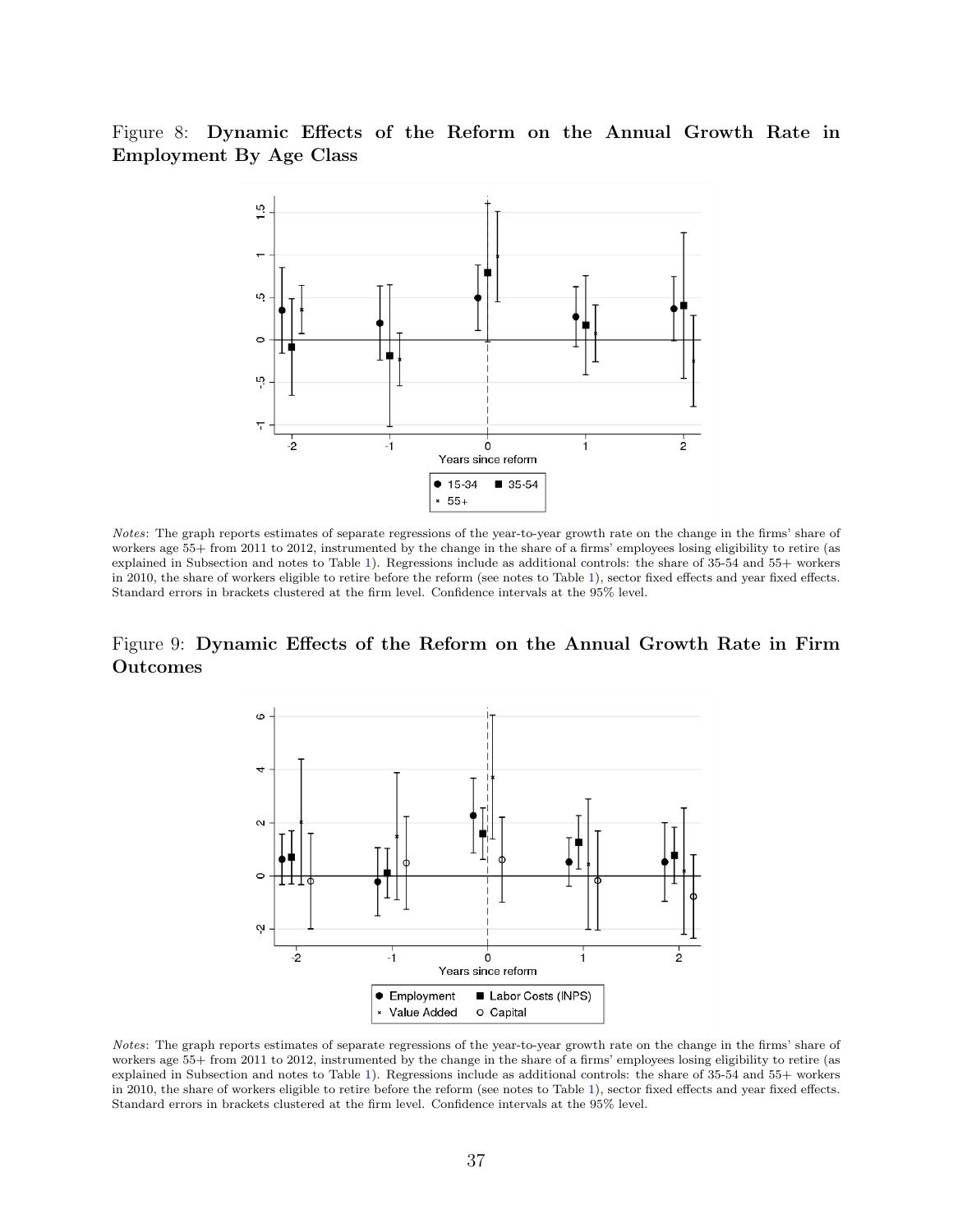Figure 8: **Dynamic Effects of the Reform on the Annual Growth Rate in Employment By Age Class**

*Notes*: The graph reports estimates of separate regressions of the year-to-year growth rate on the change in the firms' share of workers age 55+ from 2011 to 2012, instrumented by the change in the share of a firms' employees losing eligibility to retire (as explained in Subsection and notes to Table 1). Regressions include as additional controls: the share of 35-54 and 55+ workers in 2010, the share of workers eligible to retire before the reform (see notes to Table 1), sector fixed effects and year fixed effects. Standard errors in brackets clustered at the firm level. Confidence intervals at the 95% level.

Figure 9: **Dynamic Effects of the Reform on the Annual Growth Rate in Firm Outcomes**

*Notes*: The graph reports estimates of separate regressions of the year-to-year growth rate on the change in the firms' share of workers age 55+ from 2011 to 2012, instrumented by the change in the share of a firms' employees losing eligibility to retire (as explained in Subsection and notes to Table 1). Regressions include as additional controls: the share of 35-54 and 55+ workers in 2010, the share of workers eligible to retire before the reform (see notes to Table 1), sector fixed effects and year fixed effects. Standard errors in brackets clustered at the firm level. Confidence intervals at the 95% level.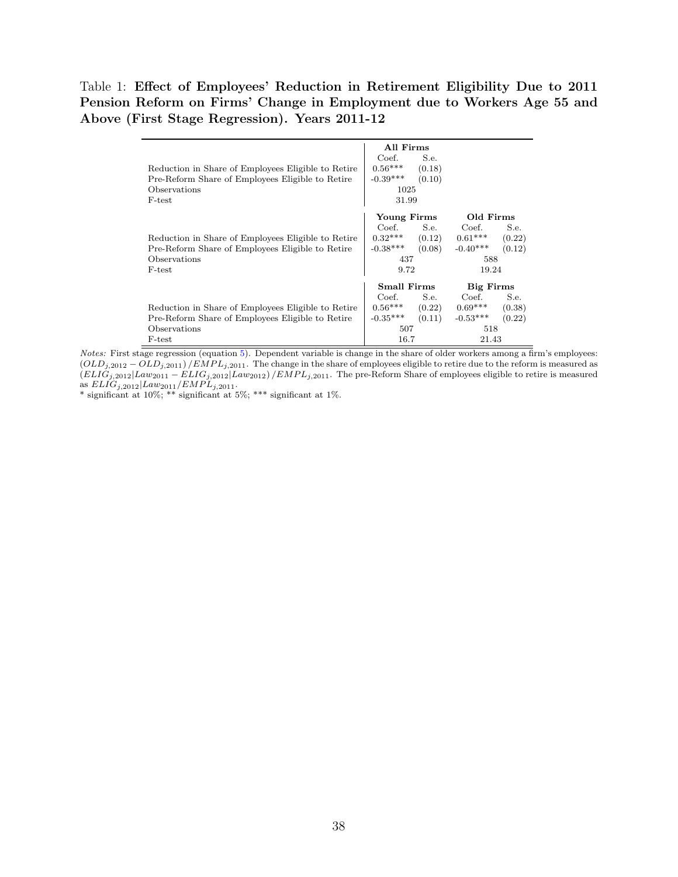Table 1: **Effect of Employees' Reduction in Retirement Eligibility Due to 2011 Pension Reform on Firms' Change in Employment due to Workers Age 55 and Above (First Stage Regression). Years 2011-12**

| | **All Firms** | | | |
|---|---|---|---|---|
| | Coef. | S.e. | | |
| Reduction in Share of Employees Eligible to Retire | 0.56*** | (0.18) | | |
| Pre-Reform Share of Employees Eligible to Retire | -0.39*** | (0.10) | | |
| Observations | 1025 | | | |
| F-test | 31.99 | | | |
| | **Young Firms** | | **Old Firms** | |
| | Coef. | S.e. | Coef. | S.e. |
| Reduction in Share of Employees Eligible to Retire | 0.32*** | (0.12) | 0.61*** | (0.22) |
| Pre-Reform Share of Employees Eligible to Retire | -0.38*** | (0.08) | -0.40*** | (0.12) |
| Observations | 437 | | 588 | |
| F-test | 9.72 | | 19.24 | |
| | **Small Firms** | | **Big Firms** | |
| | Coef. | S.e. | Coef. | S.e. |
| Reduction in Share of Employees Eligible to Retire | 0.56*** | (0.22) | 0.69*** | (0.38) |
| Pre-Reform Share of Employees Eligible to Retire | -0.35*** | (0.11) | -0.53*** | (0.22) |
| Observations | 507 | | 518 | |
| F-test | 16.7 | | 21.43 | |

*Notes:* First stage regression (equation 5). Dependent variable is change in the share of older workers among a firm's employees: $(OLD_{j,2012} - OLD_{j,2011})/EMPL_{j,2011}$. The change in the share of employees eligible to retire due to the reform is measured as $(ELIG_{j,2012}|Law_{2011} - ELIG_{j,2012}|Law_{2012})/EMPL_{j,2011}$. The pre-Reform Share of employees eligible to retire is measured as $ELIG_{j,2012}|Law_{2011}/EMPL_{j,2011}$.

* significant at 10%; ** significant at 5%; *** significant at 1%.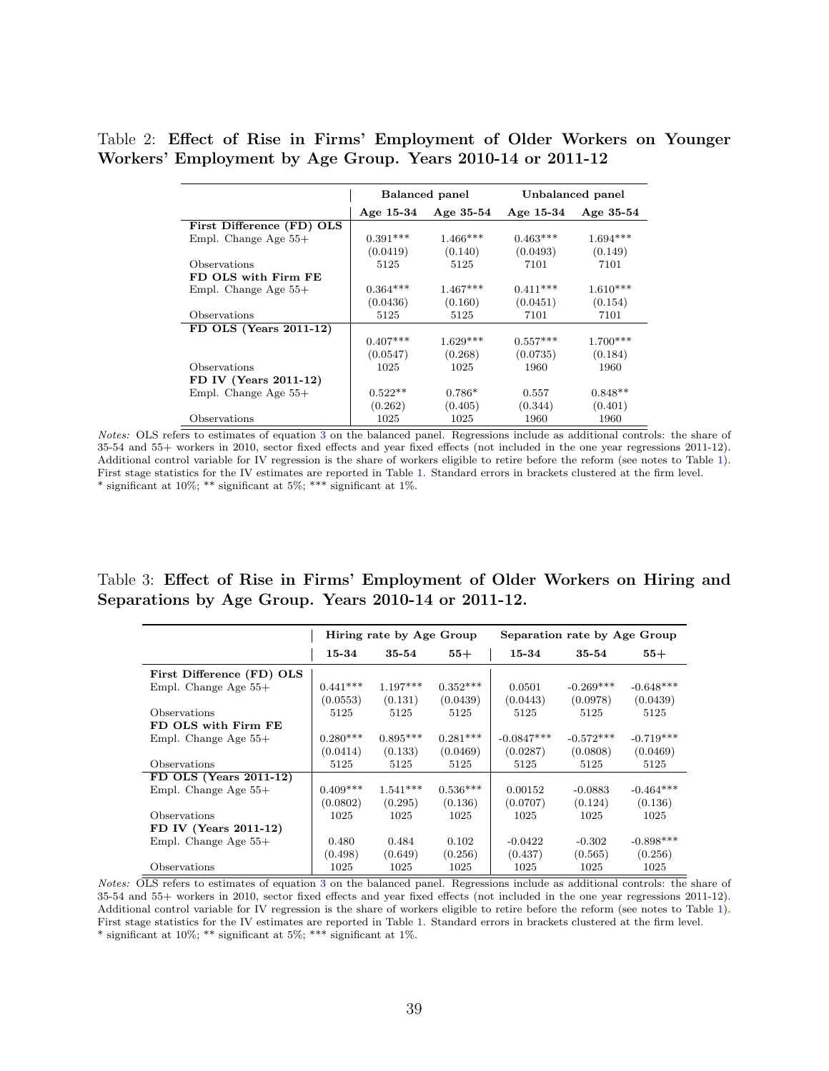Table 2: **Effect of Rise in Firms' Employment of Older Workers on Younger Workers' Employment by Age Group. Years 2010-14 or 2011-12**

| | Balanced panel | | Unbalanced panel | |
|---|---|---|---|---|
| | **Age 15-34** | **Age 35-54** | **Age 15-34** | **Age 35-54** |
| **First Difference (FD) OLS** | | | | |
| Empl. Change Age 55+ | 0.391*** | 1.466*** | 0.463*** | 1.694*** |
| | (0.0419) | (0.140) | (0.0493) | (0.149) |
| Observations | 5125 | 5125 | 7101 | 7101 |
| **FD OLS with Firm FE** | | | | |
| Empl. Change Age 55+ | 0.364*** | 1.467*** | 0.411*** | 1.610*** |
| | (0.0436) | (0.160) | (0.0451) | (0.154) |
| Observations | 5125 | 5125 | 7101 | 7101 |
| **FD OLS (Years 2011-12)** | | | | |
| | 0.407*** | 1.629*** | 0.557*** | 1.700*** |
| | (0.0547) | (0.268) | (0.0735) | (0.184) |
| Observations | 1025 | 1025 | 1960 | 1960 |
| **FD IV (Years 2011-12)** | | | | |
| Empl. Change Age 55+ | 0.522** | 0.786* | 0.557 | 0.848** |
| | (0.262) | (0.405) | (0.344) | (0.401) |
| Observations | 1025 | 1025 | 1960 | 1960 |

*Notes:* OLS refers to estimates of equation 3 on the balanced panel. Regressions include as additional controls: the share of 35-54 and 55+ workers in 2010, sector fixed effects and year fixed effects (not included in the one year regressions 2011-12). Additional control variable for IV regression is the share of workers eligible to retire before the reform (see notes to Table 1). First stage statistics for the IV estimates are reported in Table 1. Standard errors in brackets clustered at the firm level.
* significant at 10%; ** significant at 5%; *** significant at 1%.

Table 3: **Effect of Rise in Firms' Employment of Older Workers on Hiring and Separations by Age Group. Years 2010-14 or 2011-12.**

| | Hiring rate by Age Group | | | Separation rate by Age Group | | |
|---|---|---|---|---|---|---|
| | **15-34** | **35-54** | **55+** | **15-34** | **35-54** | **55+** |
| **First Difference (FD) OLS** | | | | | | |
| Empl. Change Age 55+ | 0.441*** | 1.197*** | 0.352*** | 0.0501 | -0.269*** | -0.648*** |
| | (0.0553) | (0.131) | (0.0439) | (0.0443) | (0.0978) | (0.0439) |
| Observations | 5125 | 5125 | 5125 | 5125 | 5125 | 5125 |
| **FD OLS with Firm FE** | | | | | | |
| Empl. Change Age 55+ | 0.280*** | 0.895*** | 0.281*** | -0.0847*** | -0.572*** | -0.719*** |
| | (0.0414) | (0.133) | (0.0469) | (0.0287) | (0.0808) | (0.0469) |
| Observations | 5125 | 5125 | 5125 | 5125 | 5125 | 5125 |
| **FD OLS (Years 2011-12)** | | | | | | |
| Empl. Change Age 55+ | 0.409*** | 1.541*** | 0.536*** | 0.00152 | -0.0883 | -0.464*** |
| | (0.0802) | (0.295) | (0.136) | (0.0707) | (0.124) | (0.136) |
| Observations | 1025 | 1025 | 1025 | 1025 | 1025 | 1025 |
| **FD IV (Years 2011-12)** | | | | | | |
| Empl. Change Age 55+ | 0.480 | 0.484 | 0.102 | -0.0422 | -0.302 | -0.898*** |
| | (0.498) | (0.649) | (0.256) | (0.437) | (0.565) | (0.256) |
| Observations | 1025 | 1025 | 1025 | 1025 | 1025 | 1025 |

*Notes:* OLS refers to estimates of equation 3 on the balanced panel. Regressions include as additional controls: the share of 35-54 and 55+ workers in 2010, sector fixed effects and year fixed effects (not included in the one year regressions 2011-12). Additional control variable for IV regression is the share of workers eligible to retire before the reform (see notes to Table 1). First stage statistics for the IV estimates are reported in Table 1. Standard errors in brackets clustered at the firm level.
* significant at 10%; ** significant at 5%; *** significant at 1%.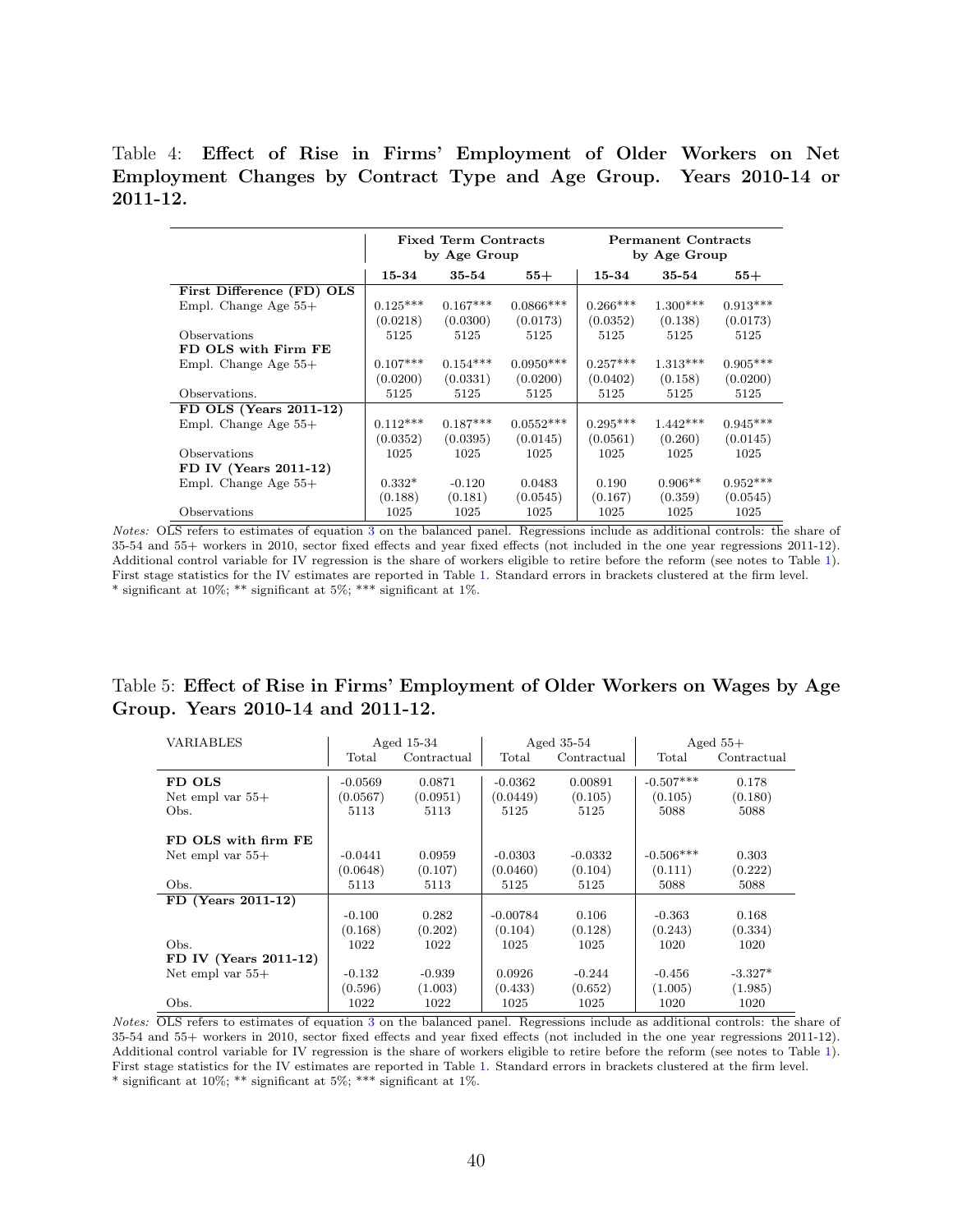Table 4: **Effect of Rise in Firms' Employment of Older Workers on Net Employment Changes by Contract Type and Age Group. Years 2010-14 or 2011-12.**

| | Fixed Term Contracts by Age Group | | | Permanent Contracts by Age Group | | |
|---|---|---|---|---|---|---|
| | **15-34** | **35-54** | **55+** | **15-34** | **35-54** | **55+** |
| **First Difference (FD) OLS** | | | | | | |
| Empl. Change Age 55+ | 0.125*** | 0.167*** | 0.0866*** | 0.266*** | 1.300*** | 0.913*** |
| | (0.0218) | (0.0300) | (0.0173) | (0.0352) | (0.138) | (0.0173) |
| Observations | 5125 | 5125 | 5125 | 5125 | 5125 | 5125 |
| **FD OLS with Firm FE** | | | | | | |
| Empl. Change Age 55+ | 0.107*** | 0.154*** | 0.0950*** | 0.257*** | 1.313*** | 0.905*** |
| | (0.0200) | (0.0331) | (0.0200) | (0.0402) | (0.158) | (0.0200) |
| Observations. | 5125 | 5125 | 5125 | 5125 | 5125 | 5125 |
| **FD OLS (Years 2011-12)** | | | | | | |
| Empl. Change Age 55+ | 0.112*** | 0.187*** | 0.0552*** | 0.295*** | 1.442*** | 0.945*** |
| | (0.0352) | (0.0395) | (0.0145) | (0.0561) | (0.260) | (0.0145) |
| Observations | 1025 | 1025 | 1025 | 1025 | 1025 | 1025 |
| **FD IV (Years 2011-12)** | | | | | | |
| Empl. Change Age 55+ | 0.332* | -0.120 | 0.0483 | 0.190 | 0.906** | 0.952*** |
| | (0.188) | (0.181) | (0.0545) | (0.167) | (0.359) | (0.0545) |
| Observations | 1025 | 1025 | 1025 | 1025 | 1025 | 1025 |

*Notes:* OLS refers to estimates of equation 3 on the balanced panel. Regressions include as additional controls: the share of 35-54 and 55+ workers in 2010, sector fixed effects and year fixed effects (not included in the one year regressions 2011-12). Additional control variable for IV regression is the share of workers eligible to retire before the reform (see notes to Table 1). First stage statistics for the IV estimates are reported in Table 1. Standard errors in brackets clustered at the firm level.
\* significant at 10%; \** significant at 5%; \*** significant at 1%.

Table 5: **Effect of Rise in Firms' Employment of Older Workers on Wages by Age Group. Years 2010-14 and 2011-12.**

| VARIABLES | Aged 15-34 | | Aged 35-54 | | Aged 55+ | |
|---|---|---|---|---|---|---|
| | Total | Contractual | Total | Contractual | Total | Contractual |
| **FD OLS** | | | | | | |
| Net empl var 55+ | -0.0569 | 0.0871 | -0.0362 | 0.00891 | -0.507*** | 0.178 |
| | (0.0567) | (0.0951) | (0.0449) | (0.105) | (0.105) | (0.180) |
| Obs. | 5113 | 5113 | 5125 | 5125 | 5088 | 5088 |
| **FD OLS with firm FE** | | | | | | |
| Net empl var 55+ | -0.0441 | 0.0959 | -0.0303 | -0.0332 | -0.506*** | 0.303 |
| | (0.0648) | (0.107) | (0.0460) | (0.104) | (0.111) | (0.222) |
| Obs. | 5113 | 5113 | 5125 | 5125 | 5088 | 5088 |
| **FD (Years 2011-12)** | | | | | | |
| | -0.100 | 0.282 | -0.00784 | 0.106 | -0.363 | 0.168 |
| | (0.168) | (0.202) | (0.104) | (0.128) | (0.243) | (0.334) |
| Obs. | 1022 | 1022 | 1025 | 1025 | 1020 | 1020 |
| **FD IV (Years 2011-12)** | | | | | | |
| Net empl var 55+ | -0.132 | -0.939 | 0.0926 | -0.244 | -0.456 | -3.327* |
| | (0.596) | (1.003) | (0.433) | (0.652) | (1.005) | (1.985) |
| Obs. | 1022 | 1022 | 1025 | 1025 | 1020 | 1020 |

*Notes:* OLS refers to estimates of equation 3 on the balanced panel. Regressions include as additional controls: the share of 35-54 and 55+ workers in 2010, sector fixed effects and year fixed effects (not included in the one year regressions 2011-12). Additional control variable for IV regression is the share of workers eligible to retire before the reform (see notes to Table 1). First stage statistics for the IV estimates are reported in Table 1. Standard errors in brackets clustered at the firm level.
\* significant at 10%; \** significant at 5%; \*** significant at 1%.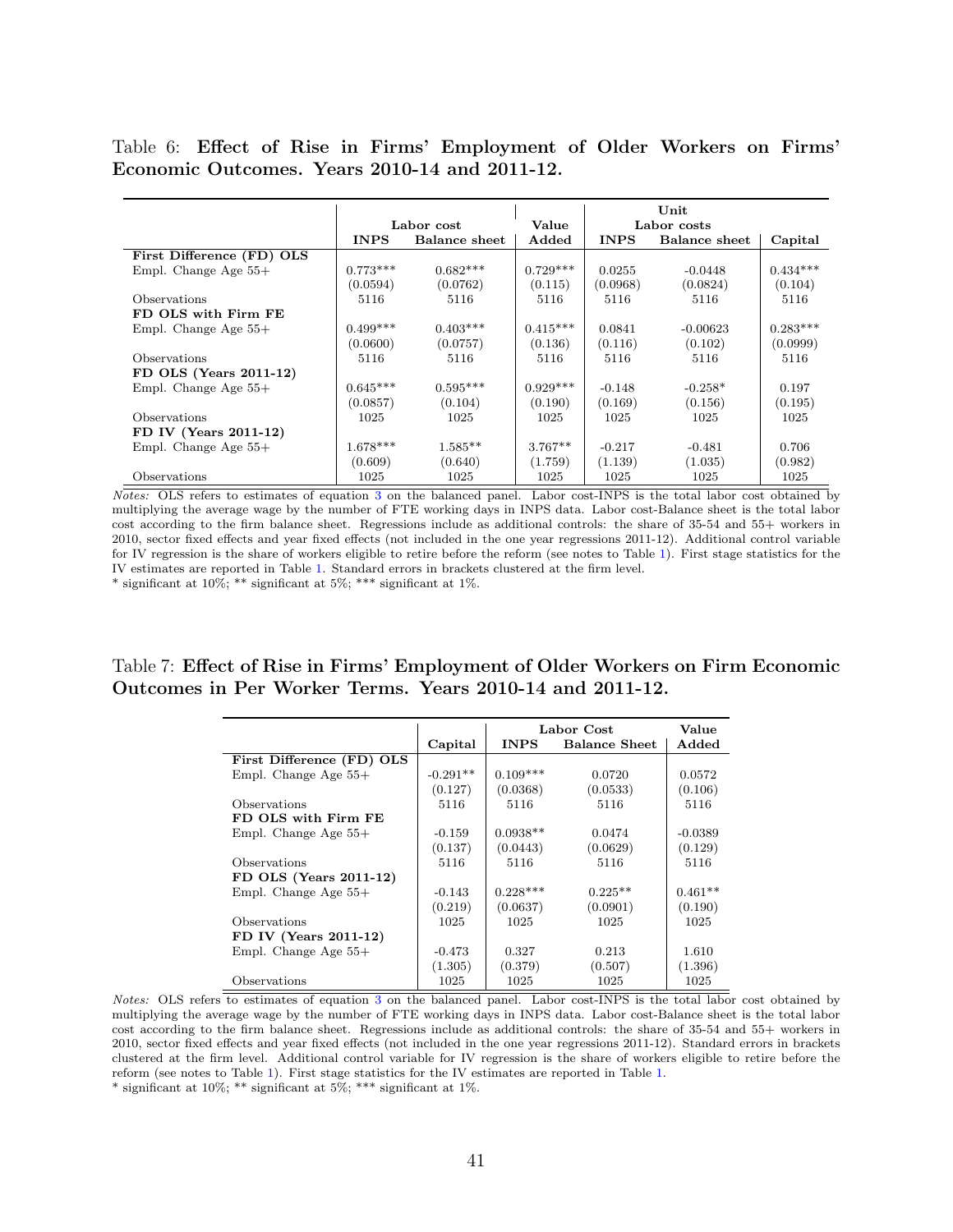Table 6: **Effect of Rise in Firms' Employment of Older Workers on Firms' Economic Outcomes. Years 2010-14 and 2011-12.**

| | Labor cost | | Value | Unit Labor costs | | |
|---|---|---|---|---|---|---|
| | **INPS** | **Balance sheet** | **Added** | **INPS** | **Balance sheet** | **Capital** |
| **First Difference (FD) OLS** | | | | | | |
| Empl. Change Age 55+ | 0.773*** | 0.682*** | 0.729*** | 0.0255 | -0.0448 | 0.434*** |
| | (0.0594) | (0.0762) | (0.115) | (0.0968) | (0.0824) | (0.104) |
| Observations | 5116 | 5116 | 5116 | 5116 | 5116 | 5116 |
| **FD OLS with Firm FE** | | | | | | |
| Empl. Change Age 55+ | 0.499*** | 0.403*** | 0.415*** | 0.0841 | -0.00623 | 0.283*** |
| | (0.0600) | (0.0757) | (0.136) | (0.116) | (0.102) | (0.0999) |
| Observations | 5116 | 5116 | 5116 | 5116 | 5116 | 5116 |
| **FD OLS (Years 2011-12)** | | | | | | |
| Empl. Change Age 55+ | 0.645*** | 0.595*** | 0.929*** | -0.148 | -0.258* | 0.197 |
| | (0.0857) | (0.104) | (0.190) | (0.169) | (0.156) | (0.195) |
| Observations | 1025 | 1025 | 1025 | 1025 | 1025 | 1025 |
| **FD IV (Years 2011-12)** | | | | | | |
| Empl. Change Age 55+ | 1.678*** | 1.585** | 3.767** | -0.217 | -0.481 | 0.706 |
| | (0.609) | (0.640) | (1.759) | (1.139) | (1.035) | (0.982) |
| Observations | 1025 | 1025 | 1025 | 1025 | 1025 | 1025 |

*Notes:* OLS refers to estimates of equation 3 on the balanced panel. Labor cost-INPS is the total labor cost obtained by multiplying the average wage by the number of FTE working days in INPS data. Labor cost-Balance sheet is the total labor cost according to the firm balance sheet. Regressions include as additional controls: the share of 35-54 and 55+ workers in 2010, sector fixed effects and year fixed effects (not included in the one year regressions 2011-12). Additional control variable for IV regression is the share of workers eligible to retire before the reform (see notes to Table 1). First stage statistics for the IV estimates are reported in Table 1. Standard errors in brackets clustered at the firm level.
* significant at 10%; ** significant at 5%; *** significant at 1%.

Table 7: **Effect of Rise in Firms' Employment of Older Workers on Firm Economic Outcomes in Per Worker Terms. Years 2010-14 and 2011-12.**

| | | Labor Cost | | Value |
|---|---|---|---|---|
| | **Capital** | **INPS** | **Balance Sheet** | **Added** |
| **First Difference (FD) OLS** | | | | |
| Empl. Change Age 55+ | -0.291** | 0.109*** | 0.0720 | 0.0572 |
| | (0.127) | (0.0368) | (0.0533) | (0.106) |
| Observations | 5116 | 5116 | 5116 | 5116 |
| **FD OLS with Firm FE** | | | | |
| Empl. Change Age 55+ | -0.159 | 0.0938** | 0.0474 | -0.0389 |
| | (0.137) | (0.0443) | (0.0629) | (0.129) |
| Observations | 5116 | 5116 | 5116 | 5116 |
| **FD OLS (Years 2011-12)** | | | | |
| Empl. Change Age 55+ | -0.143 | 0.228*** | 0.225** | 0.461** |
| | (0.219) | (0.0637) | (0.0901) | (0.190) |
| Observations | 1025 | 1025 | 1025 | 1025 |
| **FD IV (Years 2011-12)** | | | | |
| Empl. Change Age 55+ | -0.473 | 0.327 | 0.213 | 1.610 |
| | (1.305) | (0.379) | (0.507) | (1.396) |
| Observations | 1025 | 1025 | 1025 | 1025 |

*Notes:* OLS refers to estimates of equation 3 on the balanced panel. Labor cost-INPS is the total labor cost obtained by multiplying the average wage by the number of FTE working days in INPS data. Labor cost-Balance sheet is the total labor cost according to the firm balance sheet. Regressions include as additional controls: the share of 35-54 and 55+ workers in 2010, sector fixed effects and year fixed effects (not included in the one year regressions 2011-12). Standard errors in brackets clustered at the firm level. Additional control variable for IV regression is the share of workers eligible to retire before the reform (see notes to Table 1). First stage statistics for the IV estimates are reported in Table 1.
* significant at 10%; ** significant at 5%; *** significant at 1%.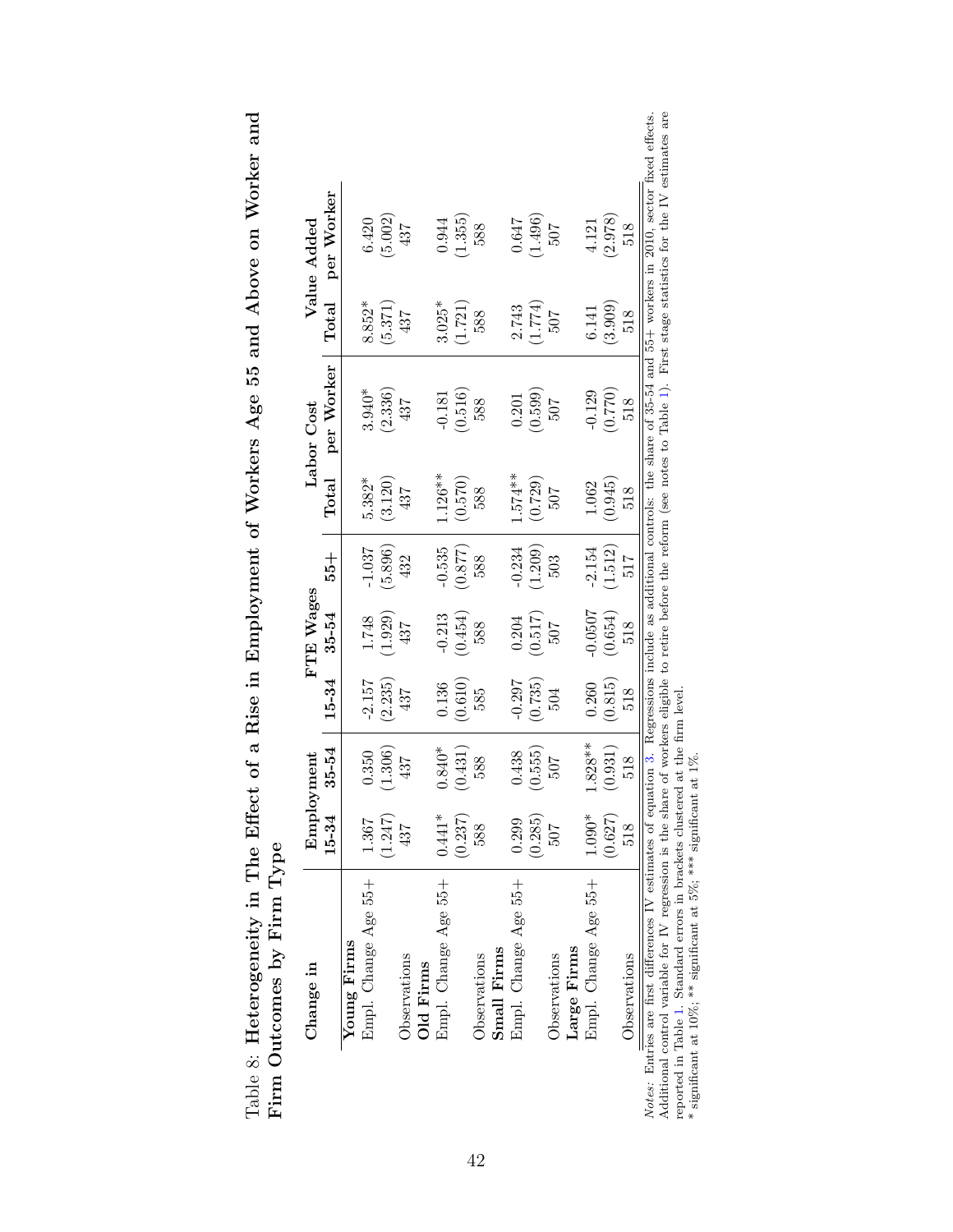Table 8: **The Effect of a Rise in Employment of Workers Age 55 and Above on Worker and Firm Outcomes by Firm Type**

| Change in | Employment | | FTE Wages | | | Labor Cost | | Value Added | |
|---|---|---|---|---|---|---|---|---|---|
| | 15-34 | 35-54 | 15-34 | 35-54 | 55+ | Total | per Worker | Total | per Worker |
| **Young Firms** | | | | | | | | | |
| Empl. Change Age 55+ | 1.367 | 0.350 | -2.157 | 1.748 | -1.037 | 5.382* | 3.940* | 8.852* | 6.420 |
| | (1.247) | (1.306) | (2.235) | (1.929) | (5.896) | (3.120) | (2.336) | (5.371) | (5.002) |
| Observations | 437 | 437 | 437 | 437 | 432 | 437 | 437 | 437 | 437 |
| **Old Firms** | | | | | | | | | |
| Empl. Change Age 55+ | 0.441* | 0.840* | 0.136 | -0.213 | -0.535 | 1.126** | -0.181 | 3.025* | 0.944 |
| | (0.237) | (0.431) | (0.610) | (0.454) | (0.877) | (0.570) | (0.516) | (1.721) | (1.355) |
| Observations | 588 | 588 | 585 | 588 | 588 | 588 | 588 | 588 | 588 |
| **Small Firms** | | | | | | | | | |
| Empl. Change Age 55+ | 0.299 | 0.438 | -0.297 | 0.204 | -0.234 | 1.574** | 0.201 | 2.743 | 0.647 |
| | (0.285) | (0.555) | (0.735) | (0.517) | (1.209) | (0.729) | (0.599) | (1.774) | (1.496) |
| Observations | 507 | 507 | 504 | 507 | 503 | 507 | 507 | 507 | 507 |
| **Large Firms** | | | | | | | | | |
| Empl. Change Age 55+ | 1.090* | 1.828** | 0.260 | -0.0507 | -2.154 | 1.062 | -0.129 | 6.141 | 4.121 |
| | (0.627) | (0.931) | (0.815) | (0.654) | (1.512) | (0.945) | (0.770) | (3.909) | (2.978) |
| Observations | 518 | 518 | 518 | 518 | 517 | 518 | 518 | 518 | 518 |

*Notes:* Entries are first differences IV estimates of equation 3. Regressions include as additional controls: the share of 35-54 and 55+ workers in 2010, sector fixed effects. Additional control variable for IV regression is the share of workers eligible to retire before the reform (see notes to Table 1). First stage statistics for the IV estimates are reported in Table 1. Standard errors in brackets clustered at the firm level.
\* significant at 10%; ** significant at 5%; *** significant at 1%.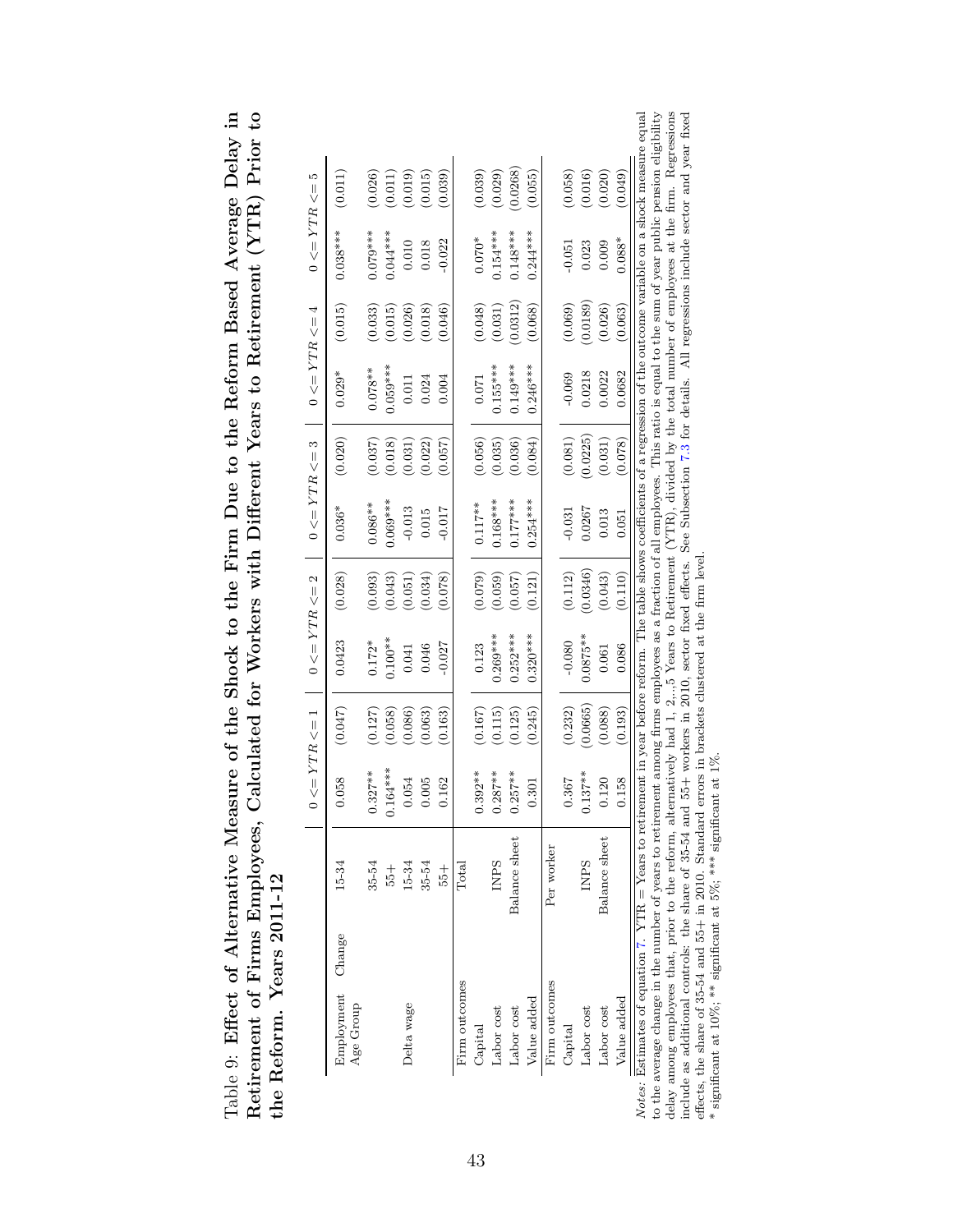Table 9: **Effect of Alternative Measure of the Shock to the Firm Due to the Reform Based Average Delay in Retirement of Firms Employees, Calculated for Workers with Different Years to Retirement (YTR) Prior to the Reform. Years 2011-12**

| | | $0 <= YTR <= 1$ | | $0 <= YTR <= 2$ | | $0 <= YTR <= 3$ | | $0 <= YTR <= 4$ | | $0 <= YTR <= 5$ | |
|---|---|---|---|---|---|---|---|---|---|---|---|
| Employment Change Age Group | 15-34 | 0.058 | (0.047) | 0.0423 | (0.028) | 0.036* | (0.020) | 0.029* | (0.015) | 0.038*** | (0.011) |
| | 35-54 | 0.327** | (0.127) | 0.172* | (0.093) | 0.086** | (0.037) | 0.078** | (0.033) | 0.079*** | (0.026) |
| | 55+ | 0.164*** | (0.058) | 0.100** | (0.043) | 0.069*** | (0.018) | 0.059*** | (0.015) | 0.044*** | (0.011) |
| Delta wage | 15-34 | 0.054 | (0.086) | 0.041 | (0.051) | -0.013 | (0.031) | 0.011 | (0.026) | 0.010 | (0.019) |
| | 35-54 | 0.005 | (0.063) | 0.046 | (0.034) | 0.015 | (0.022) | 0.024 | (0.018) | 0.018 | (0.015) |
| | 55+ | 0.162 | (0.163) | -0.027 | (0.078) | -0.017 | (0.057) | 0.004 | (0.046) | -0.022 | (0.039) |
| Firm outcomes | Total | | | | | | | | | | |
| Capital | | 0.392** | (0.167) | 0.123 | (0.079) | 0.117** | (0.056) | 0.071 | (0.048) | 0.070* | (0.039) |
| Labor cost | INPS | 0.287** | (0.115) | 0.269*** | (0.059) | 0.168*** | (0.035) | 0.155*** | (0.031) | 0.154*** | (0.029) |
| Labor cost | Balance sheet | 0.257** | (0.125) | 0.252*** | (0.057) | 0.177*** | (0.036) | 0.149*** | (0.0312) | 0.148*** | (0.0268) |
| Value added | | 0.301 | (0.245) | 0.320*** | (0.121) | 0.254*** | (0.084) | 0.246*** | (0.068) | 0.244*** | (0.055) |
| Firm outcomes | Per worker | | | | | | | | | | |
| Capital | | 0.367 | (0.232) | -0.080 | (0.112) | -0.031 | (0.081) | -0.069 | (0.069) | -0.051 | (0.058) |
| Labor cost | INPS | 0.137** | (0.0665) | 0.0875** | (0.0346) | 0.0267 | (0.0225) | 0.0218 | (0.0189) | 0.023 | (0.016) |
| Labor cost | Balance sheet | 0.120 | (0.088) | 0.061 | (0.043) | 0.013 | (0.031) | 0.0022 | (0.026) | 0.009 | (0.020) |
| Value added | | 0.158 | (0.193) | 0.086 | (0.110) | 0.051 | (0.078) | 0.0682 | (0.063) | 0.088* | (0.049) |

*Notes:* Estimates of equation 7. YTR = Years to retirement in year before reform. The table shows coefficients of a regression of the outcome variable on a shock measure equal to the average change in the number of years to retirement among firms employees as a fraction of all employees. This ratio is equal to the sum of year public pension eligibility delay among employees that, prior to the reform, alternatively had 1, 2,..,5 Years to Retirement (YTR), divided by the total number of employees at the firm. Regressions include as additional controls: the share of 35-54 and 55+ workers in 2010, sector fixed effects. See Subsection 7.3 for details. All regressions include sector and year fixed effects, the share of 35-54 and 55+ in 2010. Standard errors in brackets clustered at the firm level.
* significant at 10%; ** significant at 5%; *** significant at 1%.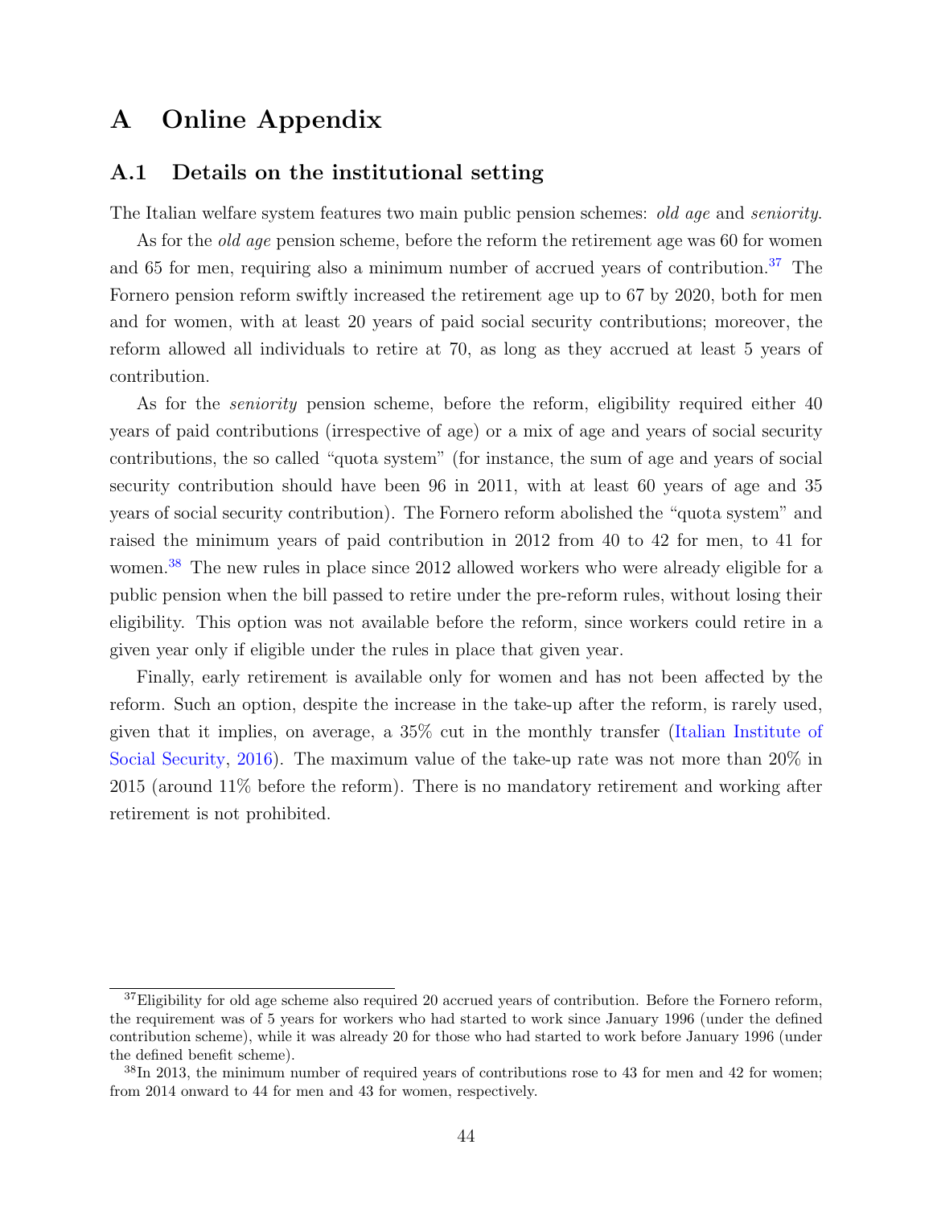// A Online Appendix

## A.1 Details on the institutional setting

The Italian welfare system features two main public pension schemes: *old age* and *seniority*.

As for the *old age* pension scheme, before the reform the retirement age was 60 for women and 65 for men, requiring also a minimum number of accrued years of contribution.[37] The Fornero pension reform swiftly increased the retirement age up to 67 by 2020, both for men and for women, with at least 20 years of paid social security contributions; moreover, the reform allowed all individuals to retire at 70, as long as they accrued at least 5 years of contribution.

As for the *seniority* pension scheme, before the reform, eligibility required either 40 years of paid contributions (irrespective of age) or a mix of age and years of social security contributions, the so called "quota system" (for instance, the sum of age and years of social security contribution should have been 96 in 2011, with at least 60 years of age and 35 years of social security contribution). The Fornero reform abolished the "quota system" and raised the minimum years of paid contribution in 2012 from 40 to 42 for men, to 41 for women.[38] The new rules in place since 2012 allowed workers who were already eligible for a public pension when the bill passed to retire under the pre-reform rules, without losing their eligibility. This option was not available before the reform, since workers could retire in a given year only if eligible under the rules in place that given year.

Finally, early retirement is available only for women and has not been affected by the reform. Such an option, despite the increase in the take-up after the reform, is rarely used, given that it implies, on average, a 35% cut in the monthly transfer (Italian Institute of Social Security, 2016). The maximum value of the take-up rate was not more than 20% in 2015 (around 11% before the reform). There is no mandatory retirement and working after retirement is not prohibited.

[37] Eligibility for old age scheme also required 20 accrued years of contribution. Before the Fornero reform, the requirement was of 5 years for workers who had started to work since January 1996 (under the defined contribution scheme), while it was already 20 for those who had started to work before January 1996 (under the defined benefit scheme).

[38] In 2013, the minimum number of required years of contributions rose to 43 for men and 42 for women; from 2014 onward to 44 for men and 43 for women, respectively.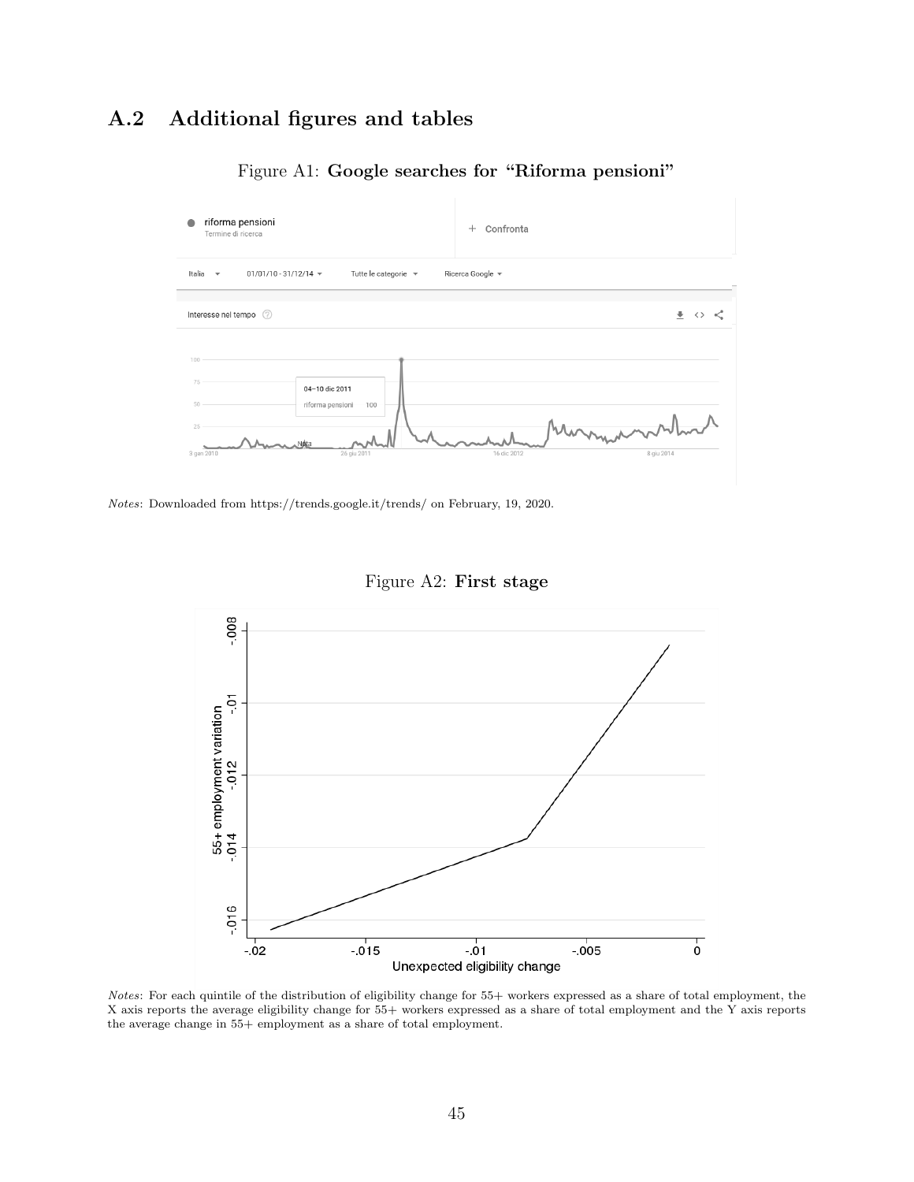## A.2 Additional figures and tables

Figure A1: **Google searches for "Riforma pensioni"**

*Notes*: Downloaded from https://trends.google.it/trends/ on February, 19, 2020.

Figure A2: **First stage**

*Notes*: For each quintile of the distribution of eligibility change for 55+ workers expressed as a share of total employment, the X axis reports the average eligibility change for 55+ workers expressed as a share of total employment and the Y axis reports the average change in 55+ employment as a share of total employment.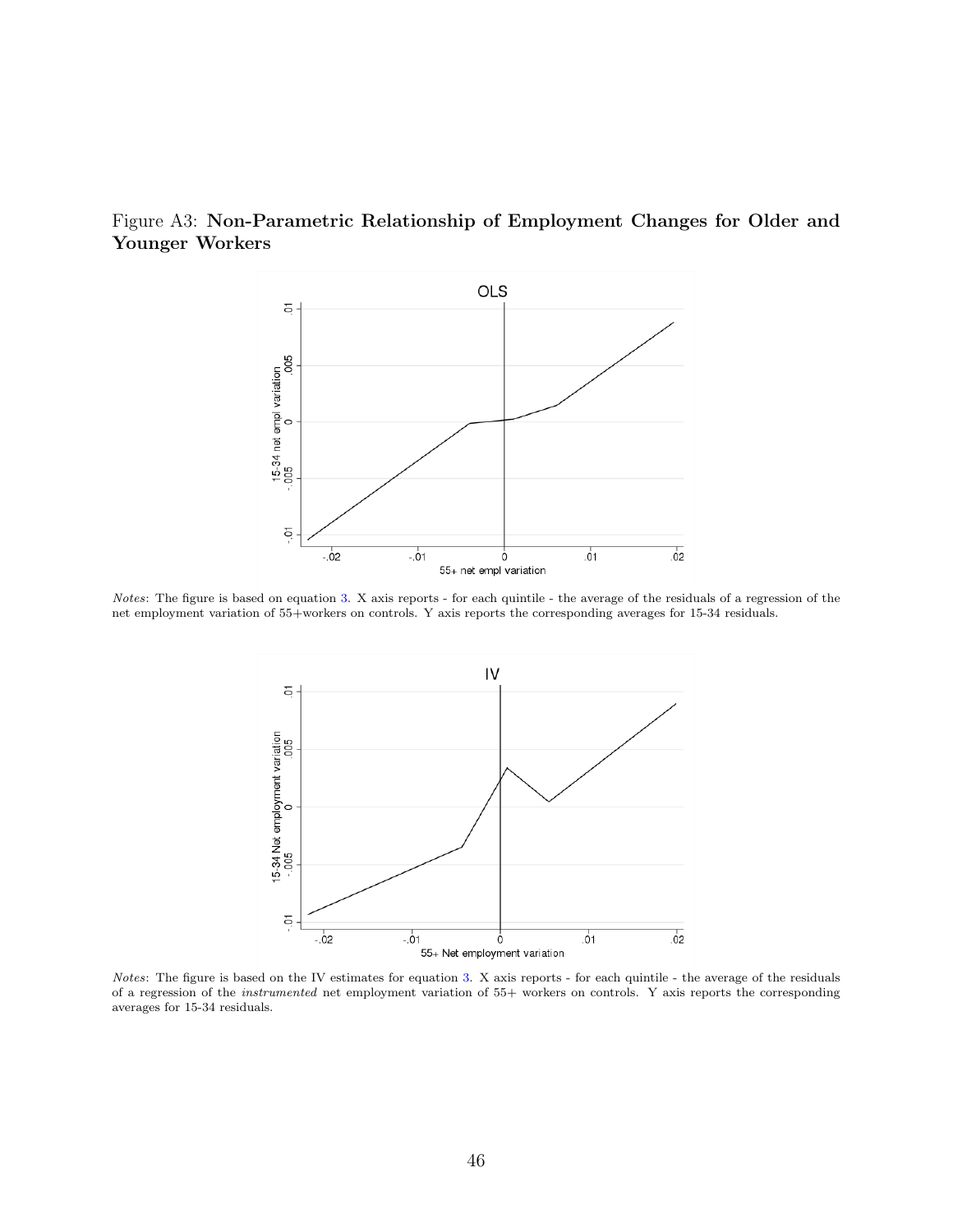Figure A3: **Non-Parametric Relationship of Employment Changes for Older and Younger Workers**

*Notes*: The figure is based on equation 3. X axis reports - for each quintile - the average of the residuals of a regression of the net employment variation of 55+workers on controls. Y axis reports the corresponding averages for 15-34 residuals.

*Notes*: The figure is based on the IV estimates for equation 3. X axis reports - for each quintile - the average of the residuals of a regression of the *instrumented* net employment variation of 55+ workers on controls. Y axis reports the corresponding averages for 15-34 residuals.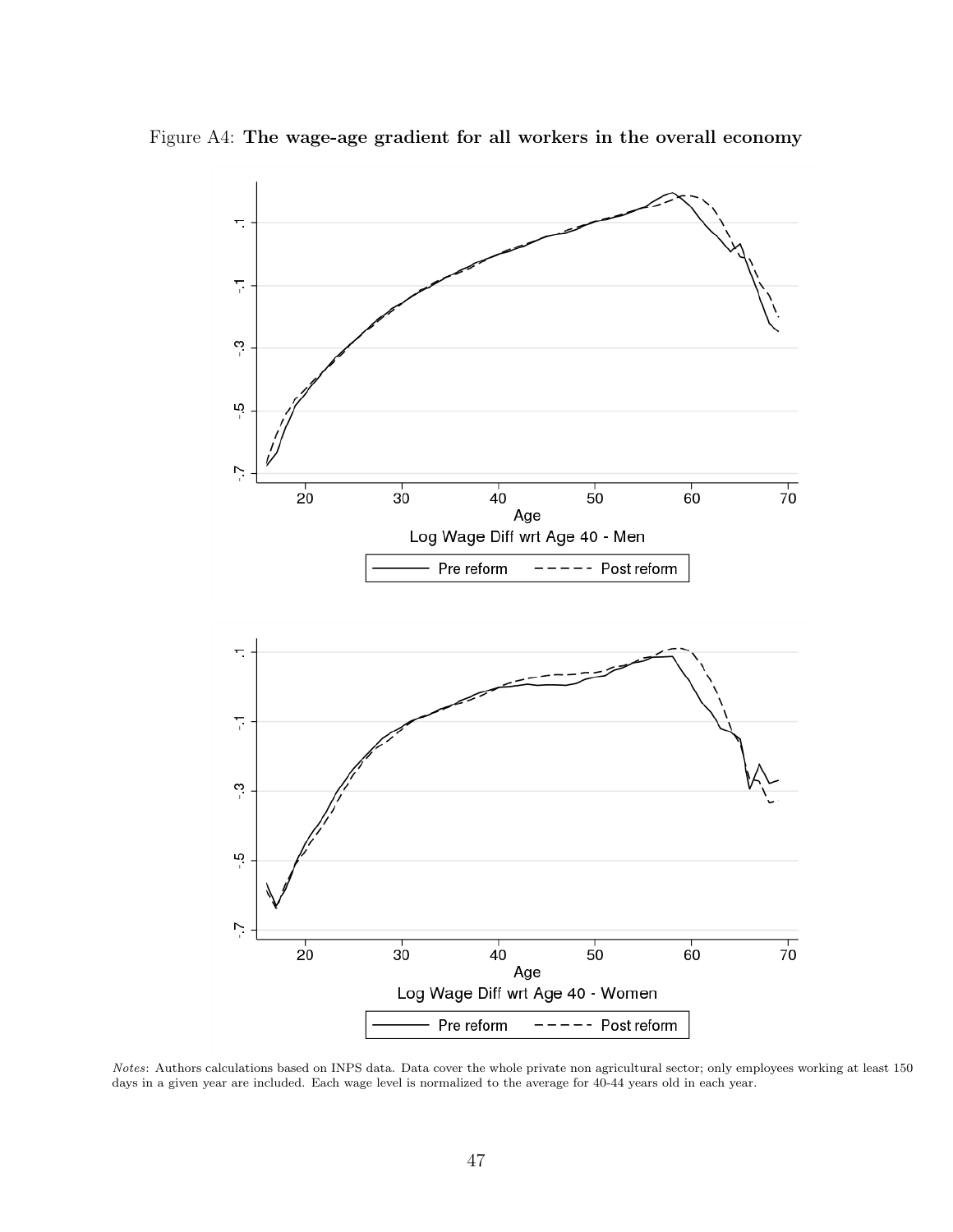Figure A4: **The wage-age gradient for all workers in the overall economy**

*Notes*: Authors calculations based on INPS data. Data cover the whole private non agricultural sector; only employees working at least 150 days in a given year are included. Each wage level is normalized to the average for 40-44 years old in each year.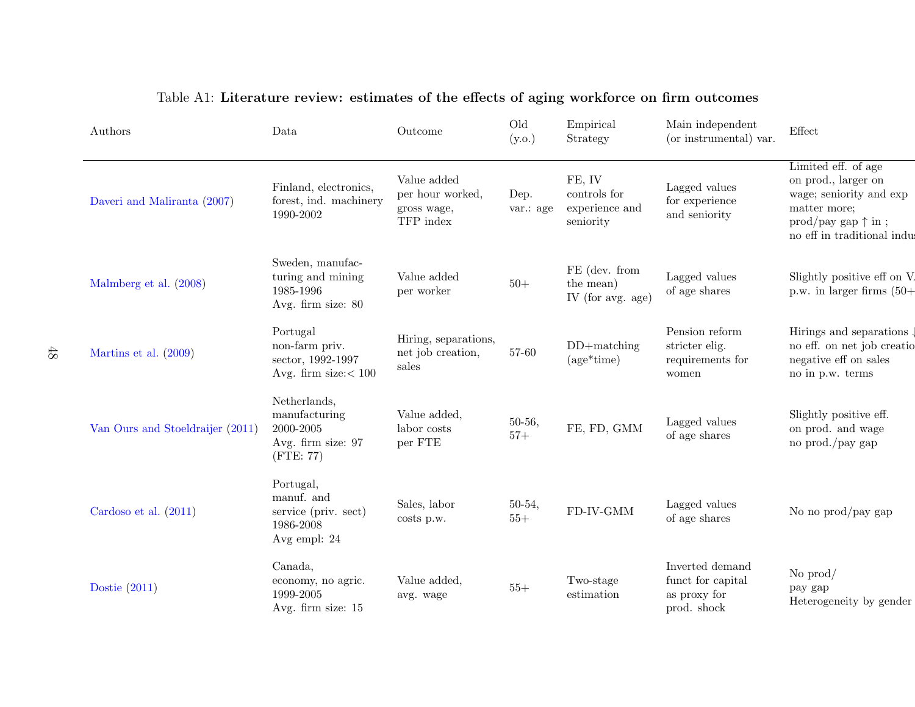Table A1: **Literature review: estimates of the effects of aging workforce on firm outcomes**

| Authors | Data | Outcome | Old (y.o.) | Empirical Strategy | Main independent (or instrumental) var. | Effect |
|---|---|---|---|---|---|---|
| Daveri and Maliranta (2007) | Finland, electronics, forest, ind. machinery 1990-2002 | Value added per hour worked, gross wage, TFP index | Dep. var.: age | FE, IV controls for experience and seniority | Lagged values for experience and seniority | Limited eff. of age on prod., larger on wage; seniority and exp matter more; prod/pay gap ↑ in ; no eff in traditional indus |
| Malmberg et al. (2008) | Sweden, manufacturing and mining 1985-1996 Avg. firm size: 80 | Value added per worker | 50+ | FE (dev. from the mean) IV (for avg. age) | Lagged values of age shares | Slightly positive eff on V. p.w. in larger firms (50+ |
| Martins et al. (2009) | Portugal non-farm priv. sector, 1992-1997 Avg. firm size:< 100 | Hiring, separations, net job creation, sales | 57-60 | DD+matching (age*time) | Pension reform stricter elig. requirements for women | Hirings and separations ↓ no eff. on net job creatio negative eff on sales no in p.w. terms |
| Van Ours and Stoeldraijer (2011) | Netherlands, manufacturing 2000-2005 Avg. firm size: 97 (FTE: 77) | Value added, labor costs per FTE | 50-56, 57+ | FE, FD, GMM | Lagged values of age shares | Slightly positive eff. on prod. and wage no prod./pay gap |
| Cardoso et al. (2011) | Portugal, manuf. and service (priv. sect) 1986-2008 Avg empl: 24 | Sales, labor costs p.w. | 50-54, 55+ | FD-IV-GMM | Lagged values of age shares | No no prod/pay gap |
| Dostie (2011) | Canada, economy, no agric. 1999-2005 Avg. firm size: 15 | Value added, avg. wage | 55+ | Two-stage estimation | Inverted demand funct for capital as proxy for prod. shock | No prod/ pay gap Heterogeneity by gender |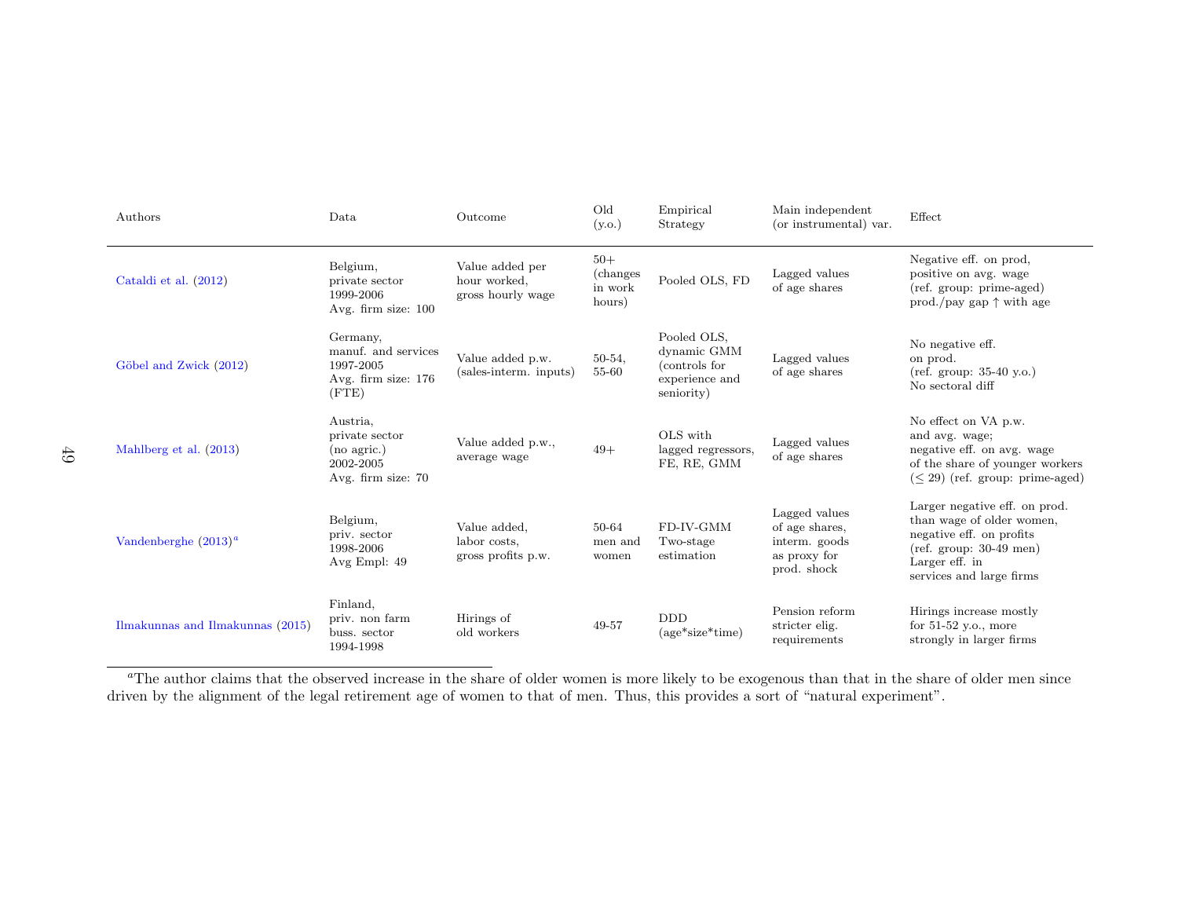| Authors | Data | Outcome | Old (y.o.) | Empirical Strategy | Main independent (or instrumental) var. | Effect |
|---|---|---|---|---|---|---|
| Cataldi et al. (2012) | Belgium, private sector 1999-2006 Avg. firm size: 100 | Value added per hour worked, gross hourly wage | 50+ (changes in work hours) | Pooled OLS, FD | Lagged values of age shares | Negative eff. on prod, positive on avg. wage (ref. group: prime-aged) prod./pay gap ↑ with age |
| Göbel and Zwick (2012) | Germany, manuf. and services 1997-2005 Avg. firm size: 176 (FTE) | Value added p.w. (sales-interm. inputs) | 50-54, 55-60 | Pooled OLS, dynamic GMM (controls for experience and seniority) | Lagged values of age shares | No negative eff. on prod. (ref. group: 35-40 y.o.) No sectoral diff |
| Mahlberg et al. (2013) | Austria, private sector (no agric.) 2002-2005 Avg. firm size: 70 | Value added p.w., average wage | 49+ | OLS with lagged regressors, FE, RE, GMM | Lagged values of age shares | No effect on VA p.w. and avg. wage; negative eff. on avg. wage of the share of younger workers ($\leq$ 29) (ref. group: prime-aged) |
| Vandenberghe (2013)[a] | Belgium, priv. sector 1998-2006 Avg Empl: 49 | Value added, labor costs, gross profits p.w. | 50-64 men and women | FD-IV-GMM Two-stage estimation | Lagged values of age shares, interm. goods as proxy for prod. shock | Larger negative eff. on prod. than wage of older women, negative eff. on profits (ref. group: 30-49 men) Larger eff. in services and large firms |
| Ilmakunnas and Ilmakunnas (2015) | Finland, priv. non farm buss. sector 1994-1998 | Hirings of old workers | 49-57 | DDD (age*size*time) | Pension reform stricter elig. requirements | Hirings increase mostly for 51-52 y.o., more strongly in larger firms |

[a] The author claims that the observed increase in the share of older women is more likely to be exogenous than that in the share of older men since driven by the alignment of the legal retirement age of women to that of men. Thus, this provides a sort of "natural experiment".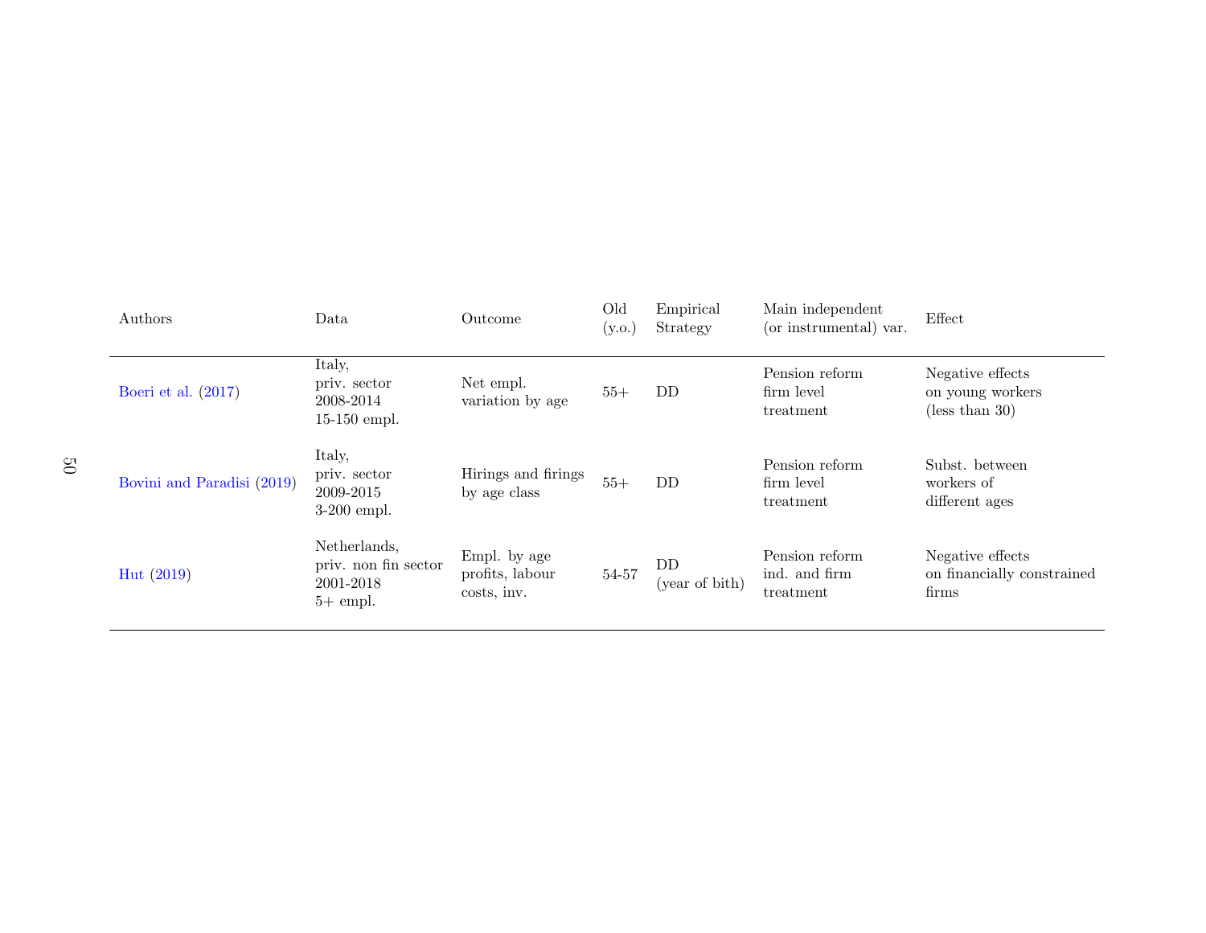| Authors | Data | Outcome | Old (y.o.) | Empirical Strategy | Main independent (or instrumental) var. | Effect |
|---|---|---|---|---|---|---|
| Boeri et al. (2017) | Italy, priv. sector 2008-2014 15-150 empl. | Net empl. variation by age | 55+ | DD | Pension reform firm level treatment | Negative effects on young workers (less than 30) |
| Bovini and Paradisi (2019) | Italy, priv. sector 2009-2015 3-200 empl. | Hirings and firings by age class | 55+ | DD | Pension reform firm level treatment | Subst. between workers of different ages |
| Hut (2019) | Netherlands, priv. non fin sector 2001-2018 5+ empl. | Empl. by age profits, labour costs, inv. | 54-57 | DD (year of bith) | Pension reform ind. and firm treatment | Negative effects on financially constrained firms |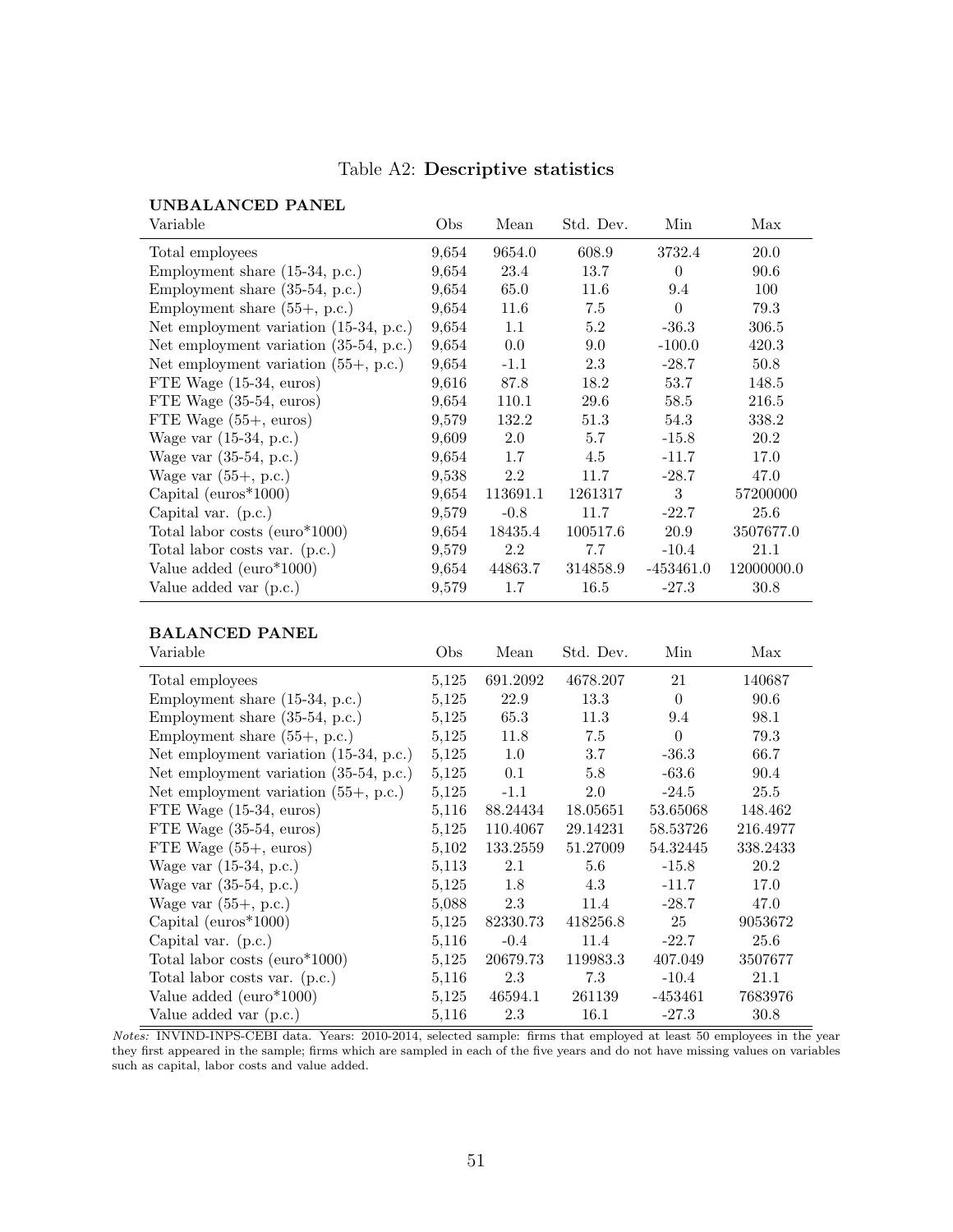Table A2: **Descriptive statistics**

**UNBALANCED PANEL**

| Variable | Obs | Mean | Std. Dev. | Min | Max |
|---|---|---|---|---|---|
| Total employees | 9,654 | 9654.0 | 608.9 | 3732.4 | 20.0 |
| Employment share (15-34, p.c.) | 9,654 | 23.4 | 13.7 | 0 | 90.6 |
| Employment share (35-54, p.c.) | 9,654 | 65.0 | 11.6 | 9.4 | 100 |
| Employment share (55+, p.c.) | 9,654 | 11.6 | 7.5 | 0 | 79.3 |
| Net employment variation (15-34, p.c.) | 9,654 | 1.1 | 5.2 | -36.3 | 306.5 |
| Net employment variation (35-54, p.c.) | 9,654 | 0.0 | 9.0 | -100.0 | 420.3 |
| Net employment variation (55+, p.c.) | 9,654 | -1.1 | 2.3 | -28.7 | 50.8 |
| FTE Wage (15-34, euros) | 9,616 | 87.8 | 18.2 | 53.7 | 148.5 |
| FTE Wage (35-54, euros) | 9,654 | 110.1 | 29.6 | 58.5 | 216.5 |
| FTE Wage (55+, euros) | 9,579 | 132.2 | 51.3 | 54.3 | 338.2 |
| Wage var (15-34, p.c.) | 9,609 | 2.0 | 5.7 | -15.8 | 20.2 |
| Wage var (35-54, p.c.) | 9,654 | 1.7 | 4.5 | -11.7 | 17.0 |
| Wage var (55+, p.c.) | 9,538 | 2.2 | 11.7 | -28.7 | 47.0 |
| Capital (euros*1000) | 9,654 | 113691.1 | 1261317 | 3 | 57200000 |
| Capital var. (p.c.) | 9,579 | -0.8 | 11.7 | -22.7 | 25.6 |
| Total labor costs (euro*1000) | 9,654 | 18435.4 | 100517.6 | 20.9 | 3507677.0 |
| Total labor costs var. (p.c.) | 9,579 | 2.2 | 7.7 | -10.4 | 21.1 |
| Value added (euro*1000) | 9,654 | 44863.7 | 314858.9 | -453461.0 | 12000000.0 |
| Value added var (p.c.) | 9,579 | 1.7 | 16.5 | -27.3 | 30.8 |

**BALANCED PANEL**

| Variable | Obs | Mean | Std. Dev. | Min | Max |
|---|---|---|---|---|---|
| Total employees | 5,125 | 691.2092 | 4678.207 | 21 | 140687 |
| Employment share (15-34, p.c.) | 5,125 | 22.9 | 13.3 | 0 | 90.6 |
| Employment share (35-54, p.c.) | 5,125 | 65.3 | 11.3 | 9.4 | 98.1 |
| Employment share (55+, p.c.) | 5,125 | 11.8 | 7.5 | 0 | 79.3 |
| Net employment variation (15-34, p.c.) | 5,125 | 1.0 | 3.7 | -36.3 | 66.7 |
| Net employment variation (35-54, p.c.) | 5,125 | 0.1 | 5.8 | -63.6 | 90.4 |
| Net employment variation (55+, p.c.) | 5,125 | -1.1 | 2.0 | -24.5 | 25.5 |
| FTE Wage (15-34, euros) | 5,116 | 88.24434 | 18.05651 | 53.65068 | 148.462 |
| FTE Wage (35-54, euros) | 5,125 | 110.4067 | 29.14231 | 58.53726 | 216.4977 |
| FTE Wage (55+, euros) | 5,102 | 133.2559 | 51.27009 | 54.32445 | 338.2433 |
| Wage var (15-34, p.c.) | 5,113 | 2.1 | 5.6 | -15.8 | 20.2 |
| Wage var (35-54, p.c.) | 5,125 | 1.8 | 4.3 | -11.7 | 17.0 |
| Wage var (55+, p.c.) | 5,088 | 2.3 | 11.4 | -28.7 | 47.0 |
| Capital (euros*1000) | 5,125 | 82330.73 | 418256.8 | 25 | 9053672 |
| Capital var. (p.c.) | 5,116 | -0.4 | 11.4 | -22.7 | 25.6 |
| Total labor costs (euro*1000) | 5,125 | 20679.73 | 119983.3 | 407.049 | 3507677 |
| Total labor costs var. (p.c.) | 5,116 | 2.3 | 7.3 | -10.4 | 21.1 |
| Value added (euro*1000) | 5,125 | 46594.1 | 261139 | -453461 | 7683976 |
| Value added var (p.c.) | 5,116 | 2.3 | 16.1 | -27.3 | 30.8 |

*Notes:* INVIND-INPS-CEBI data. Years: 2010-2014, selected sample: firms that employed at least 50 employees in the year they first appeared in the sample; firms which are sampled in each of the five years and do not have missing values on variables such as capital, labor costs and value added.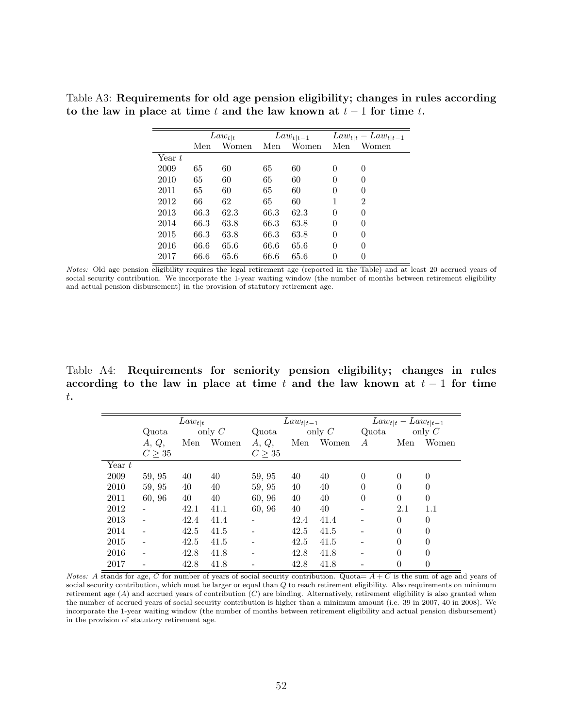Table A3: **Requirements for old age pension eligibility; changes in rules according to the law in place at time $t$ and the law known at $t-1$ for time $t$.**

| | $Law_{t\|t}$ | | $Law_{t\|t-1}$ | | $Law_{t\|t} - Law_{t\|t-1}$ | |
|---|---|---|---|---|---|---|
| | Men | Women | Men | Women | Men | Women |
| Year $t$ | | | | | | |
| 2009 | 65 | 60 | 65 | 60 | 0 | 0 |
| 2010 | 65 | 60 | 65 | 60 | 0 | 0 |
| 2011 | 65 | 60 | 65 | 60 | 0 | 0 |
| 2012 | 66 | 62 | 65 | 60 | 1 | 2 |
| 2013 | 66.3 | 62.3 | 66.3 | 62.3 | 0 | 0 |
| 2014 | 66.3 | 63.8 | 66.3 | 63.8 | 0 | 0 |
| 2015 | 66.3 | 63.8 | 66.3 | 63.8 | 0 | 0 |
| 2016 | 66.6 | 65.6 | 66.6 | 65.6 | 0 | 0 |
| 2017 | 66.6 | 65.6 | 66.6 | 65.6 | 0 | 0 |

*Notes:* Old age pension eligibility requires the legal retirement age (reported in the Table) and at least 20 accrued years of social security contribution. We incorporate the 1-year waiting window (the number of months between retirement eligibility and actual pension disbursement) in the provision of statutory retirement age.

Table A4: **Requirements for seniority pension eligibility; changes in rules according to the law in place at time $t$ and the law known at $t-1$ for time $t$.**

| | $Law_{t\|t}$ | | | $Law_{t\|t-1}$ | | | $Law_{t\|t} - Law_{t\|t-1}$ | | |
|---|---|---|---|---|---|---|---|---|---|
| | Quota | only $C$ | | Quota | only $C$ | | Quota | only $C$ | |
| | $A$, $Q$, $C \geq 35$ | Men | Women | $A$, $Q$, $C \geq 35$ | Men | Women | $A$ | Men | Women |
| Year $t$ | | | | | | | | | |
| 2009 | 59, 95 | 40 | 40 | 59, 95 | 40 | 40 | 0 | 0 | 0 |
| 2010 | 59, 95 | 40 | 40 | 59, 95 | 40 | 40 | 0 | 0 | 0 |
| 2011 | 60, 96 | 40 | 40 | 60, 96 | 40 | 40 | 0 | 0 | 0 |
| 2012 | - | 42.1 | 41.1 | 60, 96 | 40 | 40 | - | 2.1 | 1.1 |
| 2013 | - | 42.4 | 41.4 | - | 42.4 | 41.4 | - | 0 | 0 |
| 2014 | - | 42.5 | 41.5 | - | 42.5 | 41.5 | - | 0 | 0 |
| 2015 | - | 42.5 | 41.5 | - | 42.5 | 41.5 | - | 0 | 0 |
| 2016 | - | 42.8 | 41.8 | - | 42.8 | 41.8 | - | 0 | 0 |
| 2017 | - | 42.8 | 41.8 | - | 42.8 | 41.8 | - | 0 | 0 |

*Notes:* $A$ stands for age, $C$ for number of years of social security contribution. Quota= $A + C$ is the sum of age and years of social security contribution, which must be larger or equal than $Q$ to reach retirement eligibility. Also requirements on minimum retirement age ($A$) and accrued years of contribution ($C$) are binding. Alternatively, retirement eligibility is also granted when the number of accrued years of social security contribution is higher than a minimum amount (i.e. 39 in 2007, 40 in 2008). We incorporate the 1-year waiting window (the number of months between retirement eligibility and actual pension disbursement) in the provision of statutory retirement age.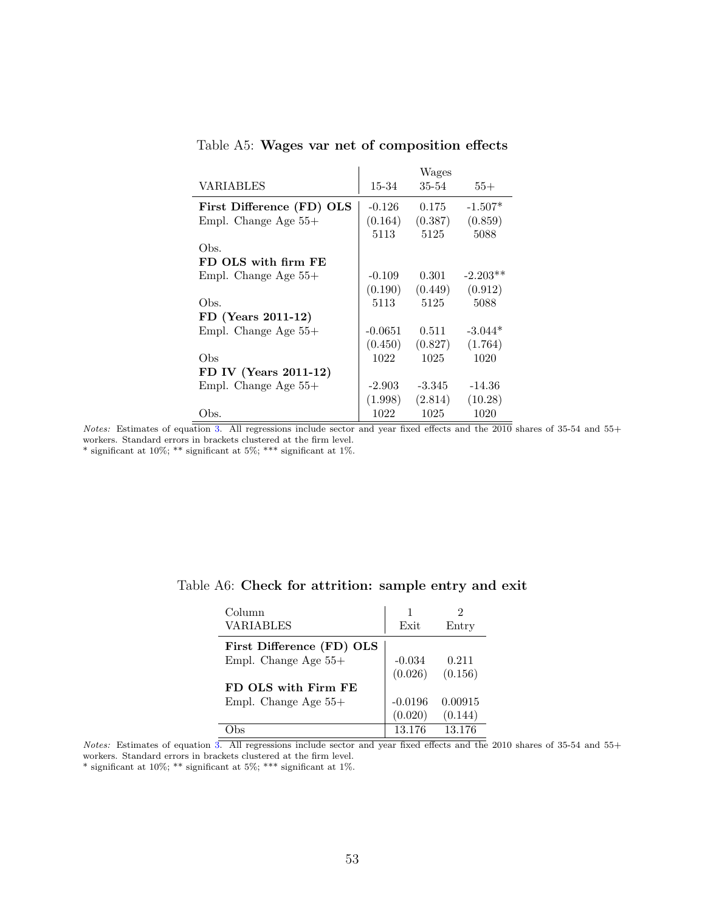Table A5: **Wages var net of composition effects**

| | Wages | | |
|---|---|---|---|
| VARIABLES | 15-34 | 35-54 | 55+ |
| **First Difference (FD) OLS** | | | |
| Empl. Change Age 55+ | -0.126 | 0.175 | -1.507* |
| | (0.164) | (0.387) | (0.859) |
| Obs. | 5113 | 5125 | 5088 |
| **FD OLS with firm FE** | | | |
| Empl. Change Age 55+ | -0.109 | 0.301 | -2.203** |
| | (0.190) | (0.449) | (0.912) |
| Obs. | 5113 | 5125 | 5088 |
| **FD (Years 2011-12)** | | | |
| Empl. Change Age 55+ | -0.0651 | 0.511 | -3.044* |
| | (0.450) | (0.827) | (1.764) |
| Obs | 1022 | 1025 | 1020 |
| **FD IV (Years 2011-12)** | | | |
| Empl. Change Age 55+ | -2.903 | -3.345 | -14.36 |
| | (1.998) | (2.814) | (10.28) |
| Obs. | 1022 | 1025 | 1020 |

*Notes:* Estimates of equation 3. All regressions include sector and year fixed effects and the 2010 shares of 35-54 and 55+ workers. Standard errors in brackets clustered at the firm level.
\* significant at 10%; ** significant at 5%; *** significant at 1%.

Table A6: **Check for attrition: sample entry and exit**

| Column | 1 | 2 |
|---|---|---|
| VARIABLES | Exit | Entry |
| **First Difference (FD) OLS** | | |
| Empl. Change Age 55+ | -0.034 | 0.211 |
| | (0.026) | (0.156) |
| **FD OLS with Firm FE** | | |
| Empl. Change Age 55+ | -0.0196 | 0.00915 |
| | (0.020) | (0.144) |
| Obs | 13.176 | 13.176 |

*Notes:* Estimates of equation 3. All regressions include sector and year fixed effects and the 2010 shares of 35-54 and 55+ workers. Standard errors in brackets clustered at the firm level.
\* significant at 10%; ** significant at 5%; *** significant at 1%.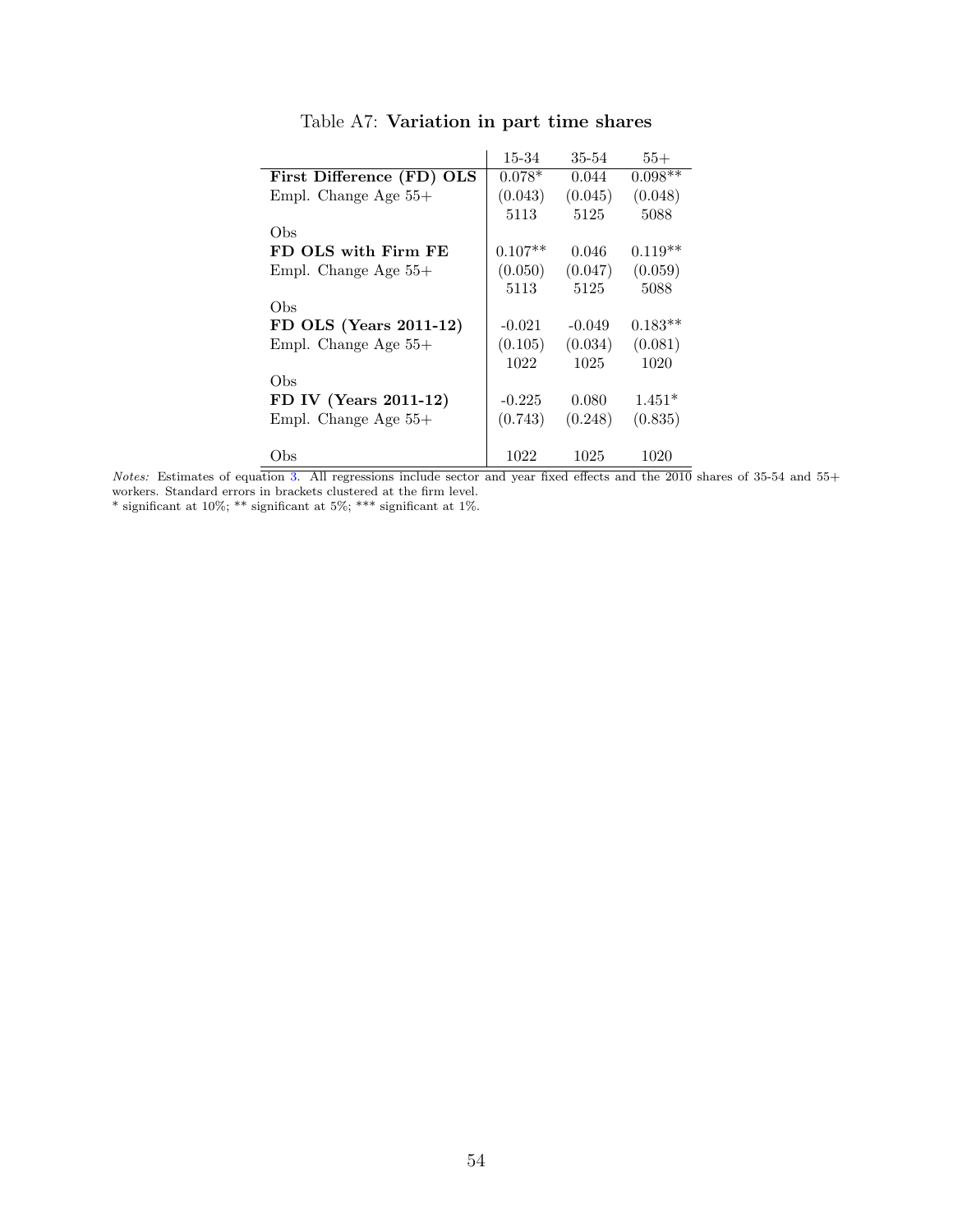Table A7: **Variation in part time shares**

| | 15-34 | 35-54 | 55+ |
|---|---|---|---|
| **First Difference (FD) OLS** | 0.078* | 0.044 | 0.098** |
| Empl. Change Age 55+ | (0.043) | (0.045) | (0.048) |
| Obs | 5113 | 5125 | 5088 |
| **FD OLS with Firm FE** | 0.107** | 0.046 | 0.119** |
| Empl. Change Age 55+ | (0.050) | (0.047) | (0.059) |
| Obs | 5113 | 5125 | 5088 |
| **FD OLS (Years 2011-12)** | -0.021 | -0.049 | 0.183** |
| Empl. Change Age 55+ | (0.105) | (0.034) | (0.081) |
| Obs | 1022 | 1025 | 1020 |
| **FD IV (Years 2011-12)** | -0.225 | 0.080 | 1.451* |
| Empl. Change Age 55+ | (0.743) | (0.248) | (0.835) |
| Obs | 1022 | 1025 | 1020 |

*Notes:* Estimates of equation 3. All regressions include sector and year fixed effects and the 2010 shares of 35-54 and 55+ workers. Standard errors in brackets clustered at the firm level.
* significant at 10%; ** significant at 5%; *** significant at 1%.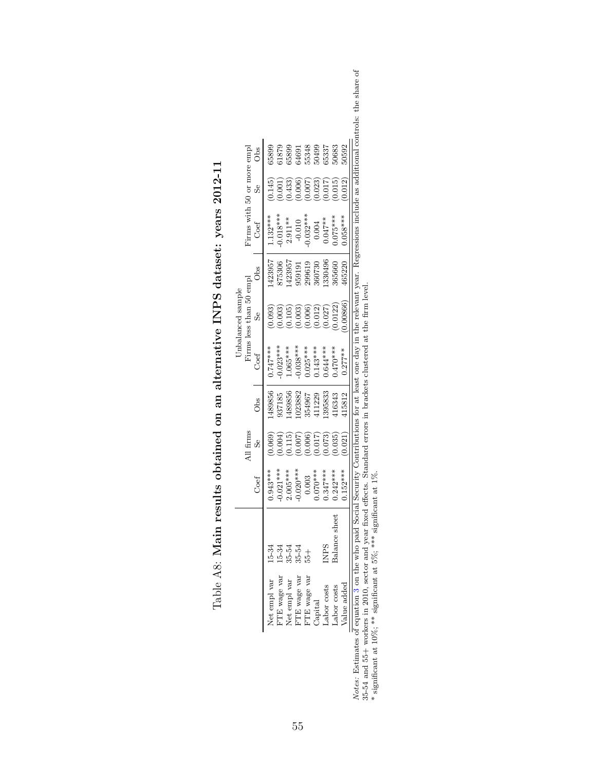Table A8: **Main results obtained on an alternative INPS dataset: years 2012-11**

| | | All firms | | | Unbalanced sample Firms less than 50 empl | | | Firms with 50 or more empl | | |
|---|---|---|---|---|---|---|---|---|---|---|
| | | Coef | Se | Obs | Coef | Se | Obs | Coef | Se | Obs |
| Net empl var | 15-34 | 0.943*** | (0.069) | 1489856 | 0.747*** | (0.093) | 1423957 | 1.132*** | (0.145) | 65899 |
| FTE wage var | 15-34 | -0.021*** | (0.004) | 937185 | -0.023*** | (0.003) | 875306 | -0.018*** | (0.001) | 61879 |
| Net empl var | 35-54 | 2.005*** | (0.115) | 1489856 | 1.065*** | (0.105) | 1423957 | 2.911** | (0.433) | 65899 |
| FTE wage var | 35-54 | -0.020*** | (0.007) | 1023882 | -0.038*** | (0.003) | 959191 | -0.010 | (0.006) | 64691 |
| FTE wage var | 55+ | 0.003 | (0.006) | 354967 | 0.025*** | (0.006) | 299619 | -0.032*** | (0.007) | 55348 |
| Capital | | 0.070*** | (0.017) | 411229 | 0.143*** | (0.012) | 360730 | 0.004 | (0.023) | 50499 |
| Labor costs | INPS | 0.347*** | (0.073) | 1395833 | 0.644*** | (0.027) | 1330496 | 0.047** | (0.017) | 65337 |
| Labor costs | Balance sheet | 0.242*** | (0.035) | 416343 | 0.470*** | (0.0122) | 365660 | 0.075*** | (0.015) | 50683 |
| Value added | | 0.152*** | (0.021) | 415812 | 0.277** | (0.00866) | 465220 | 0.058*** | (0.012) | 50592 |

*Notes:* Estimates of equation 3 on the who paid Social Security Contributions for at least one day in the relevant year. Regressions include as additional controls: the share of 35-54 and 55+ workers in 2010, sector and year fixed effects. Standard errors in brackets clustered at the firm level.
* significant at 10%; ** significant at 5%; *** significant at 1%.